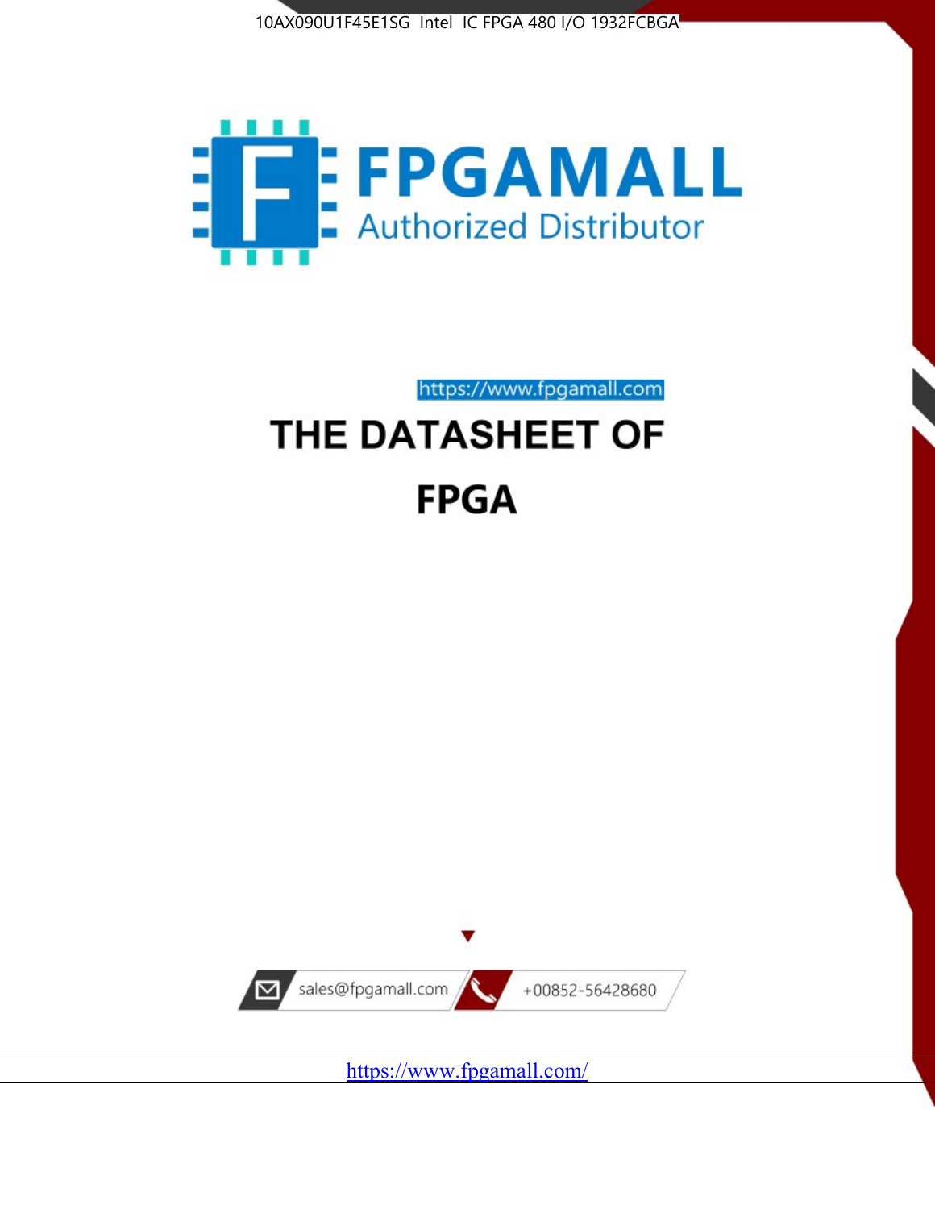10AX090U1F45E1SG Intel IC FPGA 480 I/O 1932FCBGA

FPGAMALL

Authorized Distributor

https://www.fpgamall.com

# THE DATASHEET OF

# FPGA

sales@fpgamall.com

+00852-56428680

https://www.fpgamall.com/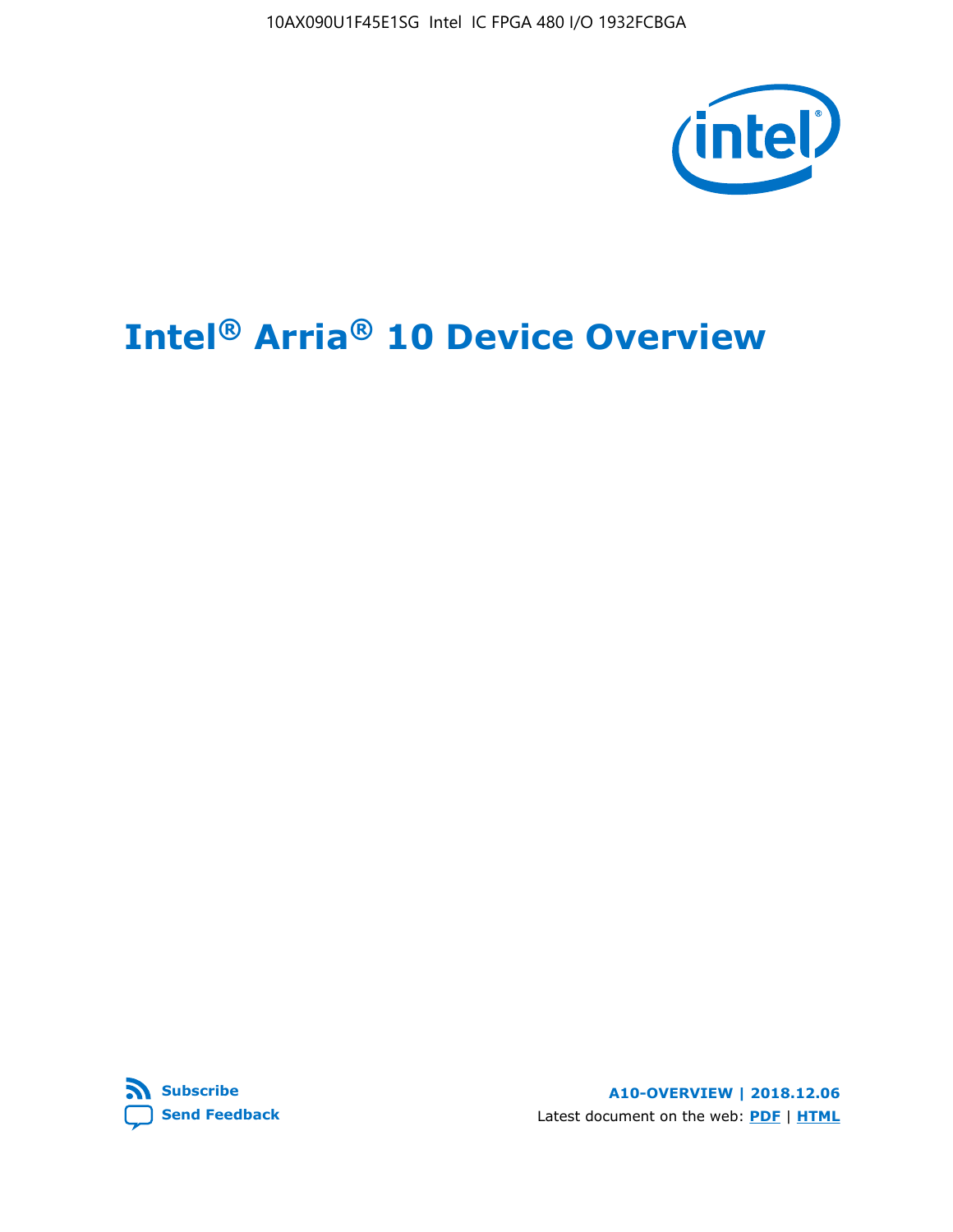# Intel® Arria® 10 Device Overview

Subscribe

Send Feedback

A10-OVERVIEW | 2018.12.06

Latest document on the web: PDF | HTML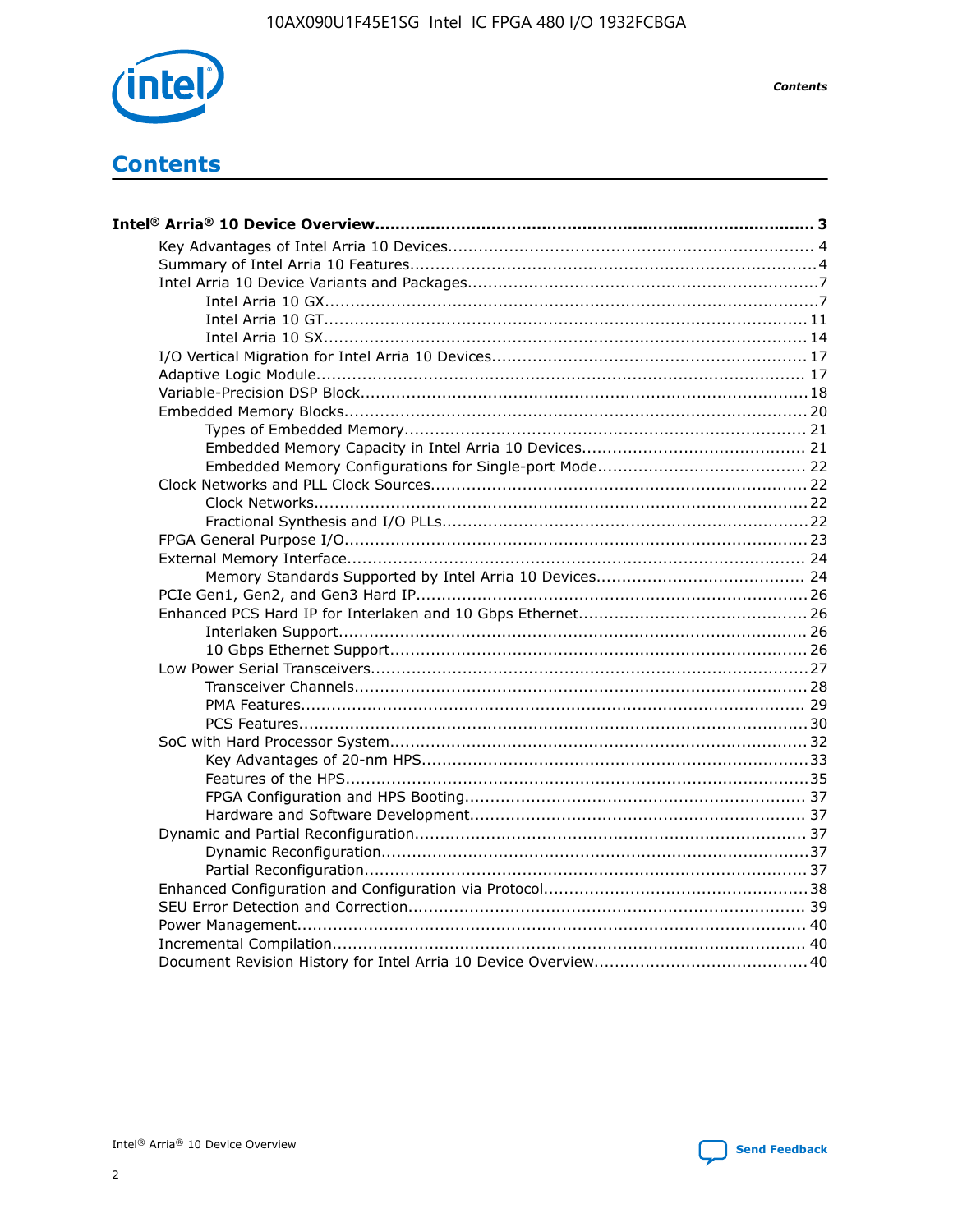# Contents

**Intel® Arria® 10 Device Overview....................................................................................... 3**

- Key Advantages of Intel Arria 10 Devices........................................................................ 4
- Summary of Intel Arria 10 Features................................................................................4
- Intel Arria 10 Device Variants and Packages.....................................................................7
    - Intel Arria 10 GX................................................................................................7
    - Intel Arria 10 GT.............................................................................................. 11
    - Intel Arria 10 SX.............................................................................................. 14
- I/O Vertical Migration for Intel Arria 10 Devices.............................................................. 17
- Adaptive Logic Module................................................................................................ 17
- Variable-Precision DSP Block........................................................................................18
- Embedded Memory Blocks........................................................................................... 20
    - Types of Embedded Memory............................................................................... 21
    - Embedded Memory Capacity in Intel Arria 10 Devices............................................ 21
    - Embedded Memory Configurations for Single-port Mode......................................... 22
- Clock Networks and PLL Clock Sources.......................................................................... 22
    - Clock Networks.................................................................................................22
    - Fractional Synthesis and I/O PLLs........................................................................22
- FPGA General Purpose I/O...........................................................................................23
- External Memory Interface.......................................................................................... 24
    - Memory Standards Supported by Intel Arria 10 Devices......................................... 24
- PCIe Gen1, Gen2, and Gen3 Hard IP.............................................................................26
- Enhanced PCS Hard IP for Interlaken and 10 Gbps Ethernet.............................................26
    - Interlaken Support............................................................................................ 26
    - 10 Gbps Ethernet Support.................................................................................. 26
- Low Power Serial Transceivers.....................................................................................27
    - Transceiver Channels.........................................................................................28
    - PMA Features................................................................................................... 29
    - PCS Features....................................................................................................30
- SoC with Hard Processor System..................................................................................32
    - Key Advantages of 20-nm HPS............................................................................33
    - Features of the HPS...........................................................................................35
    - FPGA Configuration and HPS Booting................................................................... 37
    - Hardware and Software Development.................................................................. 37
- Dynamic and Partial Reconfiguration.............................................................................37
    - Dynamic Reconfiguration....................................................................................37
    - Partial Reconfiguration.......................................................................................37
- Enhanced Configuration and Configuration via Protocol....................................................38
- SEU Error Detection and Correction.............................................................................. 39
- Power Management................................................................................................... 40
- Incremental Compilation............................................................................................ 40
- Document Revision History for Intel Arria 10 Device Overview..........................................40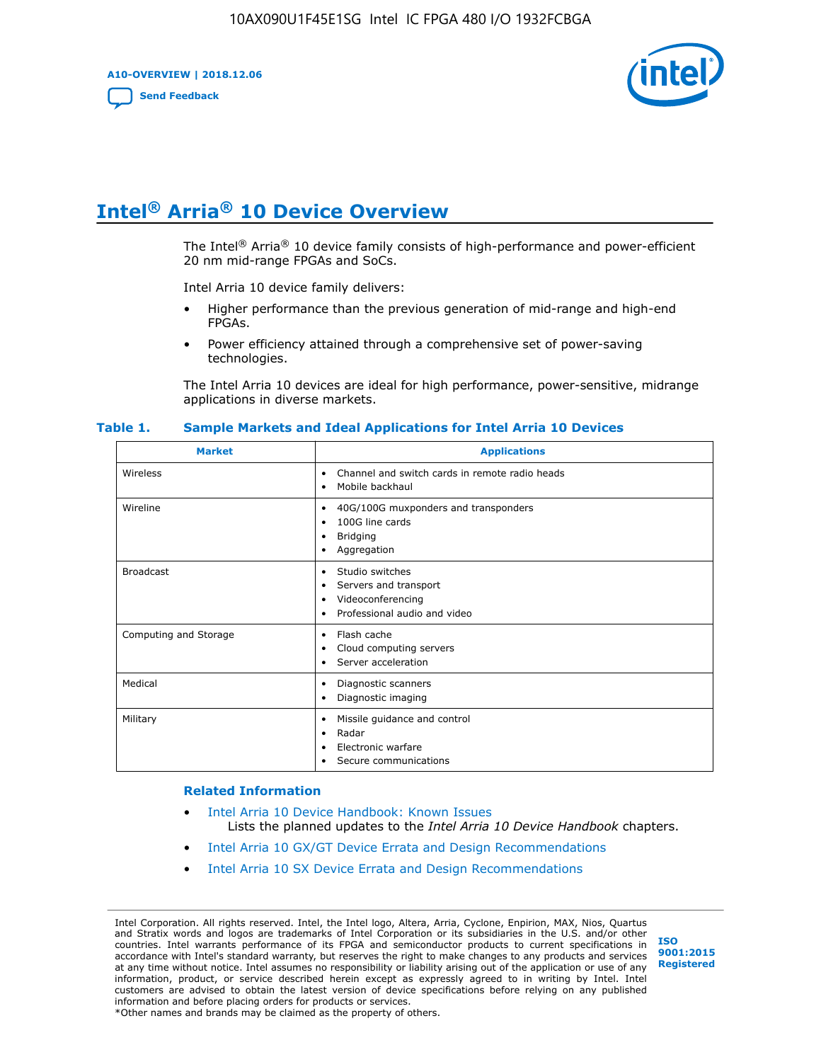# Intel® Arria® 10 Device Overview

The Intel® Arria® 10 device family consists of high-performance and power-efficient 20 nm mid-range FPGAs and SoCs.

Intel Arria 10 device family delivers:

- Higher performance than the previous generation of mid-range and high-end FPGAs.
- Power efficiency attained through a comprehensive set of power-saving technologies.

The Intel Arria 10 devices are ideal for high performance, power-sensitive, midrange applications in diverse markets.

**Table 1. Sample Markets and Ideal Applications for Intel Arria 10 Devices**

| Market | Applications |
|---|---|
| Wireless | • Channel and switch cards in remote radio heads<br>• Mobile backhaul |
| Wireline | • 40G/100G muxponders and transponders<br>• 100G line cards<br>• Bridging<br>• Aggregation |
| Broadcast | • Studio switches<br>• Servers and transport<br>• Videoconferencing<br>• Professional audio and video |
| Computing and Storage | • Flash cache<br>• Cloud computing servers<br>• Server acceleration |
| Medical | • Diagnostic scanners<br>• Diagnostic imaging |
| Military | • Missile guidance and control<br>• Radar<br>• Electronic warfare<br>• Secure communications |

### Related Information

- Intel Arria 10 Device Handbook: Known Issues
  Lists the planned updates to the *Intel Arria 10 Device Handbook* chapters.
- Intel Arria 10 GX/GT Device Errata and Design Recommendations
- Intel Arria 10 SX Device Errata and Design Recommendations

Intel Corporation. All rights reserved. Intel, the Intel logo, Altera, Arria, Cyclone, Enpirion, MAX, Nios, Quartus and Stratix words and logos are trademarks of Intel Corporation or its subsidiaries in the U.S. and/or other countries. Intel warrants performance of its FPGA and semiconductor products to current specifications in accordance with Intel's standard warranty, but reserves the right to make changes to any products and services at any time without notice. Intel assumes no responsibility or liability arising out of the application or use of any information, product, or service described herein except as expressly agreed to in writing by Intel. Intel customers are advised to obtain the latest version of device specifications before relying on any published information and before placing orders for products or services.
*Other names and brands may be claimed as the property of others.

ISO 9001:2015 Registered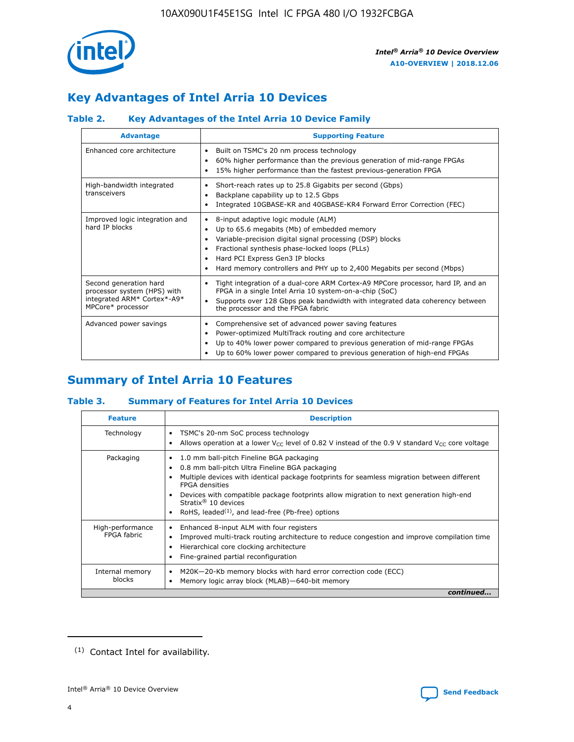## Key Advantages of Intel Arria 10 Devices

### Table 2. Key Advantages of the Intel Arria 10 Device Family

| Advantage | Supporting Feature |
|---|---|
| Enhanced core architecture | • Built on TSMC's 20 nm process technology<br>• 60% higher performance than the previous generation of mid-range FPGAs<br>• 15% higher performance than the fastest previous-generation FPGA |
| High-bandwidth integrated transceivers | • Short-reach rates up to 25.8 Gigabits per second (Gbps)<br>• Backplane capability up to 12.5 Gbps<br>• Integrated 10GBASE-KR and 40GBASE-KR4 Forward Error Correction (FEC) |
| Improved logic integration and hard IP blocks | • 8-input adaptive logic module (ALM)<br>• Up to 65.6 megabits (Mb) of embedded memory<br>• Variable-precision digital signal processing (DSP) blocks<br>• Fractional synthesis phase-locked loops (PLLs)<br>• Hard PCI Express Gen3 IP blocks<br>• Hard memory controllers and PHY up to 2,400 Megabits per second (Mbps) |
| Second generation hard processor system (HPS) with integrated ARM* Cortex*-A9* MPCore* processor | • Tight integration of a dual-core ARM Cortex-A9 MPCore processor, hard IP, and an FPGA in a single Intel Arria 10 system-on-a-chip (SoC)<br>• Supports over 128 Gbps peak bandwidth with integrated data coherency between the processor and the FPGA fabric |
| Advanced power savings | • Comprehensive set of advanced power saving features<br>• Power-optimized MultiTrack routing and core architecture<br>• Up to 40% lower power compared to previous generation of mid-range FPGAs<br>• Up to 60% lower power compared to previous generation of high-end FPGAs |

## Summary of Intel Arria 10 Features

### Table 3. Summary of Features for Intel Arria 10 Devices

| Feature | Description |
|---|---|
| Technology | • TSMC's 20-nm SoC process technology<br>• Allows operation at a lower $V_{CC}$ level of 0.82 V instead of the 0.9 V standard $V_{CC}$ core voltage |
| Packaging | • 1.0 mm ball-pitch Fineline BGA packaging<br>• 0.8 mm ball-pitch Ultra Fineline BGA packaging<br>• Multiple devices with identical package footprints for seamless migration between different FPGA densities<br>• Devices with compatible package footprints allow migration to next generation high-end Stratix® 10 devices<br>• RoHS, leaded[(1)], and lead-free (Pb-free) options |
| High-performance FPGA fabric | • Enhanced 8-input ALM with four registers<br>• Improved multi-track routing architecture to reduce congestion and improve compilation time<br>• Hierarchical core clocking architecture<br>• Fine-grained partial reconfiguration |
| Internal memory blocks | • M20K—20-Kb memory blocks with hard error correction code (ECC)<br>• Memory logic array block (MLAB)—640-bit memory |

*continued...*

(1) Contact Intel for availability.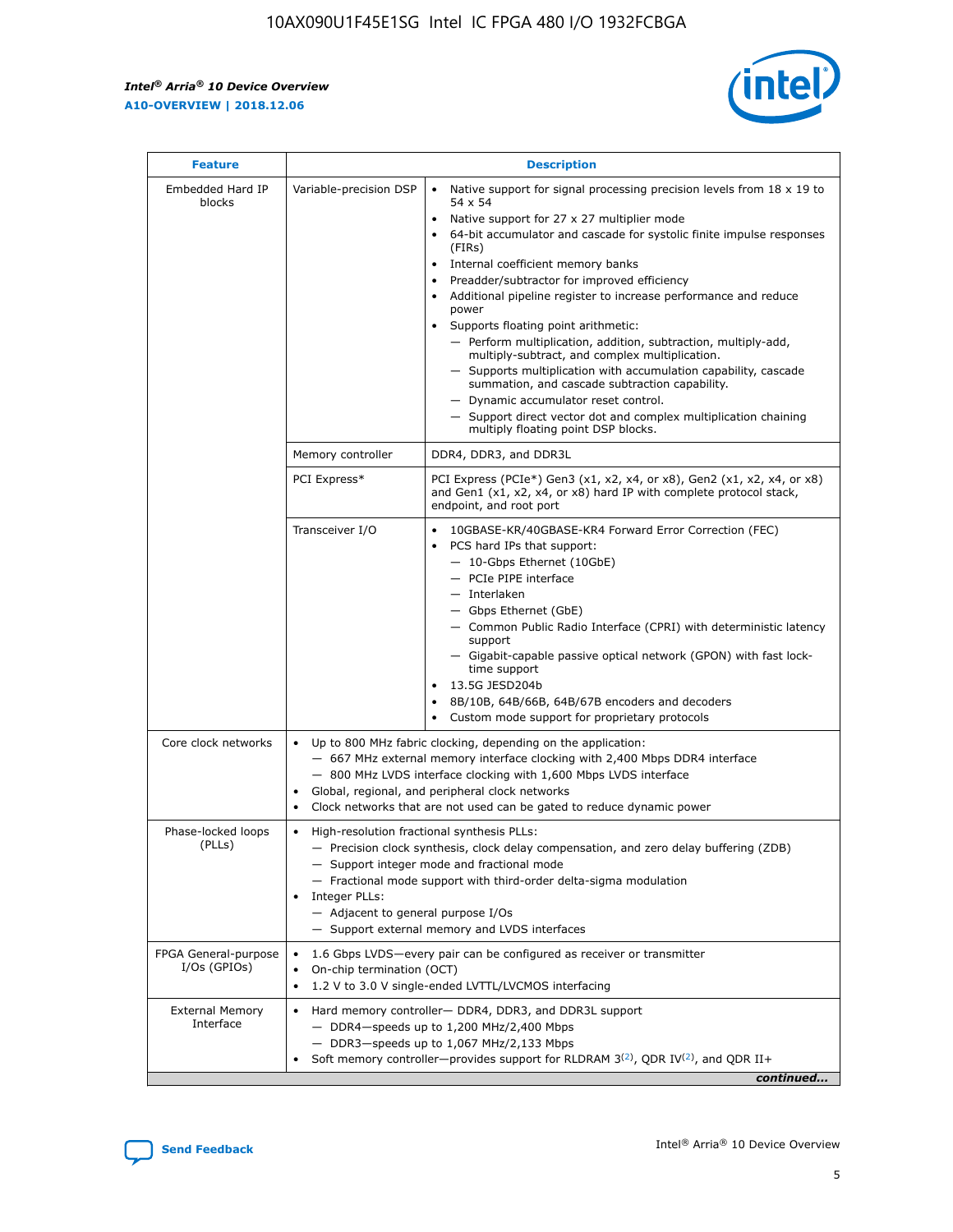| Feature | Description | |
|---|---|---|
| Embedded Hard IP blocks | Variable-precision DSP | • Native support for signal processing precision levels from 18 x 19 to 54 x 54<br>• Native support for 27 x 27 multiplier mode<br>• 64-bit accumulator and cascade for systolic finite impulse responses (FIRs)<br>• Internal coefficient memory banks<br>• Preadder/subtractor for improved efficiency<br>• Additional pipeline register to increase performance and reduce power<br>• Supports floating point arithmetic:<br>— Perform multiplication, addition, subtraction, multiply-add, multiply-subtract, and complex multiplication.<br>— Supports multiplication with accumulation capability, cascade summation, and cascade subtraction capability.<br>— Dynamic accumulator reset control.<br>— Support direct vector dot and complex multiplication chaining multiply floating point DSP blocks. |
| | Memory controller | DDR4, DDR3, and DDR3L |
| | PCI Express* | PCI Express (PCIe*) Gen3 (x1, x2, x4, or x8), Gen2 (x1, x2, x4, or x8) and Gen1 (x1, x2, x4, or x8) hard IP with complete protocol stack, endpoint, and root port |
| | Transceiver I/O | • 10GBASE-KR/40GBASE-KR4 Forward Error Correction (FEC)<br>• PCS hard IPs that support:<br>— 10-Gbps Ethernet (10GbE)<br>— PCIe PIPE interface<br>— Interlaken<br>— Gbps Ethernet (GbE)<br>— Common Public Radio Interface (CPRI) with deterministic latency support<br>— Gigabit-capable passive optical network (GPON) with fast lock-time support<br>• 13.5G JESD204b<br>• 8B/10B, 64B/66B, 64B/67B encoders and decoders<br>• Custom mode support for proprietary protocols |
| Core clock networks | • Up to 800 MHz fabric clocking, depending on the application:<br>— 667 MHz external memory interface clocking with 2,400 Mbps DDR4 interface<br>— 800 MHz LVDS interface clocking with 1,600 Mbps LVDS interface<br>• Global, regional, and peripheral clock networks<br>• Clock networks that are not used can be gated to reduce dynamic power | |
| Phase-locked loops (PLLs) | • High-resolution fractional synthesis PLLs:<br>— Precision clock synthesis, clock delay compensation, and zero delay buffering (ZDB)<br>— Support integer mode and fractional mode<br>— Fractional mode support with third-order delta-sigma modulation<br>• Integer PLLs:<br>— Adjacent to general purpose I/Os<br>— Support external memory and LVDS interfaces | |
| FPGA General-purpose I/Os (GPIOs) | • 1.6 Gbps LVDS—every pair can be configured as receiver or transmitter<br>• On-chip termination (OCT)<br>• 1.2 V to 3.0 V single-ended LVTTL/LVCMOS interfacing | |
| External Memory Interface | • Hard memory controller— DDR4, DDR3, and DDR3L support<br>— DDR4—speeds up to 1,200 MHz/2,400 Mbps<br>— DDR3—speeds up to 1,067 MHz/2,133 Mbps<br>• Soft memory controller—provides support for RLDRAM 3[(2)], QDR IV[(2)], and QDR II+ | |

*continued...*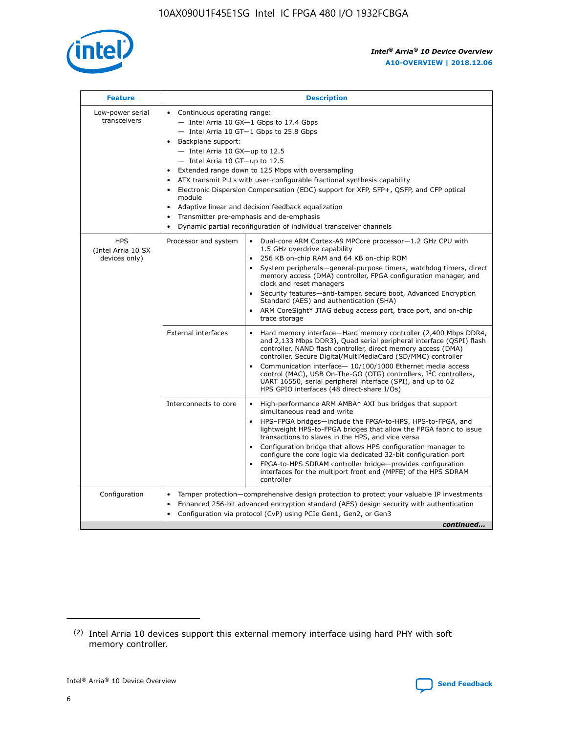| Feature | Description | |
|---|---|---|
| Low-power serial transceivers | • Continuous operating range:<br>— Intel Arria 10 GX—1 Gbps to 17.4 Gbps<br>— Intel Arria 10 GT—1 Gbps to 25.8 Gbps<br>• Backplane support:<br>— Intel Arria 10 GX—up to 12.5<br>— Intel Arria 10 GT—up to 12.5<br>• Extended range down to 125 Mbps with oversampling<br>• ATX transmit PLLs with user-configurable fractional synthesis capability<br>• Electronic Dispersion Compensation (EDC) support for XFP, SFP+, QSFP, and CFP optical module<br>• Adaptive linear and decision feedback equalization<br>• Transmitter pre-emphasis and de-emphasis<br>• Dynamic partial reconfiguration of individual transceiver channels | |
| HPS (Intel Arria 10 SX devices only) | Processor and system | • Dual-core ARM Cortex-A9 MPCore processor—1.2 GHz CPU with 1.5 GHz overdrive capability<br>• 256 KB on-chip RAM and 64 KB on-chip ROM<br>• System peripherals—general-purpose timers, watchdog timers, direct memory access (DMA) controller, FPGA configuration manager, and clock and reset managers<br>• Security features—anti-tamper, secure boot, Advanced Encryption Standard (AES) and authentication (SHA)<br>• ARM CoreSight* JTAG debug access port, trace port, and on-chip trace storage |
| | External interfaces | • Hard memory interface—Hard memory controller (2,400 Mbps DDR4, and 2,133 Mbps DDR3), Quad serial peripheral interface (QSPI) flash controller, NAND flash controller, direct memory access (DMA) controller, Secure Digital/MultiMediaCard (SD/MMC) controller<br>• Communication interface— 10/100/1000 Ethernet media access control (MAC), USB On-The-GO (OTG) controllers, I$^2$C controllers, UART 16550, serial peripheral interface (SPI), and up to 62 HPS GPIO interfaces (48 direct-share I/Os) |
| | Interconnects to core | • High-performance ARM AMBA* AXI bus bridges that support simultaneous read and write<br>• HPS–FPGA bridges—include the FPGA-to-HPS, HPS-to-FPGA, and lightweight HPS-to-FPGA bridges that allow the FPGA fabric to issue transactions to slaves in the HPS, and vice versa<br>• Configuration bridge that allows HPS configuration manager to configure the core logic via dedicated 32-bit configuration port<br>• FPGA-to-HPS SDRAM controller bridge—provides configuration interfaces for the multiport front end (MPFE) of the HPS SDRAM controller |
| Configuration | • Tamper protection—comprehensive design protection to protect your valuable IP investments<br>• Enhanced 256-bit advanced encryption standard (AES) design security with authentication<br>• Configuration via protocol (CvP) using PCIe Gen1, Gen2, or Gen3 | |

*continued...*

(2) Intel Arria 10 devices support this external memory interface using hard PHY with soft memory controller.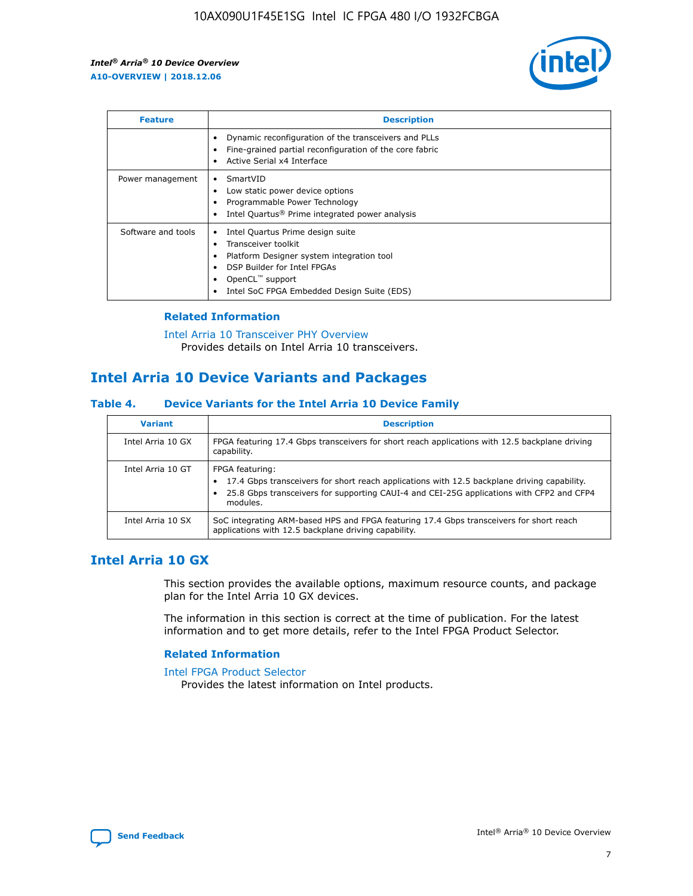| Feature | Description |
| --- | --- |
|  | • Dynamic reconfiguration of the transceivers and PLLs<br>• Fine-grained partial reconfiguration of the core fabric<br>• Active Serial x4 Interface |
| Power management | • SmartVID<br>• Low static power device options<br>• Programmable Power Technology<br>• Intel Quartus® Prime integrated power analysis |
| Software and tools | • Intel Quartus Prime design suite<br>• Transceiver toolkit<br>• Platform Designer system integration tool<br>• DSP Builder for Intel FPGAs<br>• OpenCL™ support<br>• Intel SoC FPGA Embedded Design Suite (EDS) |

### Related Information

Intel Arria 10 Transceiver PHY Overview
Provides details on Intel Arria 10 transceivers.

## Intel Arria 10 Device Variants and Packages

### Table 4. Device Variants for the Intel Arria 10 Device Family

| Variant | Description |
| --- | --- |
| Intel Arria 10 GX | FPGA featuring 17.4 Gbps transceivers for short reach applications with 12.5 backplane driving capability. |
| Intel Arria 10 GT | FPGA featuring:<br>• 17.4 Gbps transceivers for short reach applications with 12.5 backplane driving capability.<br>• 25.8 Gbps transceivers for supporting CAUI-4 and CEI-25G applications with CFP2 and CFP4 modules. |
| Intel Arria 10 SX | SoC integrating ARM-based HPS and FPGA featuring 17.4 Gbps transceivers for short reach applications with 12.5 backplane driving capability. |

## Intel Arria 10 GX

This section provides the available options, maximum resource counts, and package plan for the Intel Arria 10 GX devices.

The information in this section is correct at the time of publication. For the latest information and to get more details, refer to the Intel FPGA Product Selector.

### Related Information

Intel FPGA Product Selector
Provides the latest information on Intel products.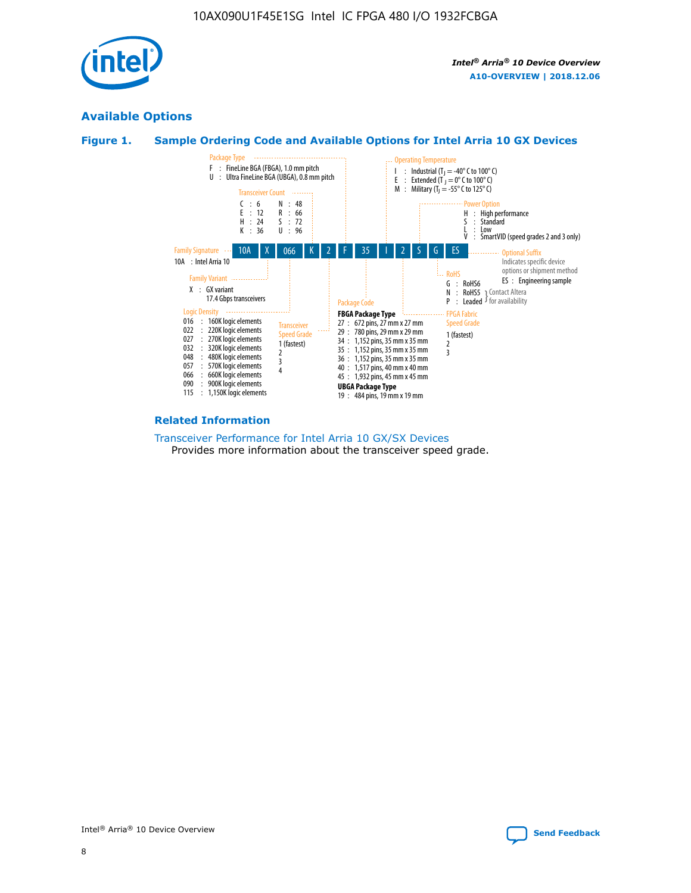## Available Options

### Figure 1. Sample Ordering Code and Available Options for Intel Arria 10 GX Devices

10A | X | 066 | K | 2 | F | 35 | I | 2 | S | G | ES

Family Signature
10A : Intel Arria 10

Family Variant
X : GX variant
17.4 Gbps transceivers

Logic Density
016 : 160K logic elements
022 : 220K logic elements
027 : 270K logic elements
032 : 320K logic elements
048 : 480K logic elements
057 : 570K logic elements
066 : 660K logic elements
090 : 900K logic elements
115 : 1,150K logic elements

Transceiver Count
C : 6
E : 12
H : 24
K : 36
N : 48
R : 66
S : 72
U : 96

Transceiver Speed Grade
1 (fastest)
2
3
4

Package Type
F : FineLine BGA (FBGA), 1.0 mm pitch
U : Ultra FineLine BGA (UBGA), 0.8 mm pitch

Package Code
**FBGA Package Type**
27 : 672 pins, 27 mm x 27 mm
29 : 780 pins, 29 mm x 29 mm
34 : 1,152 pins, 35 mm x 35 mm
35 : 1,152 pins, 35 mm x 35 mm
36 : 1,152 pins, 35 mm x 35 mm
40 : 1,517 pins, 40 mm x 40 mm
45 : 1,932 pins, 45 mm x 45 mm
**UBGA Package Type**
19 : 484 pins, 19 mm x 19 mm

Operating Temperature
I : Industrial ($T_J$ = -40° C to 100° C)
E : Extended ($T_J$ = 0° C to 100° C)
M : Military ($T_J$ = -55° C to 125° C)

FPGA Fabric Speed Grade
1 (fastest)
2
3

Power Option
H : High performance
S : Standard
L : Low
V : SmartVID (speed grades 2 and 3 only)

RoHS
G : RoHS6
N : RoHS5
P : Leaded
(N, P: Contact Altera for availability)

Optional Suffix
Indicates specific device options or shipment method
ES : Engineering sample

### Related Information

Transceiver Performance for Intel Arria 10 GX/SX Devices
Provides more information about the transceiver speed grade.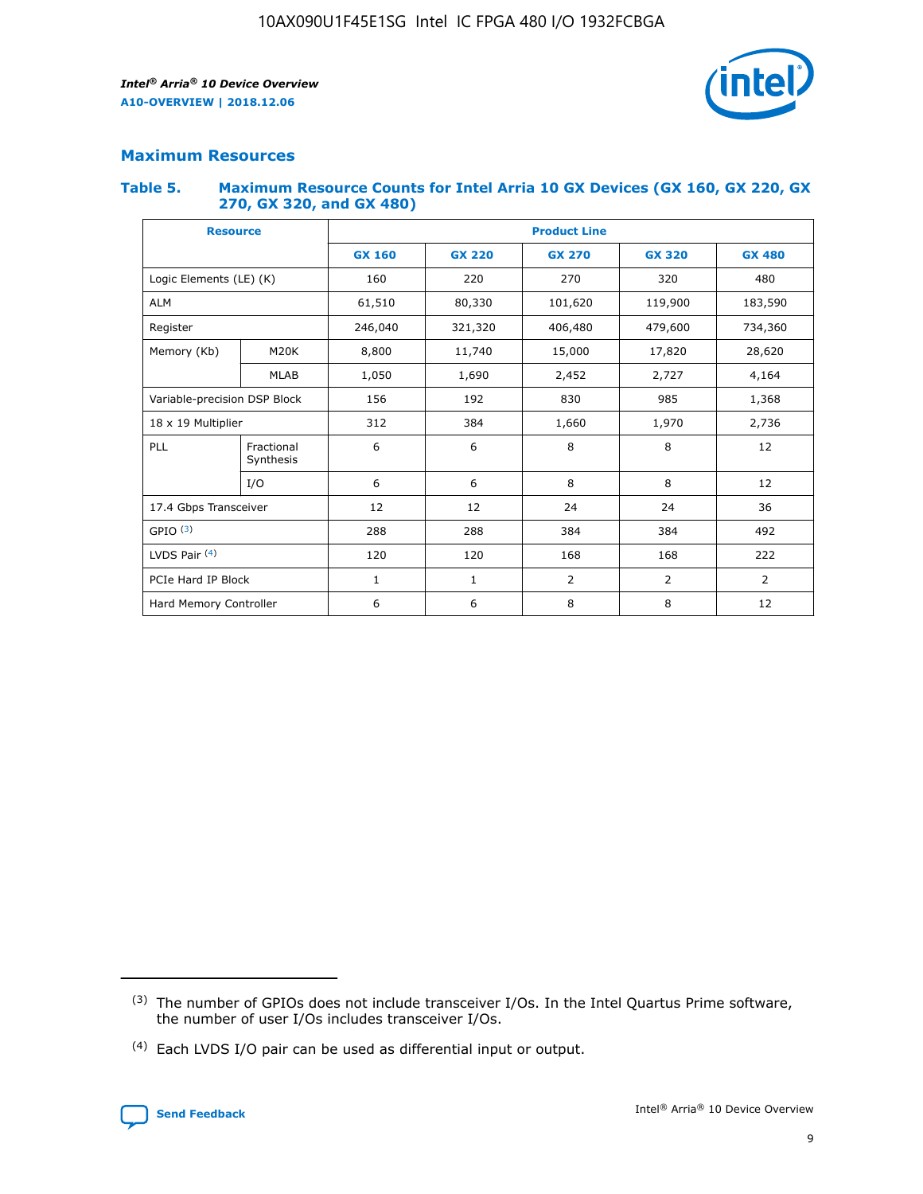## Maximum Resources

### Table 5. Maximum Resource Counts for Intel Arria 10 GX Devices (GX 160, GX 220, GX 270, GX 320, and GX 480)

| Resource | | Product Line | | | | |
|---|---|---|---|---|---|---|
| | | GX 160 | GX 220 | GX 270 | GX 320 | GX 480 |
| Logic Elements (LE) (K) | | 160 | 220 | 270 | 320 | 480 |
| ALM | | 61,510 | 80,330 | 101,620 | 119,900 | 183,590 |
| Register | | 246,040 | 321,320 | 406,480 | 479,600 | 734,360 |
| Memory (Kb) | M20K | 8,800 | 11,740 | 15,000 | 17,820 | 28,620 |
| | MLAB | 1,050 | 1,690 | 2,452 | 2,727 | 4,164 |
| Variable-precision DSP Block | | 156 | 192 | 830 | 985 | 1,368 |
| 18 x 19 Multiplier | | 312 | 384 | 1,660 | 1,970 | 2,736 |
| PLL | Fractional Synthesis | 6 | 6 | 8 | 8 | 12 |
| | I/O | 6 | 6 | 8 | 8 | 12 |
| 17.4 Gbps Transceiver | | 12 | 12 | 24 | 24 | 36 |
| GPIO [(3)] | | 288 | 288 | 384 | 384 | 492 |
| LVDS Pair [(4)] | | 120 | 120 | 168 | 168 | 222 |
| PCIe Hard IP Block | | 1 | 1 | 2 | 2 | 2 |
| Hard Memory Controller | | 6 | 6 | 8 | 8 | 12 |

(3) The number of GPIOs does not include transceiver I/Os. In the Intel Quartus Prime software, the number of user I/Os includes transceiver I/Os.

(4) Each LVDS I/O pair can be used as differential input or output.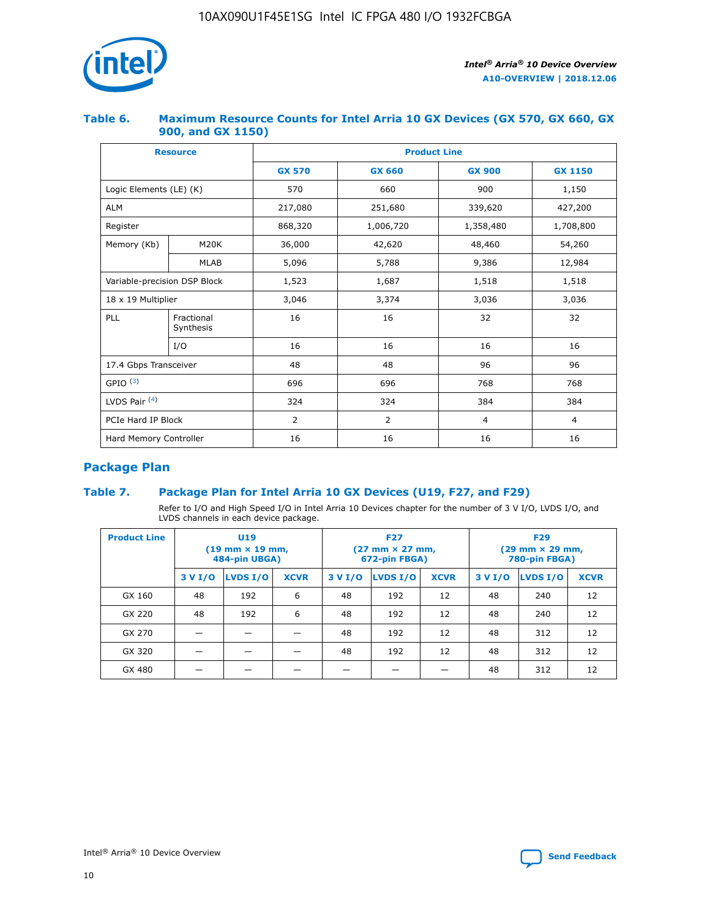### Table 6. Maximum Resource Counts for Intel Arria 10 GX Devices (GX 570, GX 660, GX 900, and GX 1150)

| Resource | | Product Line | | | |
|---|---|---|---|---|---|
| | | GX 570 | GX 660 | GX 900 | GX 1150 |
| Logic Elements (LE) (K) | | 570 | 660 | 900 | 1,150 |
| ALM | | 217,080 | 251,680 | 339,620 | 427,200 |
| Register | | 868,320 | 1,006,720 | 1,358,480 | 1,708,800 |
| Memory (Kb) | M20K | 36,000 | 42,620 | 48,460 | 54,260 |
| | MLAB | 5,096 | 5,788 | 9,386 | 12,984 |
| Variable-precision DSP Block | | 1,523 | 1,687 | 1,518 | 1,518 |
| 18 x 19 Multiplier | | 3,046 | 3,374 | 3,036 | 3,036 |
| PLL | Fractional Synthesis | 16 | 16 | 32 | 32 |
| | I/O | 16 | 16 | 16 | 16 |
| 17.4 Gbps Transceiver | | 48 | 48 | 96 | 96 |
| GPIO [(3)] | | 696 | 696 | 768 | 768 |
| LVDS Pair [(4)] | | 324 | 324 | 384 | 384 |
| PCIe Hard IP Block | | 2 | 2 | 4 | 4 |
| Hard Memory Controller | | 16 | 16 | 16 | 16 |

## Package Plan

### Table 7. Package Plan for Intel Arria 10 GX Devices (U19, F27, and F29)

Refer to I/O and High Speed I/O in Intel Arria 10 Devices chapter for the number of 3 V I/O, LVDS I/O, and LVDS channels in each device package.

| Product Line | U19 (19 mm × 19 mm, 484-pin UBGA) | | | F27 (27 mm × 27 mm, 672-pin FBGA) | | | F29 (29 mm × 29 mm, 780-pin FBGA) | | |
|---|---|---|---|---|---|---|---|---|---|
| | 3 V I/O | LVDS I/O | XCVR | 3 V I/O | LVDS I/O | XCVR | 3 V I/O | LVDS I/O | XCVR |
| GX 160 | 48 | 192 | 6 | 48 | 192 | 12 | 48 | 240 | 12 |
| GX 220 | 48 | 192 | 6 | 48 | 192 | 12 | 48 | 240 | 12 |
| GX 270 | — | — | — | 48 | 192 | 12 | 48 | 312 | 12 |
| GX 320 | — | — | — | 48 | 192 | 12 | 48 | 312 | 12 |
| GX 480 | — | — | — | — | — | — | 48 | 312 | 12 |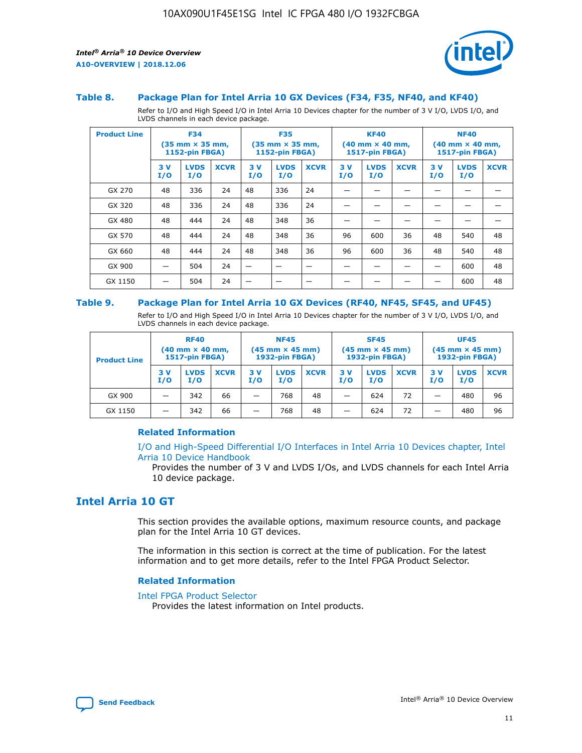### Table 8. Package Plan for Intel Arria 10 GX Devices (F34, F35, NF40, and KF40)

Refer to I/O and High Speed I/O in Intel Arria 10 Devices chapter for the number of 3 V I/O, LVDS I/O, and LVDS channels in each device package.

| Product Line | F34 (35 mm × 35 mm, 1152-pin FBGA) | | | F35 (35 mm × 35 mm, 1152-pin FBGA) | | | KF40 (40 mm × 40 mm, 1517-pin FBGA) | | | NF40 (40 mm × 40 mm, 1517-pin FBGA) | | |
|---|---|---|---|---|---|---|---|---|---|---|---|---|
| | 3 V I/O | LVDS I/O | XCVR | 3 V I/O | LVDS I/O | XCVR | 3 V I/O | LVDS I/O | XCVR | 3 V I/O | LVDS I/O | XCVR |
| GX 270 | 48 | 336 | 24 | 48 | 336 | 24 | — | — | — | — | — | — |
| GX 320 | 48 | 336 | 24 | 48 | 336 | 24 | — | — | — | — | — | — |
| GX 480 | 48 | 444 | 24 | 48 | 348 | 36 | — | — | — | — | — | — |
| GX 570 | 48 | 444 | 24 | 48 | 348 | 36 | 96 | 600 | 36 | 48 | 540 | 48 |
| GX 660 | 48 | 444 | 24 | 48 | 348 | 36 | 96 | 600 | 36 | 48 | 540 | 48 |
| GX 900 | — | 504 | 24 | — | — | — | — | — | — | — | 600 | 48 |
| GX 1150 | — | 504 | 24 | — | — | — | — | — | — | — | 600 | 48 |

### Table 9. Package Plan for Intel Arria 10 GX Devices (RF40, NF45, SF45, and UF45)

Refer to I/O and High Speed I/O in Intel Arria 10 Devices chapter for the number of 3 V I/O, LVDS I/O, and LVDS channels in each device package.

| Product Line | RF40 (40 mm × 40 mm, 1517-pin FBGA) | | | NF45 (45 mm × 45 mm) 1932-pin FBGA) | | | SF45 (45 mm × 45 mm) 1932-pin FBGA) | | | UF45 (45 mm × 45 mm) 1932-pin FBGA) | | |
|---|---|---|---|---|---|---|---|---|---|---|---|---|
| | 3 V I/O | LVDS I/O | XCVR | 3 V I/O | LVDS I/O | XCVR | 3 V I/O | LVDS I/O | XCVR | 3 V I/O | LVDS I/O | XCVR |
| GX 900 | — | 342 | 66 | — | 768 | 48 | — | 624 | 72 | — | 480 | 96 |
| GX 1150 | — | 342 | 66 | — | 768 | 48 | — | 624 | 72 | — | 480 | 96 |

#### Related Information

I/O and High-Speed Differential I/O Interfaces in Intel Arria 10 Devices chapter, Intel Arria 10 Device Handbook

Provides the number of 3 V and LVDS I/Os, and LVDS channels for each Intel Arria 10 device package.

## Intel Arria 10 GT

This section provides the available options, maximum resource counts, and package plan for the Intel Arria 10 GT devices.

The information in this section is correct at the time of publication. For the latest information and to get more details, refer to the Intel FPGA Product Selector.

#### Related Information

Intel FPGA Product Selector

Provides the latest information on Intel products.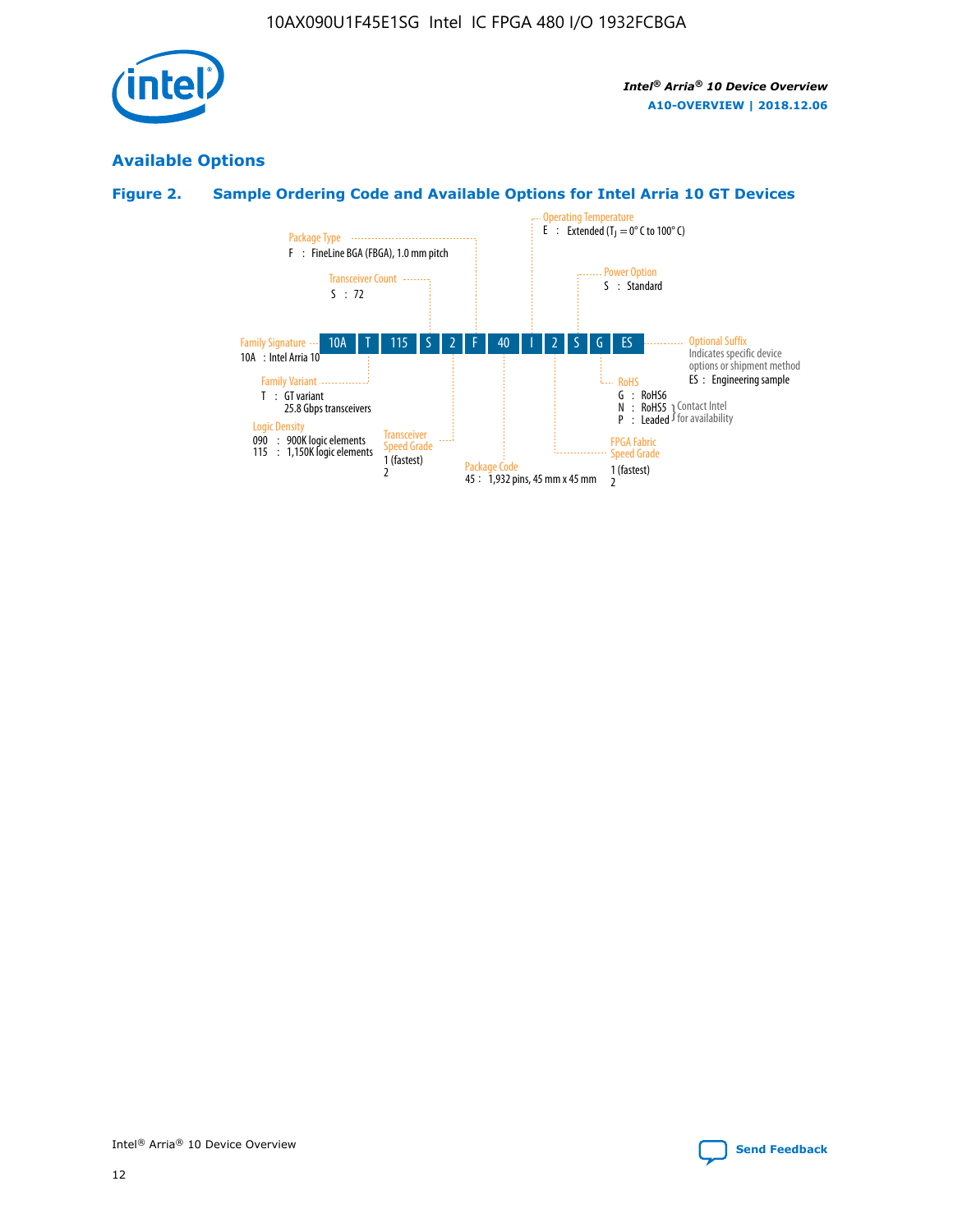## Available Options

### Figure 2. Sample Ordering Code and Available Options for Intel Arria 10 GT Devices

10A T 115 S 2 F 40 I 2 S G ES

Family Signature
10A : Intel Arria 10

Family Variant
T : GT variant
25.8 Gbps transceivers

Logic Density
090 : 900K logic elements
115 : 1,150K logic elements

Transceiver Count
S : 72

Transceiver Speed Grade
1 (fastest)
2

Package Type
F : FineLine BGA (FBGA), 1.0 mm pitch

Package Code
45 : 1,932 pins, 45 mm x 45 mm

Operating Temperature
E : Extended ($T_J$ = 0° C to 100° C)

FPGA Fabric Speed Grade
1 (fastest)
2

Power Option
S : Standard

RoHS
G : RoHS6
N : RoHS5
P : Leaded
Contact Intel for availability

Optional Suffix
Indicates specific device options or shipment method
ES : Engineering sample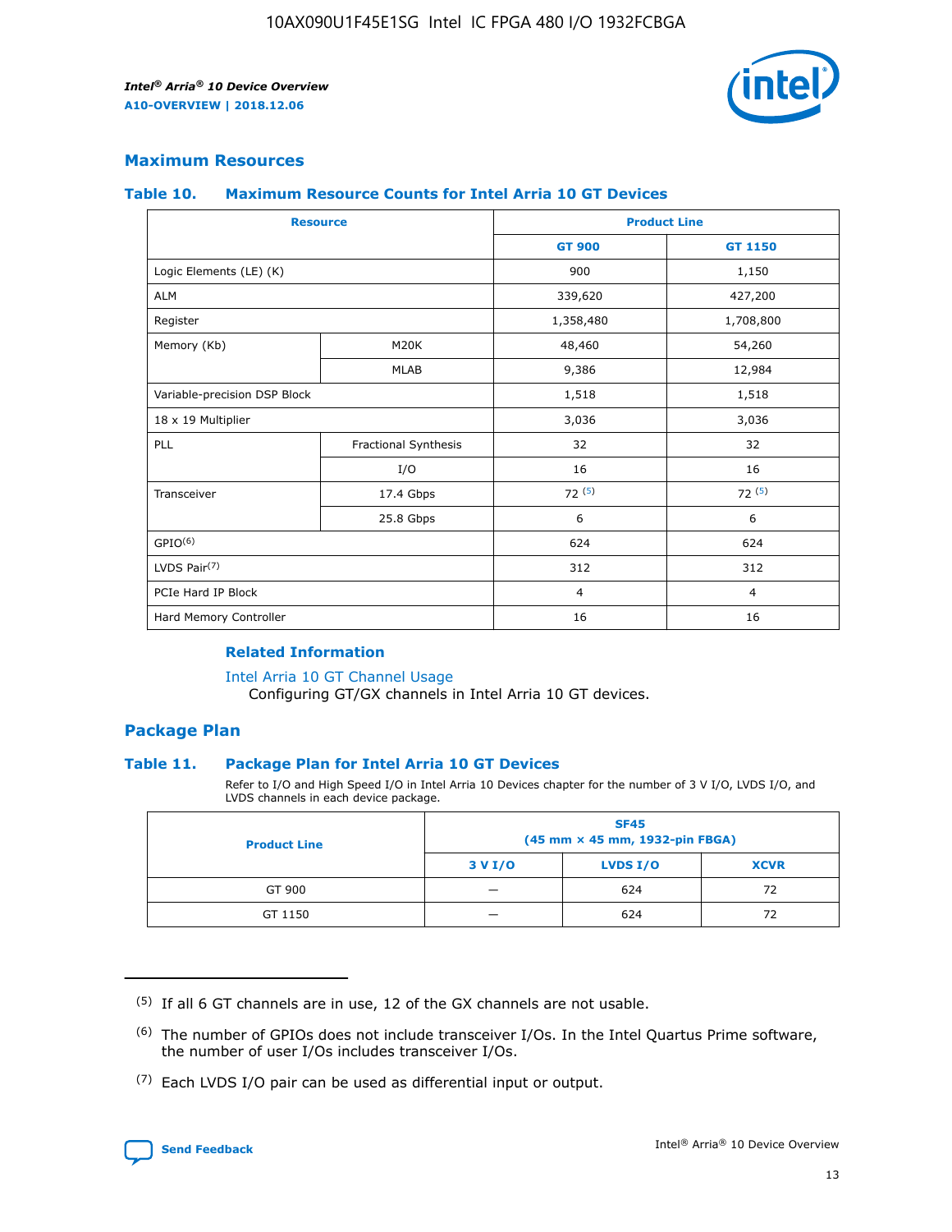## Maximum Resources

### Table 10. Maximum Resource Counts for Intel Arria 10 GT Devices

| Resource | | Product Line | |
|---|---|---|---|
| | | GT 900 | GT 1150 |
| Logic Elements (LE) (K) | | 900 | 1,150 |
| ALM | | 339,620 | 427,200 |
| Register | | 1,358,480 | 1,708,800 |
| Memory (Kb) | M20K | 48,460 | 54,260 |
| | MLAB | 9,386 | 12,984 |
| Variable-precision DSP Block | | 1,518 | 1,518 |
| 18 x 19 Multiplier | | 3,036 | 3,036 |
| PLL | Fractional Synthesis | 32 | 32 |
| | I/O | 16 | 16 |
| Transceiver | 17.4 Gbps | 72 (5) | 72 (5) |
| | 25.8 Gbps | 6 | 6 |
| GPIO(6) | | 624 | 624 |
| LVDS Pair(7) | | 312 | 312 |
| PCIe Hard IP Block | | 4 | 4 |
| Hard Memory Controller | | 16 | 16 |

#### Related Information

Intel Arria 10 GT Channel Usage
Configuring GT/GX channels in Intel Arria 10 GT devices.

## Package Plan

### Table 11. Package Plan for Intel Arria 10 GT Devices

Refer to I/O and High Speed I/O in Intel Arria 10 Devices chapter for the number of 3 V I/O, LVDS I/O, and LVDS channels in each device package.

| Product Line | SF45 (45 mm × 45 mm, 1932-pin FBGA) | | |
|---|---|---|---|
| | 3 V I/O | LVDS I/O | XCVR |
| GT 900 | — | 624 | 72 |
| GT 1150 | — | 624 | 72 |

(5) If all 6 GT channels are in use, 12 of the GX channels are not usable.

(6) The number of GPIOs does not include transceiver I/Os. In the Intel Quartus Prime software, the number of user I/Os includes transceiver I/Os.

(7) Each LVDS I/O pair can be used as differential input or output.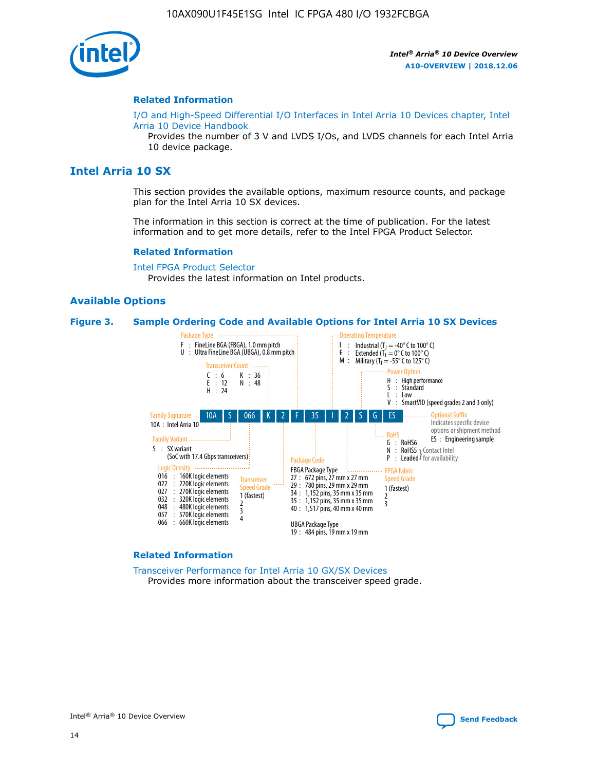## Related Information

I/O and High-Speed Differential I/O Interfaces in Intel Arria 10 Devices chapter, Intel Arria 10 Device Handbook

Provides the number of 3 V and LVDS I/Os, and LVDS channels for each Intel Arria 10 device package.

# Intel Arria 10 SX

This section provides the available options, maximum resource counts, and package plan for the Intel Arria 10 SX devices.

The information in this section is correct at the time of publication. For the latest information and to get more details, refer to the Intel FPGA Product Selector.

## Related Information

Intel FPGA Product Selector

Provides the latest information on Intel products.

## Available Options

**Figure 3. Sample Ordering Code and Available Options for Intel Arria 10 SX Devices**

10A S 066 K 2 F 35 I 2 S G ES

Family Signature
10A : Intel Arria 10

Family Variant
S : SX variant
(SoC with 17.4 Gbps transceivers)

Logic Density
016 : 160K logic elements
022 : 220K logic elements
027 : 270K logic elements
032 : 320K logic elements
048 : 480K logic elements
057 : 570K logic elements
066 : 660K logic elements

Transceiver Count
C : 6
E : 12
H : 24
K : 36
N : 48

Transceiver Speed Grade
1 (fastest)
2
3
4

Package Type
F : FineLine BGA (FBGA), 1.0 mm pitch
U : Ultra FineLine BGA (UBGA), 0.8 mm pitch

Package Code
FBGA Package Type
27 : 672 pins, 27 mm x 27 mm
29 : 780 pins, 29 mm x 29 mm
34 : 1,152 pins, 35 mm x 35 mm
35 : 1,152 pins, 35 mm x 35 mm
40 : 1,517 pins, 40 mm x 40 mm

UBGA Package Type
19 : 484 pins, 19 mm x 19 mm

Operating Temperature
I : Industrial ($T_J$ = -40° C to 100° C)
E : Extended ($T_J$ = 0° C to 100° C)
M : Military ($T_J$ = -55° C to 125° C)

FPGA Fabric Speed Grade
1 (fastest)
2
3

Power Option
H : High performance
S : Standard
L : Low
V : SmartVID (speed grades 2 and 3 only)

RoHS
G : RoHS6
N : RoHS5
P : Leaded
Contact Intel for availability

Optional Suffix
Indicates specific device options or shipment method
ES : Engineering sample

## Related Information

Transceiver Performance for Intel Arria 10 GX/SX Devices

Provides more information about the transceiver speed grade.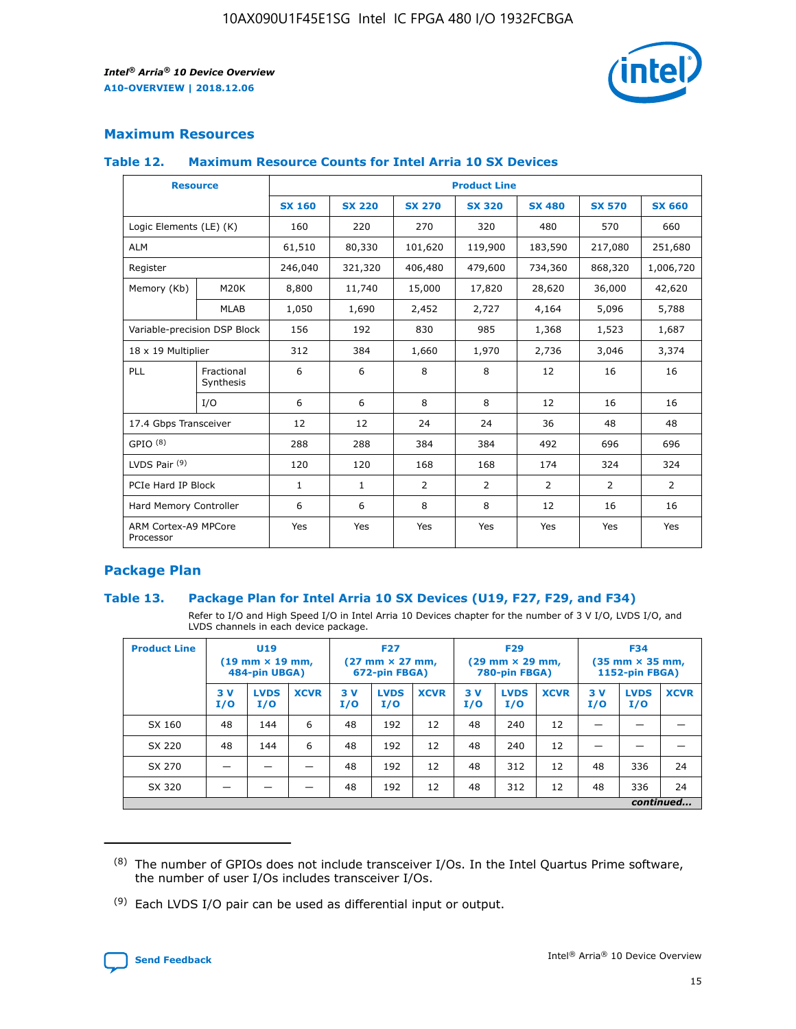## Maximum Resources

### Table 12. Maximum Resource Counts for Intel Arria 10 SX Devices

| Resource | | Product Line | | | | | | |
|---|---|---|---|---|---|---|---|---|
| | | SX 160 | SX 220 | SX 270 | SX 320 | SX 480 | SX 570 | SX 660 |
| Logic Elements (LE) (K) | | 160 | 220 | 270 | 320 | 480 | 570 | 660 |
| ALM | | 61,510 | 80,330 | 101,620 | 119,900 | 183,590 | 217,080 | 251,680 |
| Register | | 246,040 | 321,320 | 406,480 | 479,600 | 734,360 | 868,320 | 1,006,720 |
| Memory (Kb) | M20K | 8,800 | 11,740 | 15,000 | 17,820 | 28,620 | 36,000 | 42,620 |
| | MLAB | 1,050 | 1,690 | 2,452 | 2,727 | 4,164 | 5,096 | 5,788 |
| Variable-precision DSP Block | | 156 | 192 | 830 | 985 | 1,368 | 1,523 | 1,687 |
| 18 x 19 Multiplier | | 312 | 384 | 1,660 | 1,970 | 2,736 | 3,046 | 3,374 |
| PLL | Fractional Synthesis | 6 | 6 | 8 | 8 | 12 | 16 | 16 |
| | I/O | 6 | 6 | 8 | 8 | 12 | 16 | 16 |
| 17.4 Gbps Transceiver | | 12 | 12 | 24 | 24 | 36 | 48 | 48 |
| GPIO [8] | | 288 | 288 | 384 | 384 | 492 | 696 | 696 |
| LVDS Pair [9] | | 120 | 120 | 168 | 168 | 174 | 324 | 324 |
| PCIe Hard IP Block | | 1 | 1 | 2 | 2 | 2 | 2 | 2 |
| Hard Memory Controller | | 6 | 6 | 8 | 8 | 12 | 16 | 16 |
| ARM Cortex-A9 MPCore Processor | | Yes | Yes | Yes | Yes | Yes | Yes | Yes |

## Package Plan

### Table 13. Package Plan for Intel Arria 10 SX Devices (U19, F27, F29, and F34)

Refer to I/O and High Speed I/O in Intel Arria 10 Devices chapter for the number of 3 V I/O, LVDS I/O, and LVDS channels in each device package.

| Product Line | U19 (19 mm × 19 mm, 484-pin UBGA) | | | F27 (27 mm × 27 mm, 672-pin FBGA) | | | F29 (29 mm × 29 mm, 780-pin FBGA) | | | F34 (35 mm × 35 mm, 1152-pin FBGA) | | |
|---|---|---|---|---|---|---|---|---|---|---|---|---|
| | 3 V I/O | LVDS I/O | XCVR | 3 V I/O | LVDS I/O | XCVR | 3 V I/O | LVDS I/O | XCVR | 3 V I/O | LVDS I/O | XCVR |
| SX 160 | 48 | 144 | 6 | 48 | 192 | 12 | 48 | 240 | 12 | — | — | — |
| SX 220 | 48 | 144 | 6 | 48 | 192 | 12 | 48 | 240 | 12 | — | — | — |
| SX 270 | — | — | — | 48 | 192 | 12 | 48 | 312 | 12 | 48 | 336 | 24 |
| SX 320 | — | — | — | 48 | 192 | 12 | 48 | 312 | 12 | 48 | 336 | 24 |

*continued...*

(8) The number of GPIOs does not include transceiver I/Os. In the Intel Quartus Prime software, the number of user I/Os includes transceiver I/Os.

(9) Each LVDS I/O pair can be used as differential input or output.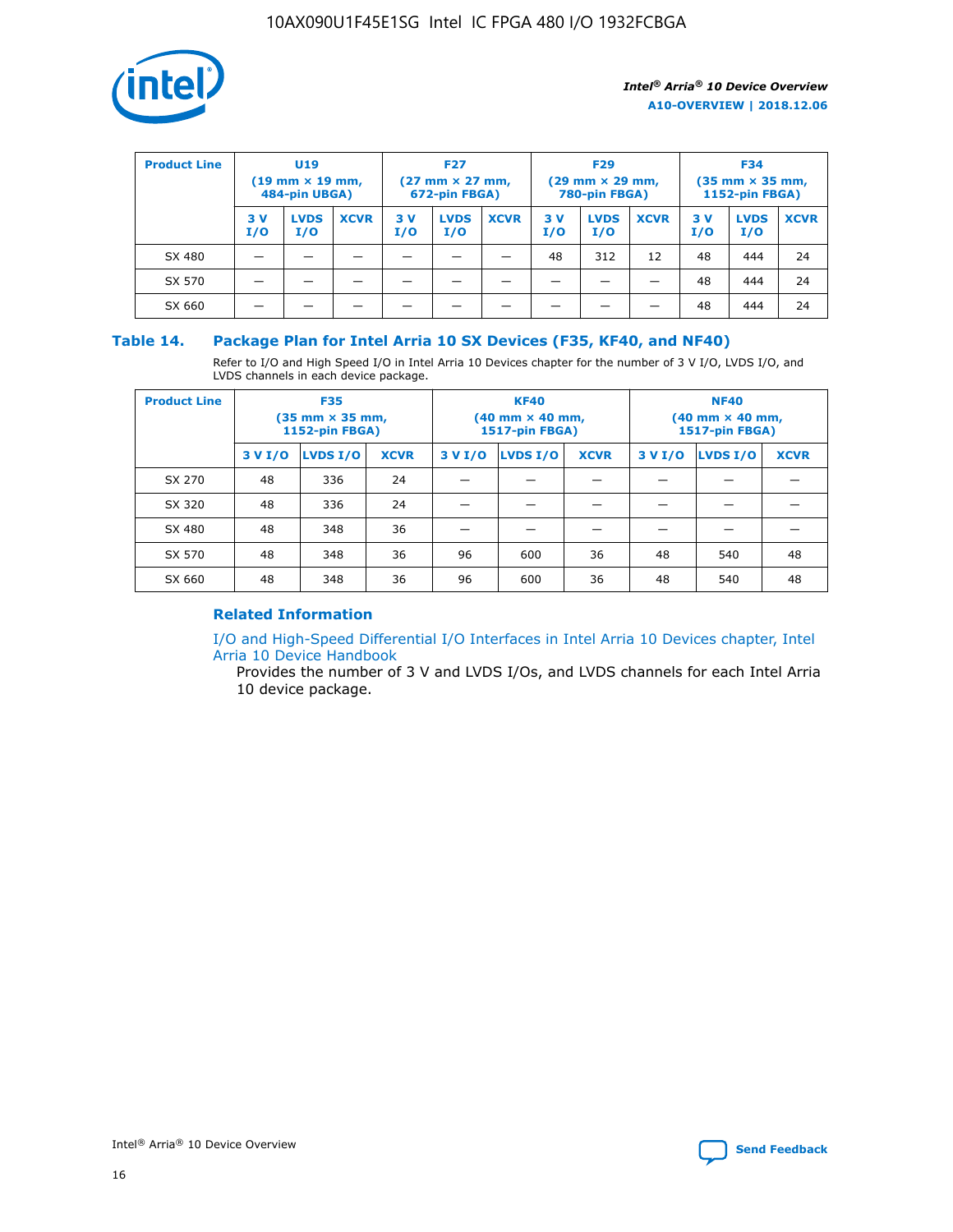| Product Line | U19 (19 mm × 19 mm, 484-pin UBGA) | | | F27 (27 mm × 27 mm, 672-pin FBGA) | | | F29 (29 mm × 29 mm, 780-pin FBGA) | | | F34 (35 mm × 35 mm, 1152-pin FBGA) | | |
|---|---|---|---|---|---|---|---|---|---|---|---|---|
| | 3 V I/O | LVDS I/O | XCVR | 3 V I/O | LVDS I/O | XCVR | 3 V I/O | LVDS I/O | XCVR | 3 V I/O | LVDS I/O | XCVR |
| SX 480 | — | — | — | — | — | — | 48 | 312 | 12 | 48 | 444 | 24 |
| SX 570 | — | — | — | — | — | — | — | — | — | 48 | 444 | 24 |
| SX 660 | — | — | — | — | — | — | — | — | — | 48 | 444 | 24 |

## Table 14. Package Plan for Intel Arria 10 SX Devices (F35, KF40, and NF40)

Refer to I/O and High Speed I/O in Intel Arria 10 Devices chapter for the number of 3 V I/O, LVDS I/O, and LVDS channels in each device package.

| Product Line | F35 (35 mm × 35 mm, 1152-pin FBGA) | | | KF40 (40 mm × 40 mm, 1517-pin FBGA) | | | NF40 (40 mm × 40 mm, 1517-pin FBGA) | | |
|---|---|---|---|---|---|---|---|---|---|
| | 3 V I/O | LVDS I/O | XCVR | 3 V I/O | LVDS I/O | XCVR | 3 V I/O | LVDS I/O | XCVR |
| SX 270 | 48 | 336 | 24 | — | — | — | — | — | — |
| SX 320 | 48 | 336 | 24 | — | — | — | — | — | — |
| SX 480 | 48 | 348 | 36 | — | — | — | — | — | — |
| SX 570 | 48 | 348 | 36 | 96 | 600 | 36 | 48 | 540 | 48 |
| SX 660 | 48 | 348 | 36 | 96 | 600 | 36 | 48 | 540 | 48 |

### Related Information

I/O and High-Speed Differential I/O Interfaces in Intel Arria 10 Devices chapter, Intel Arria 10 Device Handbook

Provides the number of 3 V and LVDS I/Os, and LVDS channels for each Intel Arria 10 device package.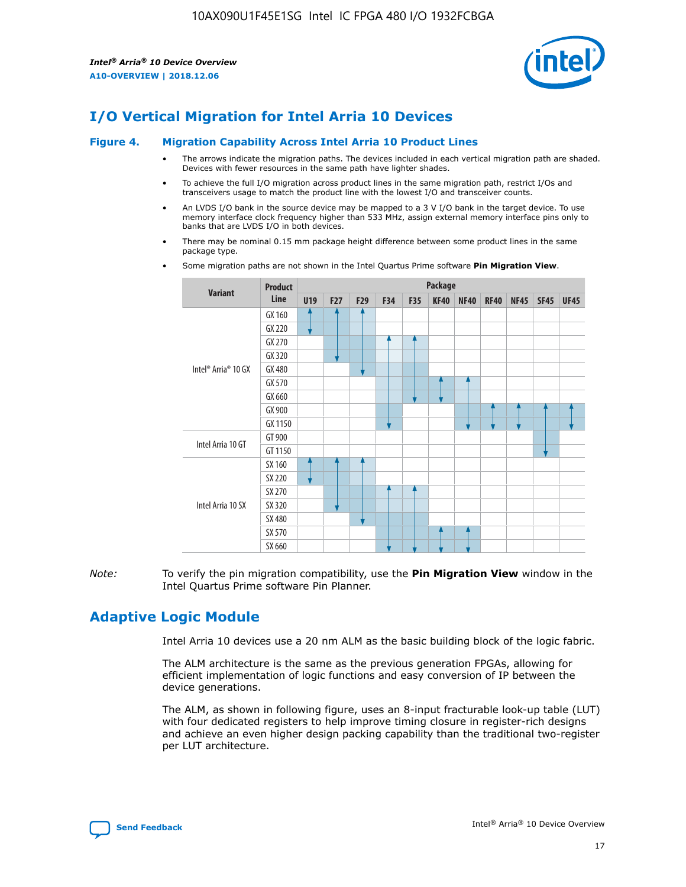## I/O Vertical Migration for Intel Arria 10 Devices

**Figure 4. Migration Capability Across Intel Arria 10 Product Lines**

- The arrows indicate the migration paths. The devices included in each vertical migration path are shaded. Devices with fewer resources in the same path have lighter shades.
- To achieve the full I/O migration across product lines in the same migration path, restrict I/Os and transceivers usage to match the product line with the lowest I/O and transceiver counts.
- An LVDS I/O bank in the source device may be mapped to a 3 V I/O bank in the target device. To use memory interface clock frequency higher than 533 MHz, assign external memory interface pins only to banks that are LVDS I/O in both devices.
- There may be nominal 0.15 mm package height difference between some product lines in the same package type.
- Some migration paths are not shown in the Intel Quartus Prime software **Pin Migration View**.

| Variant | Product Line | Package | | | | | | | | | | |
|---|---|---|---|---|---|---|---|---|---|---|---|---|
| | | U19 | F27 | F29 | F34 | F35 | KF40 | NF40 | RF40 | NF45 | SF45 | UF45 |
| Intel® Arria® 10 GX | GX 160 | | | | | | | | | | | |
| | GX 220 | | | | | | | | | | | |
| | GX 270 | | | | | | | | | | | |
| | GX 320 | | | | | | | | | | | |
| | GX 480 | | | | | | | | | | | |
| | GX 570 | | | | | | | | | | | |
| | GX 660 | | | | | | | | | | | |
| | GX 900 | | | | | | | | | | | |
| | GX 1150 | | | | | | | | | | | |
| Intel Arria 10 GT | GT 900 | | | | | | | | | | | |
| | GT 1150 | | | | | | | | | | | |
| Intel Arria 10 SX | SX 160 | | | | | | | | | | | |
| | SX 220 | | | | | | | | | | | |
| | SX 270 | | | | | | | | | | | |
| | SX 320 | | | | | | | | | | | |
| | SX 480 | | | | | | | | | | | |
| | SX 570 | | | | | | | | | | | |
| | SX 660 | | | | | | | | | | | |

*Note:* To verify the pin migration compatibility, use the **Pin Migration View** window in the Intel Quartus Prime software Pin Planner.

## Adaptive Logic Module

Intel Arria 10 devices use a 20 nm ALM as the basic building block of the logic fabric.

The ALM architecture is the same as the previous generation FPGAs, allowing for efficient implementation of logic functions and easy conversion of IP between the device generations.

The ALM, as shown in following figure, uses an 8-input fracturable look-up table (LUT) with four dedicated registers to help improve timing closure in register-rich designs and achieve an even higher design packing capability than the traditional two-register per LUT architecture.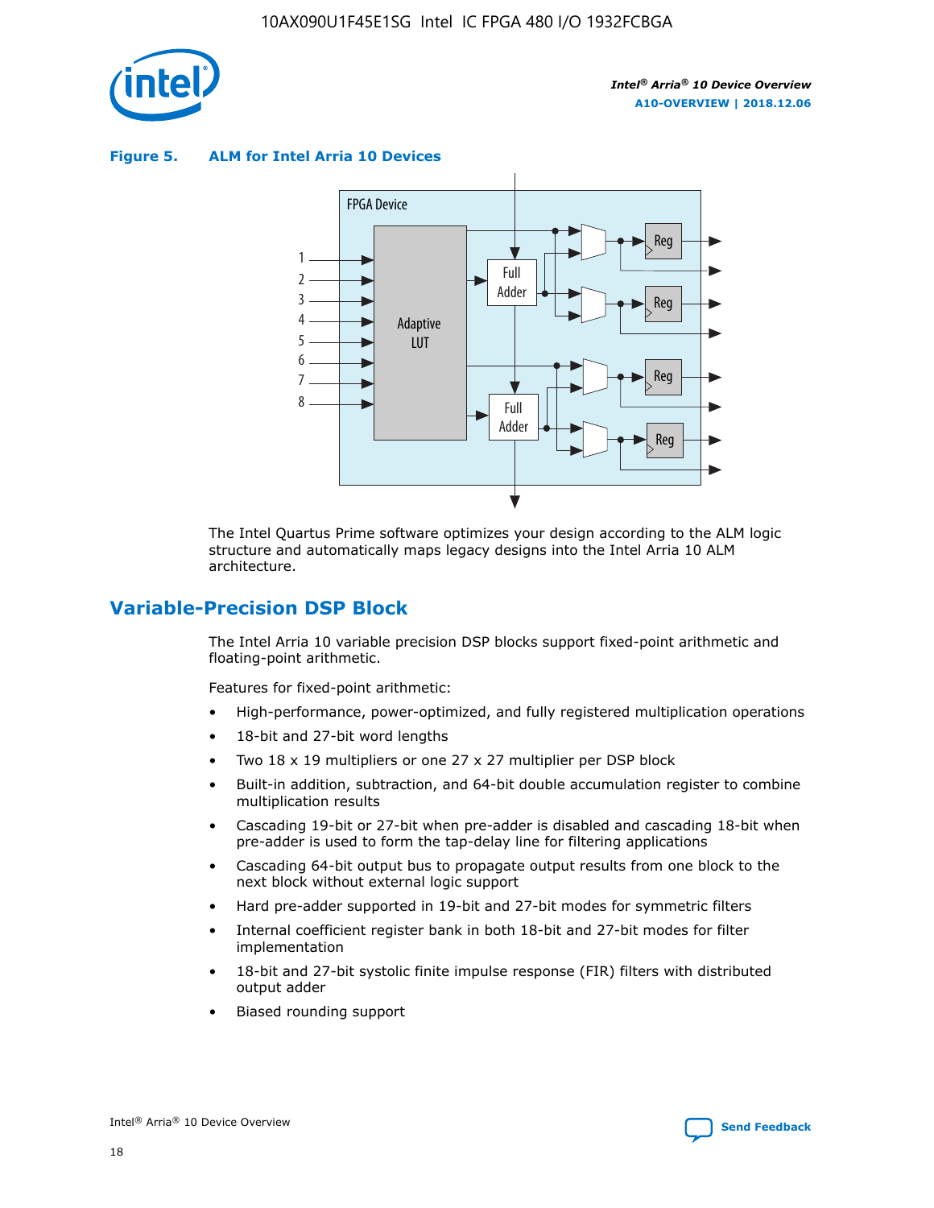**Figure 5. ALM for Intel Arria 10 Devices**

FPGA Device
1
2
3
4
5
6
7
8
Adaptive LUT
Full Adder
Full Adder
Reg
Reg
Reg
Reg

The Intel Quartus Prime software optimizes your design according to the ALM logic structure and automatically maps legacy designs into the Intel Arria 10 ALM architecture.

## Variable-Precision DSP Block

The Intel Arria 10 variable precision DSP blocks support fixed-point arithmetic and floating-point arithmetic.

Features for fixed-point arithmetic:

- High-performance, power-optimized, and fully registered multiplication operations
- 18-bit and 27-bit word lengths
- Two 18 x 19 multipliers or one 27 x 27 multiplier per DSP block
- Built-in addition, subtraction, and 64-bit double accumulation register to combine multiplication results
- Cascading 19-bit or 27-bit when pre-adder is disabled and cascading 18-bit when pre-adder is used to form the tap-delay line for filtering applications
- Cascading 64-bit output bus to propagate output results from one block to the next block without external logic support
- Hard pre-adder supported in 19-bit and 27-bit modes for symmetric filters
- Internal coefficient register bank in both 18-bit and 27-bit modes for filter implementation
- 18-bit and 27-bit systolic finite impulse response (FIR) filters with distributed output adder
- Biased rounding support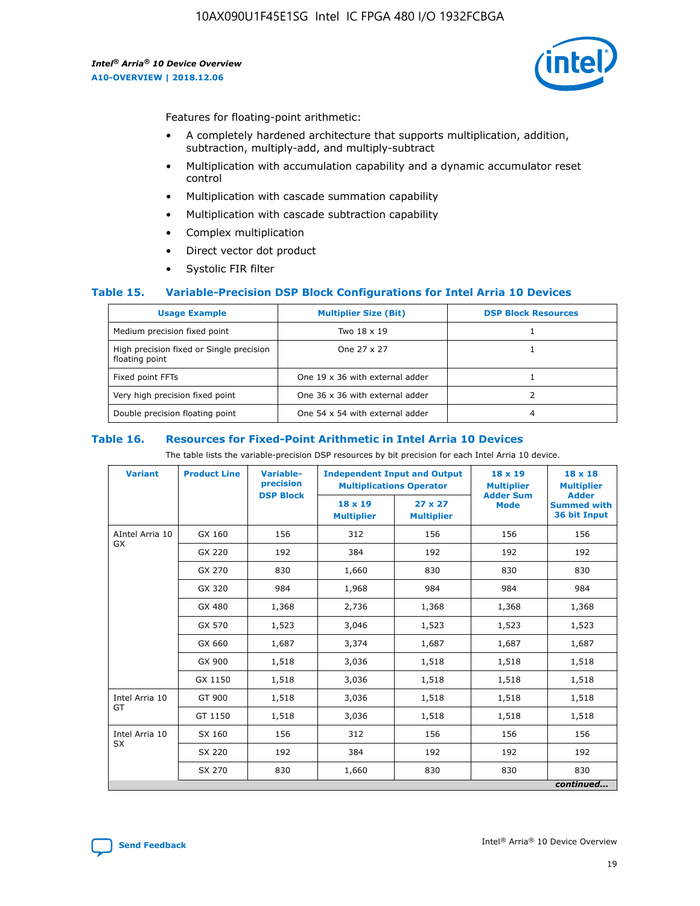Features for floating-point arithmetic:

- A completely hardened architecture that supports multiplication, addition, subtraction, multiply-add, and multiply-subtract
- Multiplication with accumulation capability and a dynamic accumulator reset control
- Multiplication with cascade summation capability
- Multiplication with cascade subtraction capability
- Complex multiplication
- Direct vector dot product
- Systolic FIR filter

### Table 15. Variable-Precision DSP Block Configurations for Intel Arria 10 Devices

| Usage Example | Multiplier Size (Bit) | DSP Block Resources |
|---|---|---|
| Medium precision fixed point | Two 18 x 19 | 1 |
| High precision fixed or Single precision floating point | One 27 x 27 | 1 |
| Fixed point FFTs | One 19 x 36 with external adder | 1 |
| Very high precision fixed point | One 36 x 36 with external adder | 2 |
| Double precision floating point | One 54 x 54 with external adder | 4 |

### Table 16. Resources for Fixed-Point Arithmetic in Intel Arria 10 Devices

The table lists the variable-precision DSP resources by bit precision for each Intel Arria 10 device.

| Variant | Product Line | Variable-precision DSP Block | Independent Input and Output Multiplications Operator | | 18 x 19 Multiplier Adder Sum Mode | 18 x 18 Multiplier Adder Summed with 36 bit Input |
|---|---|---|---|---|---|---|
| | | | 18 x 19 Multiplier | 27 x 27 Multiplier | | |
| AIntel Arria 10 GX | GX 160 | 156 | 312 | 156 | 156 | 156 |
| | GX 220 | 192 | 384 | 192 | 192 | 192 |
| | GX 270 | 830 | 1,660 | 830 | 830 | 830 |
| | GX 320 | 984 | 1,968 | 984 | 984 | 984 |
| | GX 480 | 1,368 | 2,736 | 1,368 | 1,368 | 1,368 |
| | GX 570 | 1,523 | 3,046 | 1,523 | 1,523 | 1,523 |
| | GX 660 | 1,687 | 3,374 | 1,687 | 1,687 | 1,687 |
| | GX 900 | 1,518 | 3,036 | 1,518 | 1,518 | 1,518 |
| | GX 1150 | 1,518 | 3,036 | 1,518 | 1,518 | 1,518 |
| Intel Arria 10 GT | GT 900 | 1,518 | 3,036 | 1,518 | 1,518 | 1,518 |
| | GT 1150 | 1,518 | 3,036 | 1,518 | 1,518 | 1,518 |
| Intel Arria 10 SX | SX 160 | 156 | 312 | 156 | 156 | 156 |
| | SX 220 | 192 | 384 | 192 | 192 | 192 |
| | SX 270 | 830 | 1,660 | 830 | 830 | 830 |

*continued...*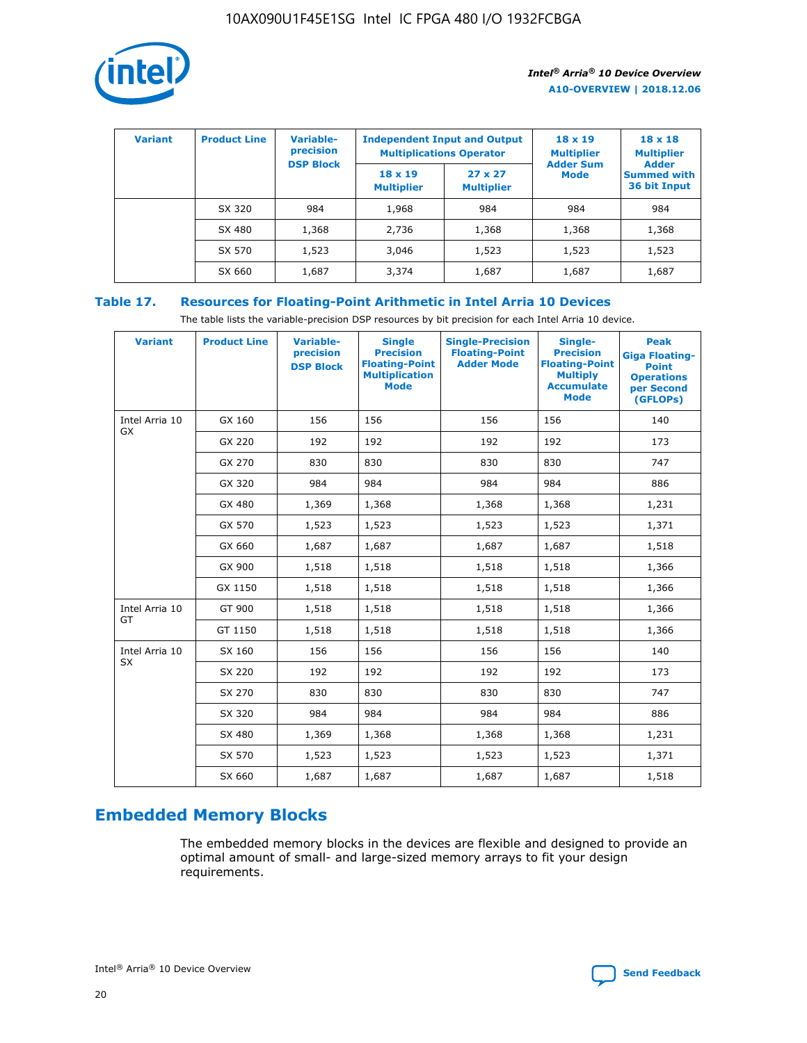| Variant | Product Line | Variable-precision DSP Block | Independent Input and Output Multiplications Operator | | 18 x 19 Multiplier Adder Sum Mode | 18 x 18 Multiplier Adder Summed with 36 bit Input |
|---|---|---|---|---|---|---|
| | | | 18 x 19 Multiplier | 27 x 27 Multiplier | | |
| | SX 320 | 984 | 1,968 | 984 | 984 | 984 |
| | SX 480 | 1,368 | 2,736 | 1,368 | 1,368 | 1,368 |
| | SX 570 | 1,523 | 3,046 | 1,523 | 1,523 | 1,523 |
| | SX 660 | 1,687 | 3,374 | 1,687 | 1,687 | 1,687 |

### Table 17. Resources for Floating-Point Arithmetic in Intel Arria 10 Devices

The table lists the variable-precision DSP resources by bit precision for each Intel Arria 10 device.

| Variant | Product Line | Variable-precision DSP Block | Single Precision Floating-Point Multiplication Mode | Single-Precision Floating-Point Adder Mode | Single-Precision Floating-Point Multiply Accumulate Mode | Peak Giga Floating-Point Operations per Second (GFLOPs) |
|---|---|---|---|---|---|---|
| Intel Arria 10 GX | GX 160 | 156 | 156 | 156 | 156 | 140 |
| | GX 220 | 192 | 192 | 192 | 192 | 173 |
| | GX 270 | 830 | 830 | 830 | 830 | 747 |
| | GX 320 | 984 | 984 | 984 | 984 | 886 |
| | GX 480 | 1,369 | 1,368 | 1,368 | 1,368 | 1,231 |
| | GX 570 | 1,523 | 1,523 | 1,523 | 1,523 | 1,371 |
| | GX 660 | 1,687 | 1,687 | 1,687 | 1,687 | 1,518 |
| | GX 900 | 1,518 | 1,518 | 1,518 | 1,518 | 1,366 |
| | GX 1150 | 1,518 | 1,518 | 1,518 | 1,518 | 1,366 |
| Intel Arria 10 GT | GT 900 | 1,518 | 1,518 | 1,518 | 1,518 | 1,366 |
| | GT 1150 | 1,518 | 1,518 | 1,518 | 1,518 | 1,366 |
| Intel Arria 10 SX | SX 160 | 156 | 156 | 156 | 156 | 140 |
| | SX 220 | 192 | 192 | 192 | 192 | 173 |
| | SX 270 | 830 | 830 | 830 | 830 | 747 |
| | SX 320 | 984 | 984 | 984 | 984 | 886 |
| | SX 480 | 1,369 | 1,368 | 1,368 | 1,368 | 1,231 |
| | SX 570 | 1,523 | 1,523 | 1,523 | 1,523 | 1,371 |
| | SX 660 | 1,687 | 1,687 | 1,687 | 1,687 | 1,518 |

## Embedded Memory Blocks

The embedded memory blocks in the devices are flexible and designed to provide an optimal amount of small- and large-sized memory arrays to fit your design requirements.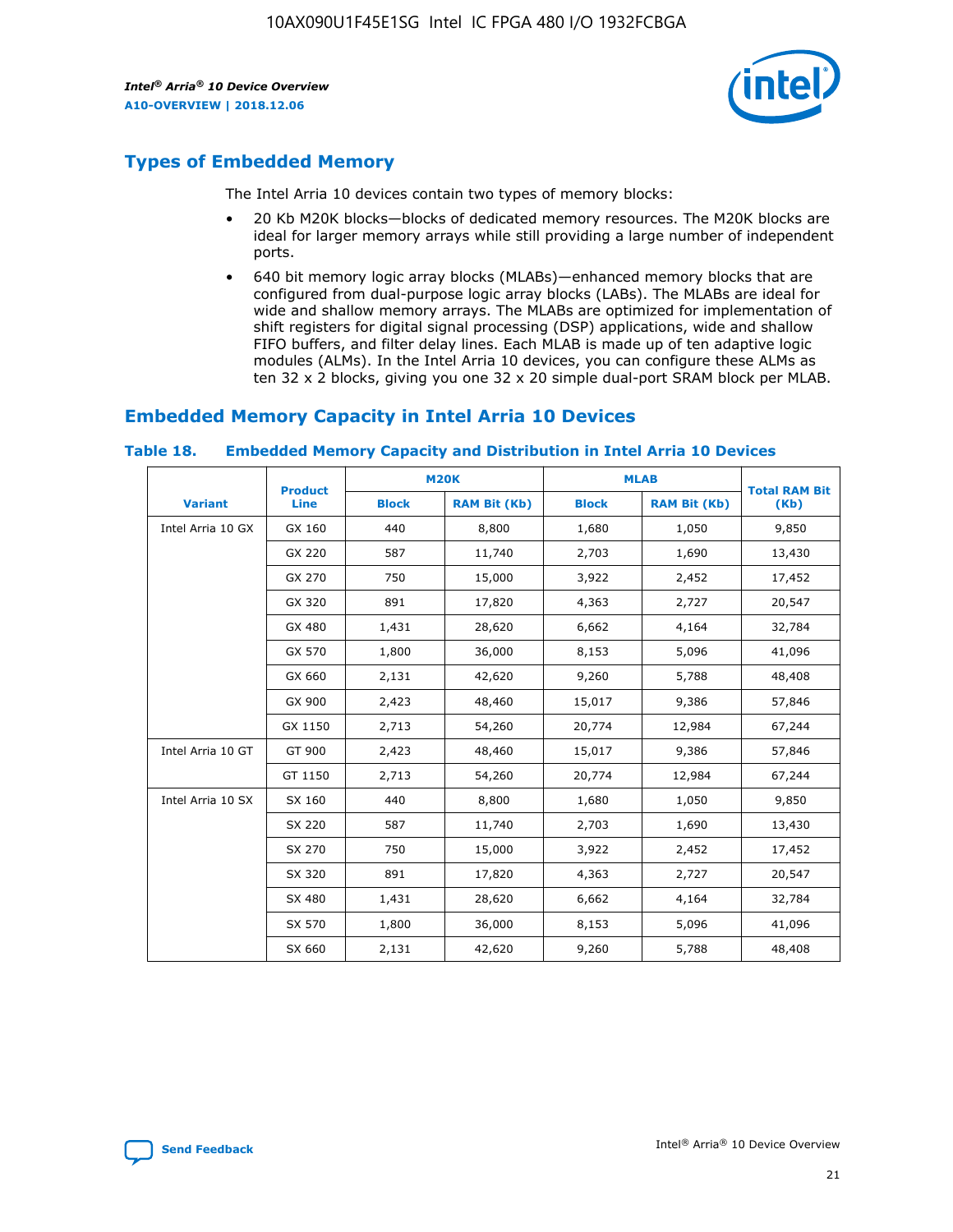## Types of Embedded Memory

The Intel Arria 10 devices contain two types of memory blocks:

- 20 Kb M20K blocks—blocks of dedicated memory resources. The M20K blocks are ideal for larger memory arrays while still providing a large number of independent ports.
- 640 bit memory logic array blocks (MLABs)—enhanced memory blocks that are configured from dual-purpose logic array blocks (LABs). The MLABs are ideal for wide and shallow memory arrays. The MLABs are optimized for implementation of shift registers for digital signal processing (DSP) applications, wide and shallow FIFO buffers, and filter delay lines. Each MLAB is made up of ten adaptive logic modules (ALMs). In the Intel Arria 10 devices, you can configure these ALMs as ten 32 x 2 blocks, giving you one 32 x 20 simple dual-port SRAM block per MLAB.

## Embedded Memory Capacity in Intel Arria 10 Devices

**Table 18. Embedded Memory Capacity and Distribution in Intel Arria 10 Devices**

| Variant | Product Line | M20K | | MLAB | | Total RAM Bit (Kb) |
|---|---|---|---|---|---|---|
| | | Block | RAM Bit (Kb) | Block | RAM Bit (Kb) | |
| Intel Arria 10 GX | GX 160 | 440 | 8,800 | 1,680 | 1,050 | 9,850 |
| | GX 220 | 587 | 11,740 | 2,703 | 1,690 | 13,430 |
| | GX 270 | 750 | 15,000 | 3,922 | 2,452 | 17,452 |
| | GX 320 | 891 | 17,820 | 4,363 | 2,727 | 20,547 |
| | GX 480 | 1,431 | 28,620 | 6,662 | 4,164 | 32,784 |
| | GX 570 | 1,800 | 36,000 | 8,153 | 5,096 | 41,096 |
| | GX 660 | 2,131 | 42,620 | 9,260 | 5,788 | 48,408 |
| | GX 900 | 2,423 | 48,460 | 15,017 | 9,386 | 57,846 |
| | GX 1150 | 2,713 | 54,260 | 20,774 | 12,984 | 67,244 |
| Intel Arria 10 GT | GT 900 | 2,423 | 48,460 | 15,017 | 9,386 | 57,846 |
| | GT 1150 | 2,713 | 54,260 | 20,774 | 12,984 | 67,244 |
| Intel Arria 10 SX | SX 160 | 440 | 8,800 | 1,680 | 1,050 | 9,850 |
| | SX 220 | 587 | 11,740 | 2,703 | 1,690 | 13,430 |
| | SX 270 | 750 | 15,000 | 3,922 | 2,452 | 17,452 |
| | SX 320 | 891 | 17,820 | 4,363 | 2,727 | 20,547 |
| | SX 480 | 1,431 | 28,620 | 6,662 | 4,164 | 32,784 |
| | SX 570 | 1,800 | 36,000 | 8,153 | 5,096 | 41,096 |
| | SX 660 | 2,131 | 42,620 | 9,260 | 5,788 | 48,408 |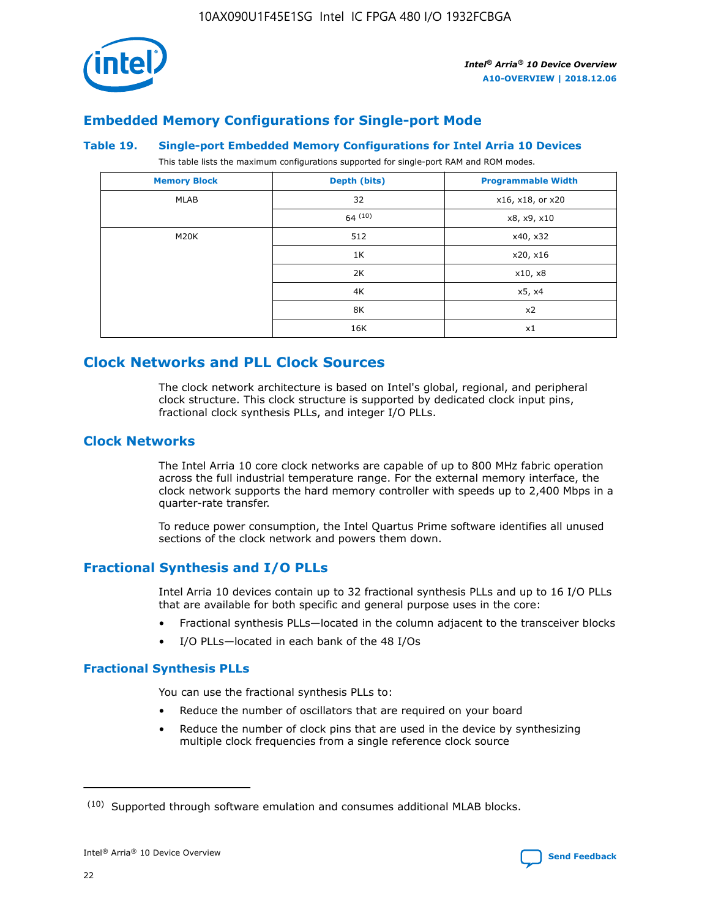## Embedded Memory Configurations for Single-port Mode

### Table 19. Single-port Embedded Memory Configurations for Intel Arria 10 Devices

This table lists the maximum configurations supported for single-port RAM and ROM modes.

| Memory Block | Depth (bits) | Programmable Width |
|---|---|---|
| MLAB | 32 | x16, x18, or x20 |
| | 64 (10) | x8, x9, x10 |
| M20K | 512 | x40, x32 |
| | 1K | x20, x16 |
| | 2K | x10, x8 |
| | 4K | x5, x4 |
| | 8K | x2 |
| | 16K | x1 |

# Clock Networks and PLL Clock Sources

The clock network architecture is based on Intel's global, regional, and peripheral clock structure. This clock structure is supported by dedicated clock input pins, fractional clock synthesis PLLs, and integer I/O PLLs.

## Clock Networks

The Intel Arria 10 core clock networks are capable of up to 800 MHz fabric operation across the full industrial temperature range. For the external memory interface, the clock network supports the hard memory controller with speeds up to 2,400 Mbps in a quarter-rate transfer.

To reduce power consumption, the Intel Quartus Prime software identifies all unused sections of the clock network and powers them down.

## Fractional Synthesis and I/O PLLs

Intel Arria 10 devices contain up to 32 fractional synthesis PLLs and up to 16 I/O PLLs that are available for both specific and general purpose uses in the core:

- Fractional synthesis PLLs—located in the column adjacent to the transceiver blocks
- I/O PLLs—located in each bank of the 48 I/Os

### Fractional Synthesis PLLs

You can use the fractional synthesis PLLs to:

- Reduce the number of oscillators that are required on your board
- Reduce the number of clock pins that are used in the device by synthesizing multiple clock frequencies from a single reference clock source

(10) Supported through software emulation and consumes additional MLAB blocks.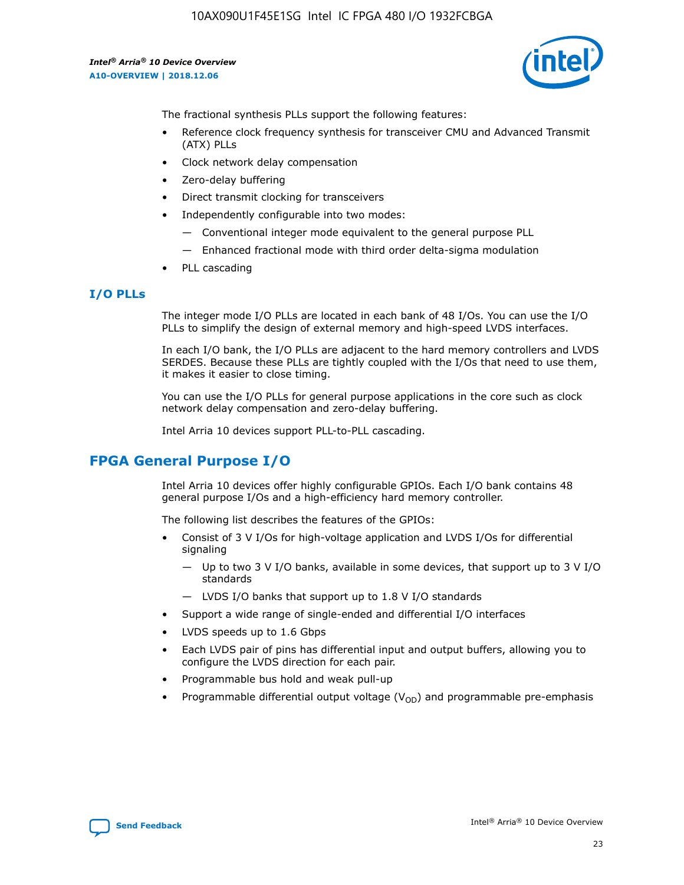The fractional synthesis PLLs support the following features:

- Reference clock frequency synthesis for transceiver CMU and Advanced Transmit (ATX) PLLs
- Clock network delay compensation
- Zero-delay buffering
- Direct transmit clocking for transceivers
- Independently configurable into two modes:
  - — Conventional integer mode equivalent to the general purpose PLL
  - — Enhanced fractional mode with third order delta-sigma modulation
- PLL cascading

### I/O PLLs

The integer mode I/O PLLs are located in each bank of 48 I/Os. You can use the I/O PLLs to simplify the design of external memory and high-speed LVDS interfaces.

In each I/O bank, the I/O PLLs are adjacent to the hard memory controllers and LVDS SERDES. Because these PLLs are tightly coupled with the I/Os that need to use them, it makes it easier to close timing.

You can use the I/O PLLs for general purpose applications in the core such as clock network delay compensation and zero-delay buffering.

Intel Arria 10 devices support PLL-to-PLL cascading.

## FPGA General Purpose I/O

Intel Arria 10 devices offer highly configurable GPIOs. Each I/O bank contains 48 general purpose I/Os and a high-efficiency hard memory controller.

The following list describes the features of the GPIOs:

- Consist of 3 V I/Os for high-voltage application and LVDS I/Os for differential signaling
  - — Up to two 3 V I/O banks, available in some devices, that support up to 3 V I/O standards
  - — LVDS I/O banks that support up to 1.8 V I/O standards
- Support a wide range of single-ended and differential I/O interfaces
- LVDS speeds up to 1.6 Gbps
- Each LVDS pair of pins has differential input and output buffers, allowing you to configure the LVDS direction for each pair.
- Programmable bus hold and weak pull-up
- Programmable differential output voltage ($V_{OD}$) and programmable pre-emphasis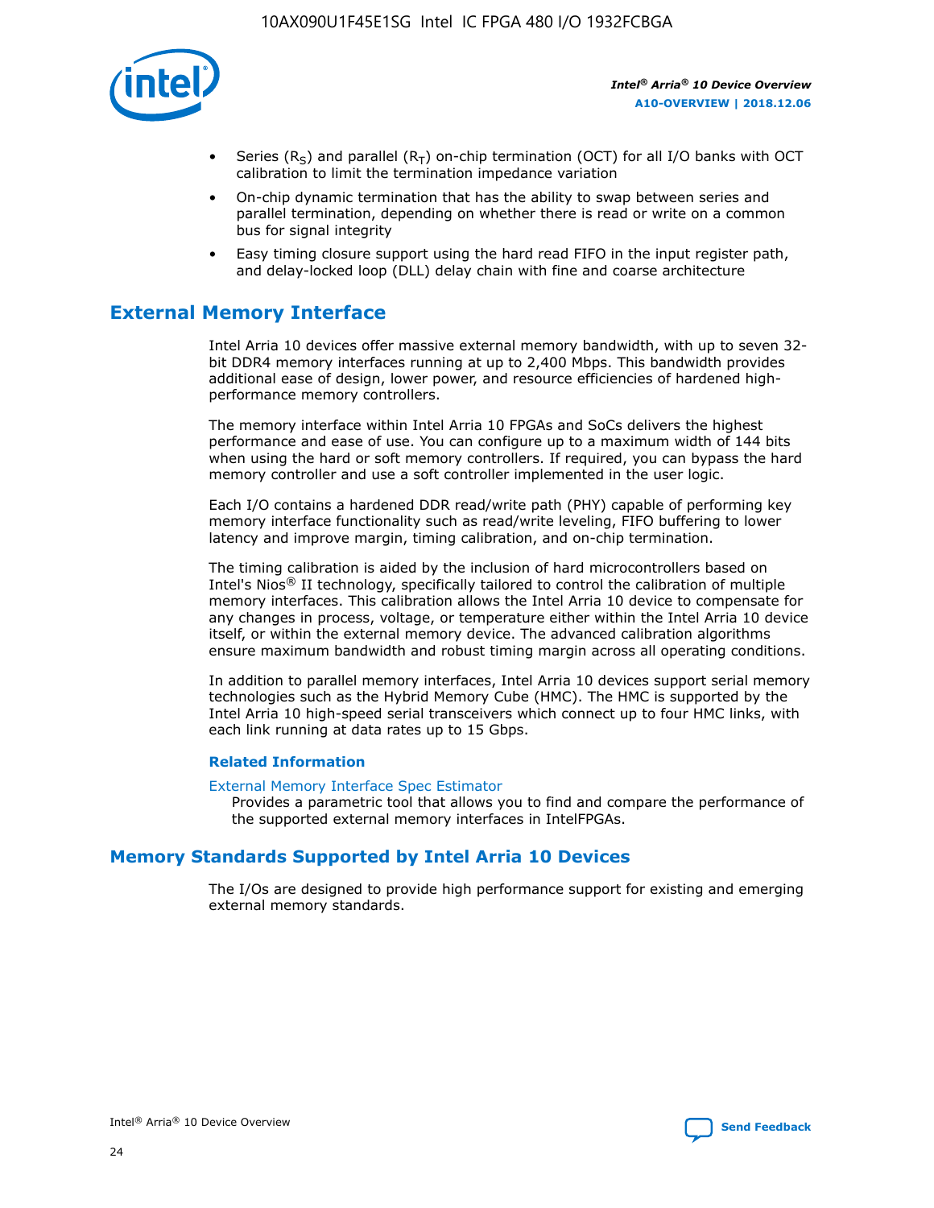- Series ($R_S$) and parallel ($R_T$) on-chip termination (OCT) for all I/O banks with OCT calibration to limit the termination impedance variation
- On-chip dynamic termination that has the ability to swap between series and parallel termination, depending on whether there is read or write on a common bus for signal integrity
- Easy timing closure support using the hard read FIFO in the input register path, and delay-locked loop (DLL) delay chain with fine and coarse architecture

## External Memory Interface

Intel Arria 10 devices offer massive external memory bandwidth, with up to seven 32-bit DDR4 memory interfaces running at up to 2,400 Mbps. This bandwidth provides additional ease of design, lower power, and resource efficiencies of hardened high-performance memory controllers.

The memory interface within Intel Arria 10 FPGAs and SoCs delivers the highest performance and ease of use. You can configure up to a maximum width of 144 bits when using the hard or soft memory controllers. If required, you can bypass the hard memory controller and use a soft controller implemented in the user logic.

Each I/O contains a hardened DDR read/write path (PHY) capable of performing key memory interface functionality such as read/write leveling, FIFO buffering to lower latency and improve margin, timing calibration, and on-chip termination.

The timing calibration is aided by the inclusion of hard microcontrollers based on Intel's Nios® II technology, specifically tailored to control the calibration of multiple memory interfaces. This calibration allows the Intel Arria 10 device to compensate for any changes in process, voltage, or temperature either within the Intel Arria 10 device itself, or within the external memory device. The advanced calibration algorithms ensure maximum bandwidth and robust timing margin across all operating conditions.

In addition to parallel memory interfaces, Intel Arria 10 devices support serial memory technologies such as the Hybrid Memory Cube (HMC). The HMC is supported by the Intel Arria 10 high-speed serial transceivers which connect up to four HMC links, with each link running at data rates up to 15 Gbps.

### Related Information

External Memory Interface Spec Estimator
Provides a parametric tool that allows you to find and compare the performance of the supported external memory interfaces in IntelFPGAs.

## Memory Standards Supported by Intel Arria 10 Devices

The I/Os are designed to provide high performance support for existing and emerging external memory standards.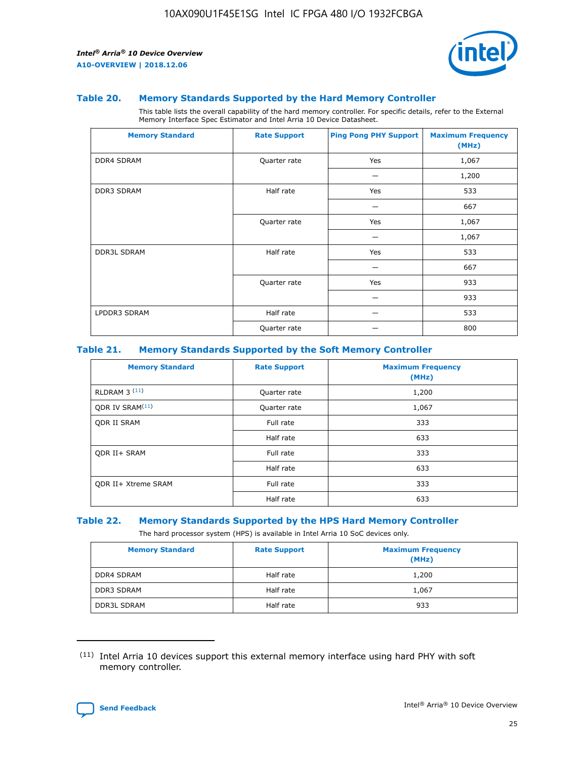### Table 20. Memory Standards Supported by the Hard Memory Controller

This table lists the overall capability of the hard memory controller. For specific details, refer to the External Memory Interface Spec Estimator and Intel Arria 10 Device Datasheet.

| Memory Standard | Rate Support | Ping Pong PHY Support | Maximum Frequency (MHz) |
| --- | --- | --- | --- |
| DDR4 SDRAM | Quarter rate | Yes | 1,067 |
| | | — | 1,200 |
| DDR3 SDRAM | Half rate | Yes | 533 |
| | | — | 667 |
| | Quarter rate | Yes | 1,067 |
| | | — | 1,067 |
| DDR3L SDRAM | Half rate | Yes | 533 |
| | | — | 667 |
| | Quarter rate | Yes | 933 |
| | | — | 933 |
| LPDDR3 SDRAM | Half rate | — | 533 |
| | Quarter rate | — | 800 |

### Table 21. Memory Standards Supported by the Soft Memory Controller

| Memory Standard | Rate Support | Maximum Frequency (MHz) |
| --- | --- | --- |
| RLDRAM 3 (11) | Quarter rate | 1,200 |
| QDR IV SRAM(11) | Quarter rate | 1,067 |
| QDR II SRAM | Full rate | 333 |
| | Half rate | 633 |
| QDR II+ SRAM | Full rate | 333 |
| | Half rate | 633 |
| QDR II+ Xtreme SRAM | Full rate | 333 |
| | Half rate | 633 |

### Table 22. Memory Standards Supported by the HPS Hard Memory Controller

The hard processor system (HPS) is available in Intel Arria 10 SoC devices only.

| Memory Standard | Rate Support | Maximum Frequency (MHz) |
| --- | --- | --- |
| DDR4 SDRAM | Half rate | 1,200 |
| DDR3 SDRAM | Half rate | 1,067 |
| DDR3L SDRAM | Half rate | 933 |

(11) Intel Arria 10 devices support this external memory interface using hard PHY with soft memory controller.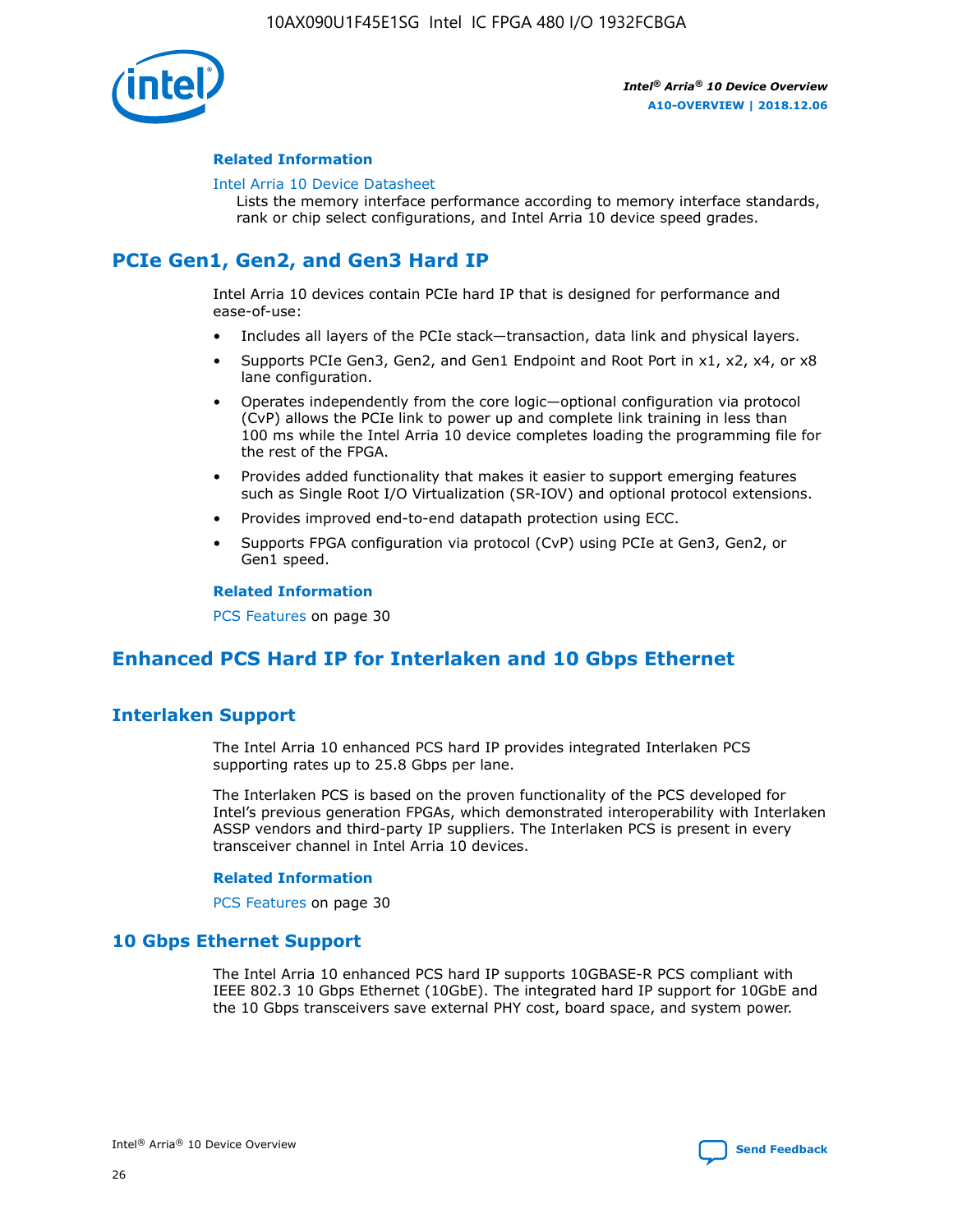#### Related Information

Intel Arria 10 Device Datasheet
Lists the memory interface performance according to memory interface standards, rank or chip select configurations, and Intel Arria 10 device speed grades.

## PCIe Gen1, Gen2, and Gen3 Hard IP

Intel Arria 10 devices contain PCIe hard IP that is designed for performance and ease-of-use:

- Includes all layers of the PCIe stack—transaction, data link and physical layers.
- Supports PCIe Gen3, Gen2, and Gen1 Endpoint and Root Port in x1, x2, x4, or x8 lane configuration.
- Operates independently from the core logic—optional configuration via protocol (CvP) allows the PCIe link to power up and complete link training in less than 100 ms while the Intel Arria 10 device completes loading the programming file for the rest of the FPGA.
- Provides added functionality that makes it easier to support emerging features such as Single Root I/O Virtualization (SR-IOV) and optional protocol extensions.
- Provides improved end-to-end datapath protection using ECC.
- Supports FPGA configuration via protocol (CvP) using PCIe at Gen3, Gen2, or Gen1 speed.

#### Related Information

PCS Features on page 30

## Enhanced PCS Hard IP for Interlaken and 10 Gbps Ethernet

### Interlaken Support

The Intel Arria 10 enhanced PCS hard IP provides integrated Interlaken PCS supporting rates up to 25.8 Gbps per lane.

The Interlaken PCS is based on the proven functionality of the PCS developed for Intel's previous generation FPGAs, which demonstrated interoperability with Interlaken ASSP vendors and third-party IP suppliers. The Interlaken PCS is present in every transceiver channel in Intel Arria 10 devices.

#### Related Information

PCS Features on page 30

### 10 Gbps Ethernet Support

The Intel Arria 10 enhanced PCS hard IP supports 10GBASE-R PCS compliant with IEEE 802.3 10 Gbps Ethernet (10GbE). The integrated hard IP support for 10GbE and the 10 Gbps transceivers save external PHY cost, board space, and system power.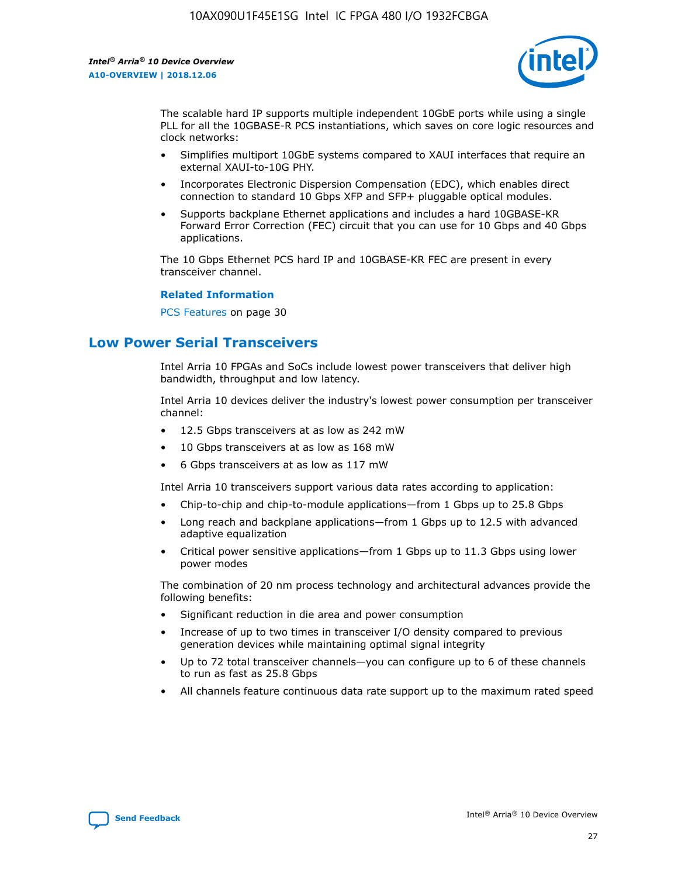The scalable hard IP supports multiple independent 10GbE ports while using a single PLL for all the 10GBASE-R PCS instantiations, which saves on core logic resources and clock networks:

- Simplifies multiport 10GbE systems compared to XAUI interfaces that require an external XAUI-to-10G PHY.
- Incorporates Electronic Dispersion Compensation (EDC), which enables direct connection to standard 10 Gbps XFP and SFP+ pluggable optical modules.
- Supports backplane Ethernet applications and includes a hard 10GBASE-KR Forward Error Correction (FEC) circuit that you can use for 10 Gbps and 40 Gbps applications.

The 10 Gbps Ethernet PCS hard IP and 10GBASE-KR FEC are present in every transceiver channel.

**Related Information**

PCS Features on page 30

## Low Power Serial Transceivers

Intel Arria 10 FPGAs and SoCs include lowest power transceivers that deliver high bandwidth, throughput and low latency.

Intel Arria 10 devices deliver the industry's lowest power consumption per transceiver channel:

- 12.5 Gbps transceivers at as low as 242 mW
- 10 Gbps transceivers at as low as 168 mW
- 6 Gbps transceivers at as low as 117 mW

Intel Arria 10 transceivers support various data rates according to application:

- Chip-to-chip and chip-to-module applications—from 1 Gbps up to 25.8 Gbps
- Long reach and backplane applications—from 1 Gbps up to 12.5 with advanced adaptive equalization
- Critical power sensitive applications—from 1 Gbps up to 11.3 Gbps using lower power modes

The combination of 20 nm process technology and architectural advances provide the following benefits:

- Significant reduction in die area and power consumption
- Increase of up to two times in transceiver I/O density compared to previous generation devices while maintaining optimal signal integrity
- Up to 72 total transceiver channels—you can configure up to 6 of these channels to run as fast as 25.8 Gbps
- All channels feature continuous data rate support up to the maximum rated speed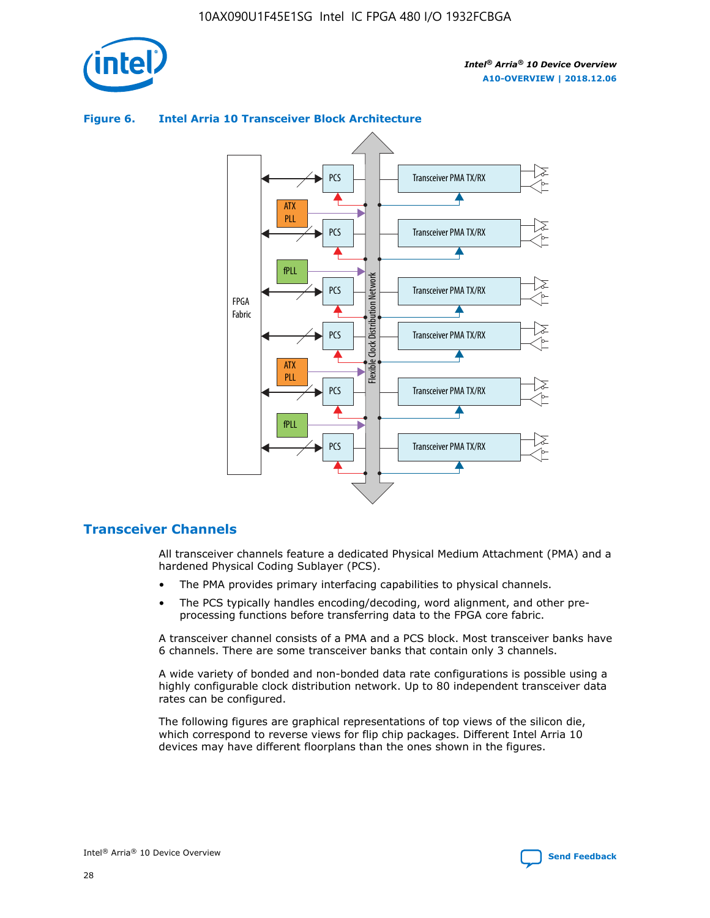**Figure 6. Intel Arria 10 Transceiver Block Architecture**

FPGA Fabric

PCS

ATX PLL

fPLL

Flexible Clock Distribution Network

Transceiver PMA TX/RX

## Transceiver Channels

All transceiver channels feature a dedicated Physical Medium Attachment (PMA) and a hardened Physical Coding Sublayer (PCS).

- The PMA provides primary interfacing capabilities to physical channels.
- The PCS typically handles encoding/decoding, word alignment, and other pre-processing functions before transferring data to the FPGA core fabric.

A transceiver channel consists of a PMA and a PCS block. Most transceiver banks have 6 channels. There are some transceiver banks that contain only 3 channels.

A wide variety of bonded and non-bonded data rate configurations is possible using a highly configurable clock distribution network. Up to 80 independent transceiver data rates can be configured.

The following figures are graphical representations of top views of the silicon die, which correspond to reverse views for flip chip packages. Different Intel Arria 10 devices may have different floorplans than the ones shown in the figures.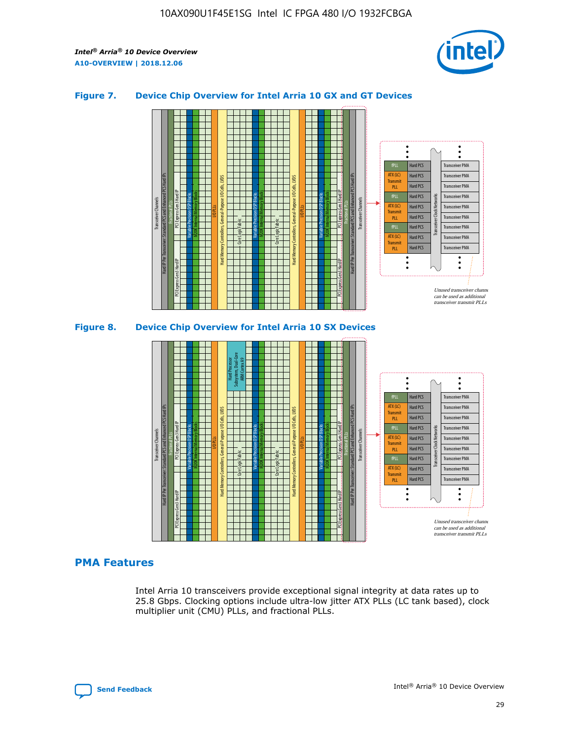## Figure 7. Device Chip Overview for Intel Arria 10 GX and GT Devices

Transceiver Channels
Hard IP Per Transceiver: Standard PCS and Enhanced PCS Hard IPs
Fractional PLLs
PCI Express Gen3 Hard IP
Variable Precision DSP Blocks
M20K Internal Memory Blocks
I/O PLLs
Hard Memory Controllers General-Purpose I/O Cells, LVDS
Core Logic Fabric

fPLL
ATX (LC) Transmit PLL
Hard PCS
Transceiver Clock Networks
Transceiver PMA

Unused transceiver channels can be used as additional transceiver transmit PLLs

## Figure 8. Device Chip Overview for Intel Arria 10 SX Devices

Transceiver Channels
Hard IP Per Transceiver: Standard PCS and Enhanced PCS Hard IPs
Fractional PLLs
PCI Express Gen3 Hard IP
Variable Precision DSP Blocks
M20K Internal Memory Blocks
I/O PLLs
Hard Memory Controllers General-Purpose I/O Cells, LVDS
Hard Processor Subsystem, Dual-Core ARM Cortex A9
Core Logic Fabric

fPLL
ATX (LC) Transmit PLL
Hard PCS
Transceiver Clock Networks
Transceiver PMA

Unused transceiver channels can be used as additional transceiver transmit PLLs

## PMA Features

Intel Arria 10 transceivers provide exceptional signal integrity at data rates up to 25.8 Gbps. Clocking options include ultra-low jitter ATX PLLs (LC tank based), clock multiplier unit (CMU) PLLs, and fractional PLLs.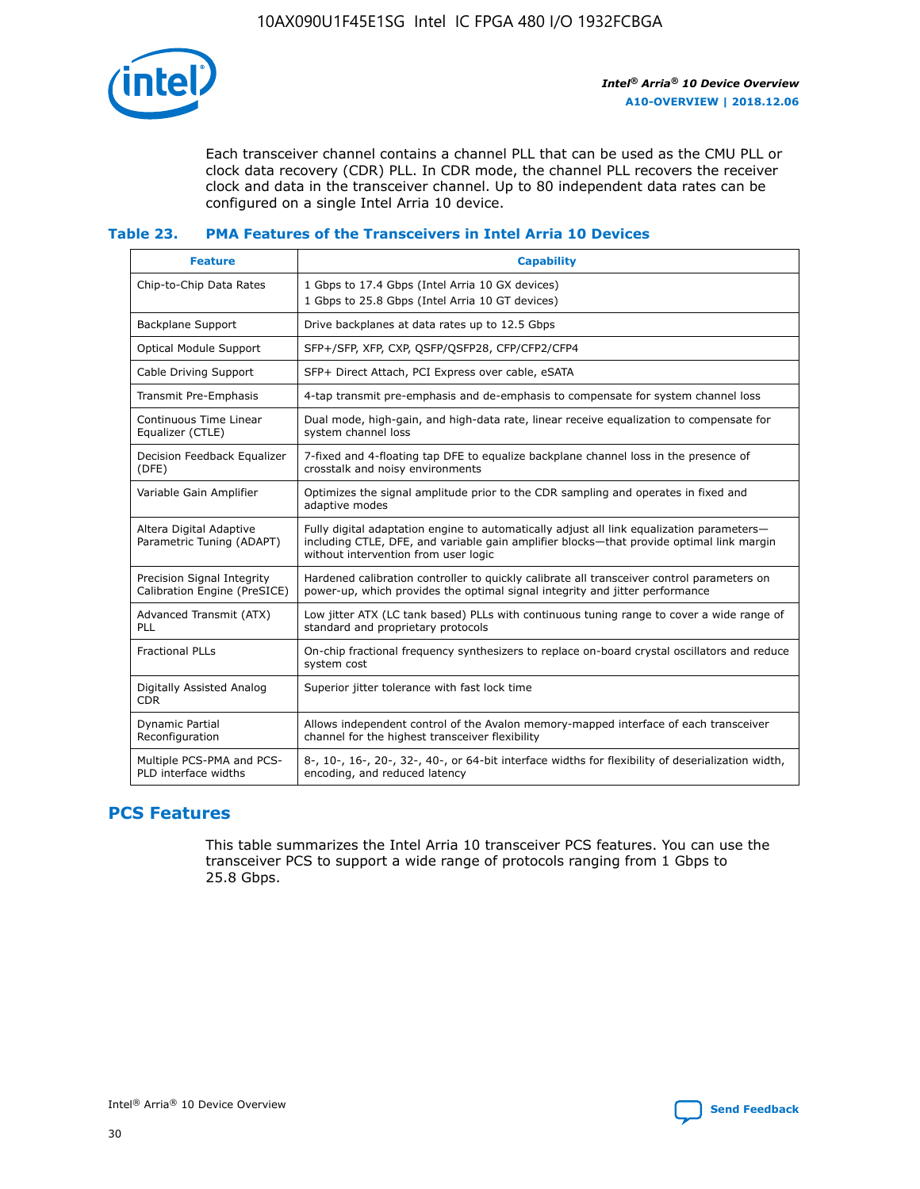Each transceiver channel contains a channel PLL that can be used as the CMU PLL or clock data recovery (CDR) PLL. In CDR mode, the channel PLL recovers the receiver clock and data in the transceiver channel. Up to 80 independent data rates can be configured on a single Intel Arria 10 device.

### Table 23. PMA Features of the Transceivers in Intel Arria 10 Devices

| Feature | Capability |
|---|---|
| Chip-to-Chip Data Rates | 1 Gbps to 17.4 Gbps (Intel Arria 10 GX devices)<br>1 Gbps to 25.8 Gbps (Intel Arria 10 GT devices) |
| Backplane Support | Drive backplanes at data rates up to 12.5 Gbps |
| Optical Module Support | SFP+/SFP, XFP, CXP, QSFP/QSFP28, CFP/CFP2/CFP4 |
| Cable Driving Support | SFP+ Direct Attach, PCI Express over cable, eSATA |
| Transmit Pre-Emphasis | 4-tap transmit pre-emphasis and de-emphasis to compensate for system channel loss |
| Continuous Time Linear Equalizer (CTLE) | Dual mode, high-gain, and high-data rate, linear receive equalization to compensate for system channel loss |
| Decision Feedback Equalizer (DFE) | 7-fixed and 4-floating tap DFE to equalize backplane channel loss in the presence of crosstalk and noisy environments |
| Variable Gain Amplifier | Optimizes the signal amplitude prior to the CDR sampling and operates in fixed and adaptive modes |
| Altera Digital Adaptive Parametric Tuning (ADAPT) | Fully digital adaptation engine to automatically adjust all link equalization parameters—including CTLE, DFE, and variable gain amplifier blocks—that provide optimal link margin without intervention from user logic |
| Precision Signal Integrity Calibration Engine (PreSICE) | Hardened calibration controller to quickly calibrate all transceiver control parameters on power-up, which provides the optimal signal integrity and jitter performance |
| Advanced Transmit (ATX) PLL | Low jitter ATX (LC tank based) PLLs with continuous tuning range to cover a wide range of standard and proprietary protocols |
| Fractional PLLs | On-chip fractional frequency synthesizers to replace on-board crystal oscillators and reduce system cost |
| Digitally Assisted Analog CDR | Superior jitter tolerance with fast lock time |
| Dynamic Partial Reconfiguration | Allows independent control of the Avalon memory-mapped interface of each transceiver channel for the highest transceiver flexibility |
| Multiple PCS-PMA and PCS-PLD interface widths | 8-, 10-, 16-, 20-, 32-, 40-, or 64-bit interface widths for flexibility of deserialization width, encoding, and reduced latency |

## PCS Features

This table summarizes the Intel Arria 10 transceiver PCS features. You can use the transceiver PCS to support a wide range of protocols ranging from 1 Gbps to 25.8 Gbps.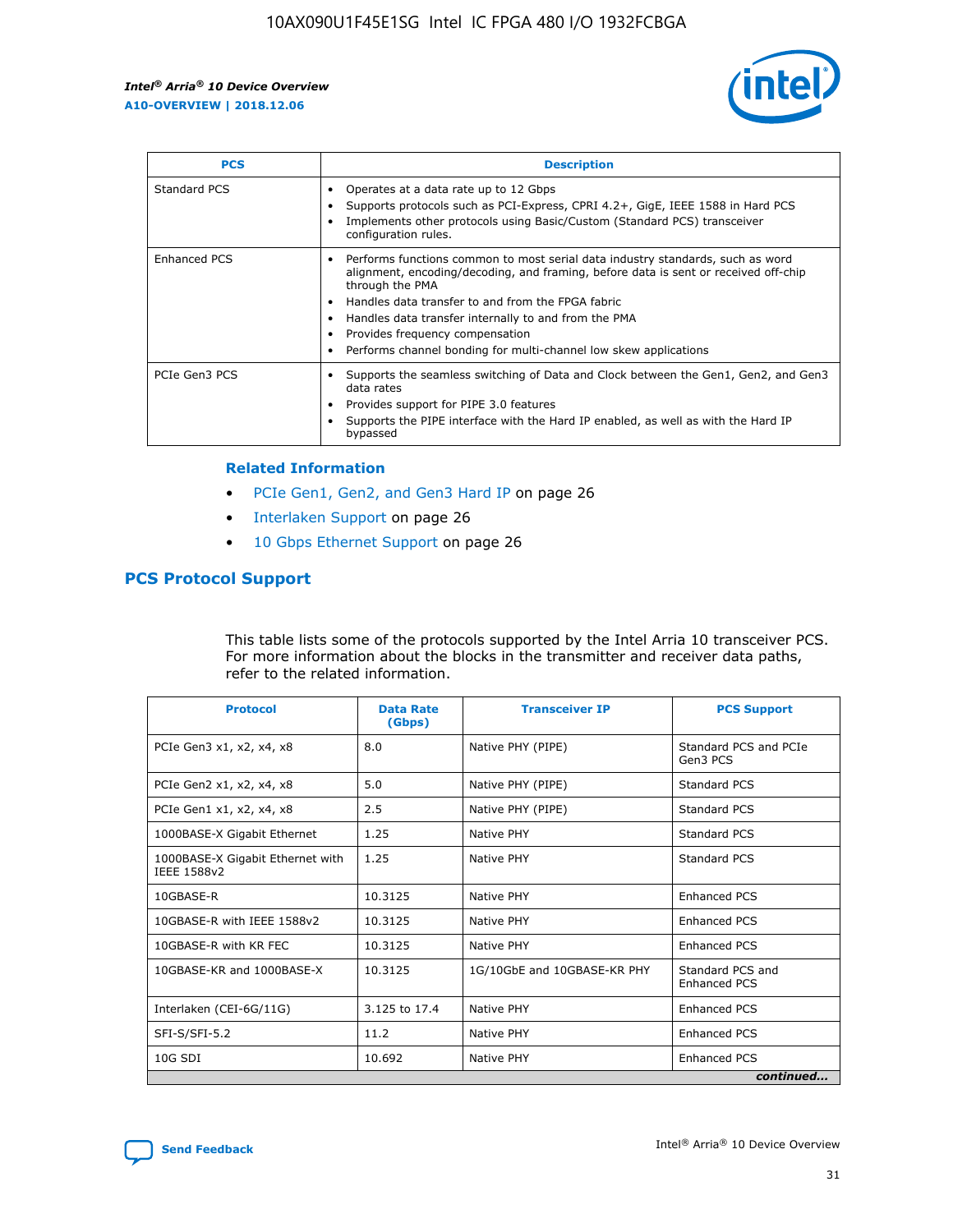| PCS | Description |
| --- | --- |
| Standard PCS | • Operates at a data rate up to 12 Gbps<br>• Supports protocols such as PCI-Express, CPRI 4.2+, GigE, IEEE 1588 in Hard PCS<br>• Implements other protocols using Basic/Custom (Standard PCS) transceiver configuration rules. |
| Enhanced PCS | • Performs functions common to most serial data industry standards, such as word alignment, encoding/decoding, and framing, before data is sent or received off-chip through the PMA<br>• Handles data transfer to and from the FPGA fabric<br>• Handles data transfer internally to and from the PMA<br>• Provides frequency compensation<br>• Performs channel bonding for multi-channel low skew applications |
| PCIe Gen3 PCS | • Supports the seamless switching of Data and Clock between the Gen1, Gen2, and Gen3 data rates<br>• Provides support for PIPE 3.0 features<br>• Supports the PIPE interface with the Hard IP enabled, as well as with the Hard IP bypassed |

### Related Information

- PCIe Gen1, Gen2, and Gen3 Hard IP on page 26
- Interlaken Support on page 26
- 10 Gbps Ethernet Support on page 26

## PCS Protocol Support

This table lists some of the protocols supported by the Intel Arria 10 transceiver PCS. For more information about the blocks in the transmitter and receiver data paths, refer to the related information.

| Protocol | Data Rate (Gbps) | Transceiver IP | PCS Support |
| --- | --- | --- | --- |
| PCIe Gen3 x1, x2, x4, x8 | 8.0 | Native PHY (PIPE) | Standard PCS and PCIe Gen3 PCS |
| PCIe Gen2 x1, x2, x4, x8 | 5.0 | Native PHY (PIPE) | Standard PCS |
| PCIe Gen1 x1, x2, x4, x8 | 2.5 | Native PHY (PIPE) | Standard PCS |
| 1000BASE-X Gigabit Ethernet | 1.25 | Native PHY | Standard PCS |
| 1000BASE-X Gigabit Ethernet with IEEE 1588v2 | 1.25 | Native PHY | Standard PCS |
| 10GBASE-R | 10.3125 | Native PHY | Enhanced PCS |
| 10GBASE-R with IEEE 1588v2 | 10.3125 | Native PHY | Enhanced PCS |
| 10GBASE-R with KR FEC | 10.3125 | Native PHY | Enhanced PCS |
| 10GBASE-KR and 1000BASE-X | 10.3125 | 1G/10GbE and 10GBASE-KR PHY | Standard PCS and Enhanced PCS |
| Interlaken (CEI-6G/11G) | 3.125 to 17.4 | Native PHY | Enhanced PCS |
| SFI-S/SFI-5.2 | 11.2 | Native PHY | Enhanced PCS |
| 10G SDI | 10.692 | Native PHY | Enhanced PCS |

*continued...*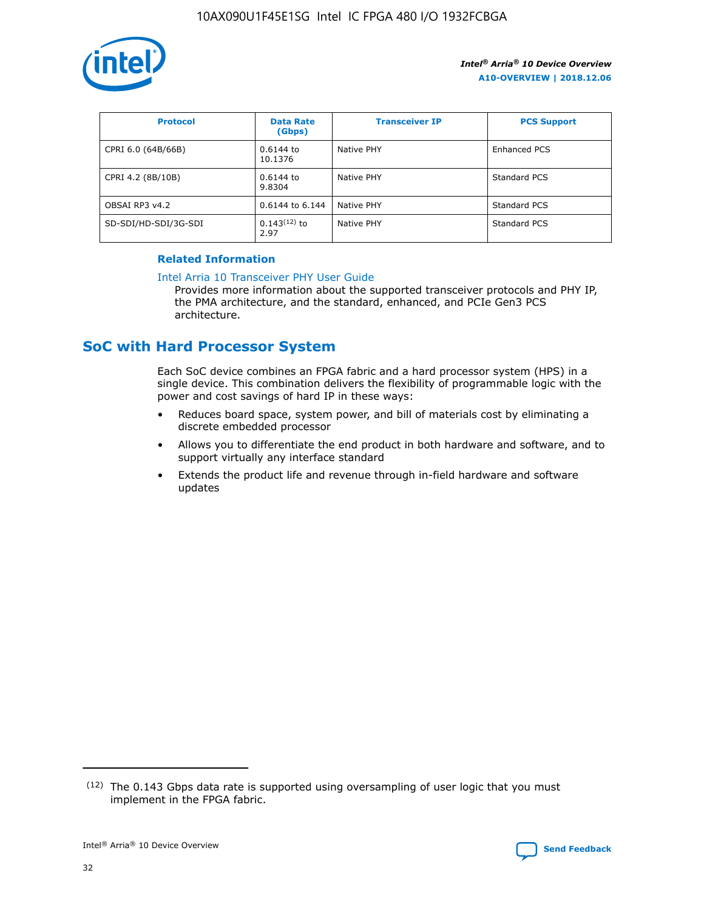| Protocol | Data Rate (Gbps) | Transceiver IP | PCS Support |
| --- | --- | --- | --- |
| CPRI 6.0 (64B/66B) | 0.6144 to 10.1376 | Native PHY | Enhanced PCS |
| CPRI 4.2 (8B/10B) | 0.6144 to 9.8304 | Native PHY | Standard PCS |
| OBSAI RP3 v4.2 | 0.6144 to 6.144 | Native PHY | Standard PCS |
| SD-SDI/HD-SDI/3G-SDI | 0.143(12) to 2.97 | Native PHY | Standard PCS |

**Related Information**

Intel Arria 10 Transceiver PHY User Guide

Provides more information about the supported transceiver protocols and PHY IP, the PMA architecture, and the standard, enhanced, and PCIe Gen3 PCS architecture.

## SoC with Hard Processor System

Each SoC device combines an FPGA fabric and a hard processor system (HPS) in a single device. This combination delivers the flexibility of programmable logic with the power and cost savings of hard IP in these ways:

- Reduces board space, system power, and bill of materials cost by eliminating a discrete embedded processor
- Allows you to differentiate the end product in both hardware and software, and to support virtually any interface standard
- Extends the product life and revenue through in-field hardware and software updates

(12) The 0.143 Gbps data rate is supported using oversampling of user logic that you must implement in the FPGA fabric.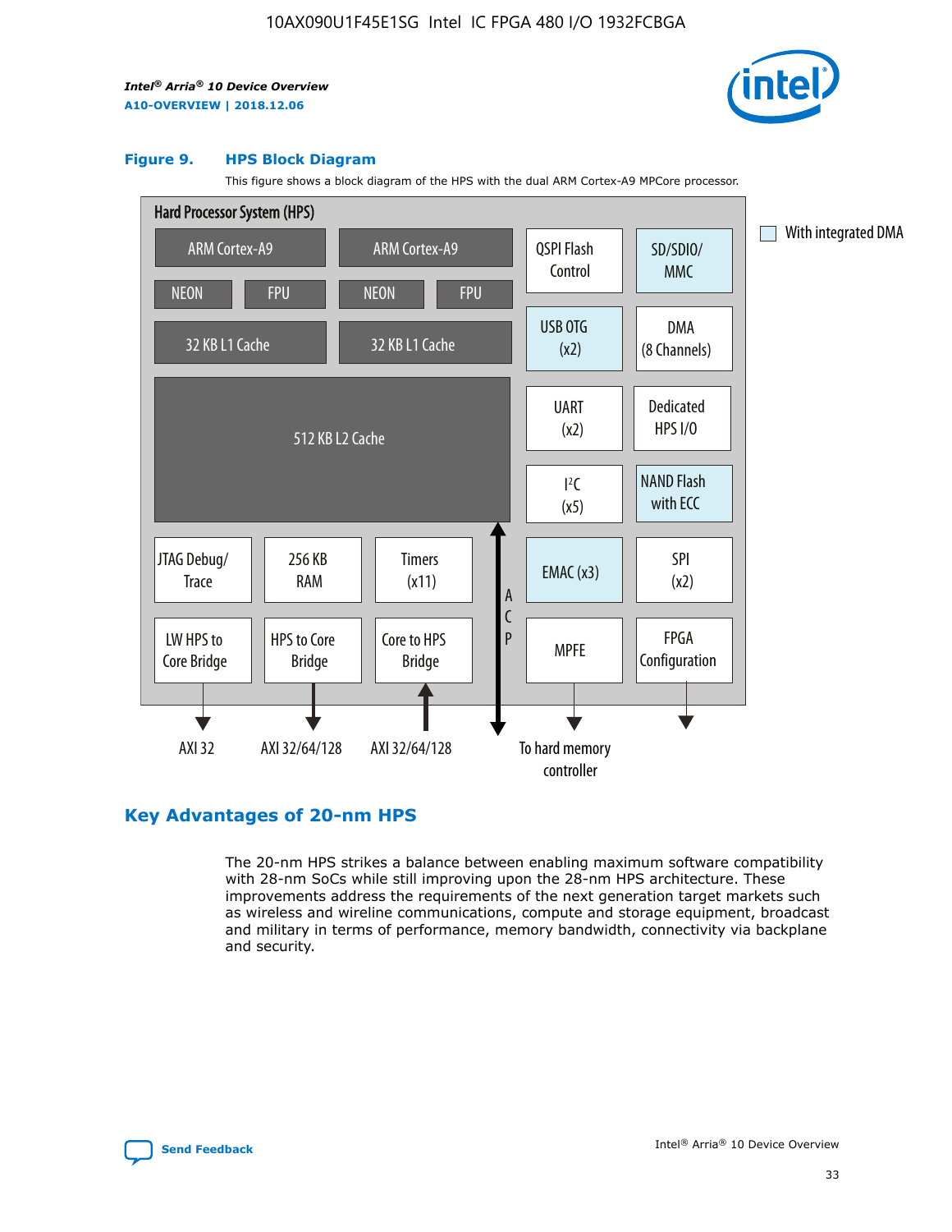**Figure 9. HPS Block Diagram**

This figure shows a block diagram of the HPS with the dual ARM Cortex-A9 MPCore processor.

Hard Processor System (HPS)

ARM Cortex-A9
ARM Cortex-A9
NEON
FPU
NEON
FPU
32 KB L1 Cache
32 KB L1 Cache
512 KB L2 Cache
QSPI Flash Control
SD/SDIO/ MMC
USB OTG (x2)
DMA (8 Channels)
UART (x2)
Dedicated HPS I/O
I²C (x5)
NAND Flash with ECC
JTAG Debug/ Trace
256 KB RAM
Timers (x11)
EMAC (x3)
SPI (x2)
LW HPS to Core Bridge
HPS to Core Bridge
Core to HPS Bridge
ACP
MPFE
FPGA Configuration
AXI 32
AXI 32/64/128
AXI 32/64/128
To hard memory controller

With integrated DMA

## Key Advantages of 20-nm HPS

The 20-nm HPS strikes a balance between enabling maximum software compatibility with 28-nm SoCs while still improving upon the 28-nm HPS architecture. These improvements address the requirements of the next generation target markets such as wireless and wireline communications, compute and storage equipment, broadcast and military in terms of performance, memory bandwidth, connectivity via backplane and security.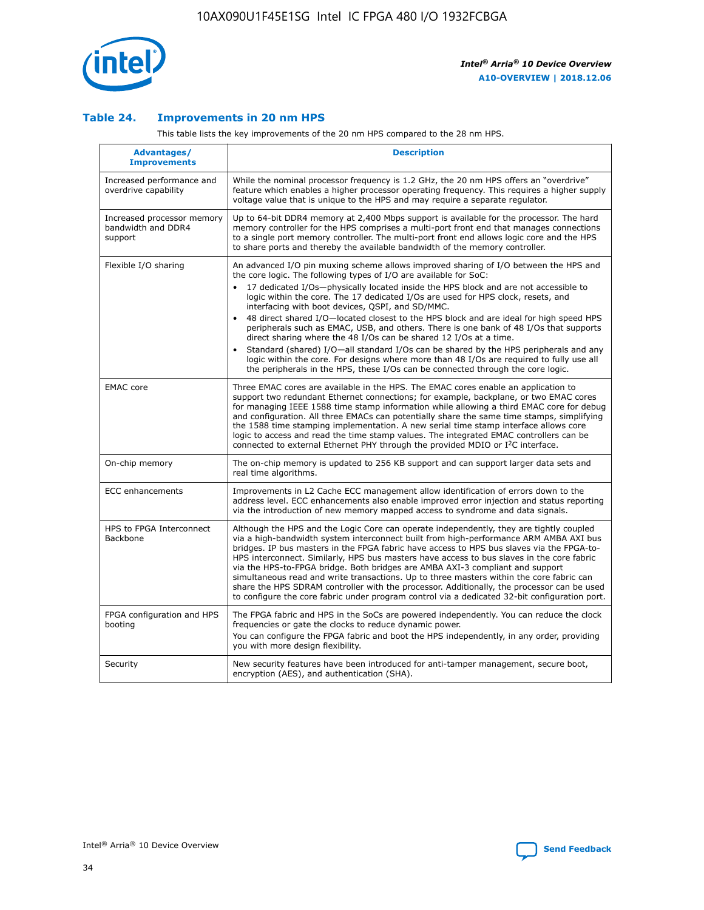### Table 24. Improvements in 20 nm HPS

This table lists the key improvements of the 20 nm HPS compared to the 28 nm HPS.

| Advantages/ Improvements | Description |
|---|---|
| Increased performance and overdrive capability | While the nominal processor frequency is 1.2 GHz, the 20 nm HPS offers an "overdrive" feature which enables a higher processor operating frequency. This requires a higher supply voltage value that is unique to the HPS and may require a separate regulator. |
| Increased processor memory bandwidth and DDR4 support | Up to 64-bit DDR4 memory at 2,400 Mbps support is available for the processor. The hard memory controller for the HPS comprises a multi-port front end that manages connections to a single port memory controller. The multi-port front end allows logic core and the HPS to share ports and thereby the available bandwidth of the memory controller. |
| Flexible I/O sharing | An advanced I/O pin muxing scheme allows improved sharing of I/O between the HPS and the core logic. The following types of I/O are available for SoC:<br>• 17 dedicated I/Os—physically located inside the HPS block and are not accessible to logic within the core. The 17 dedicated I/Os are used for HPS clock, resets, and interfacing with boot devices, QSPI, and SD/MMC.<br>• 48 direct shared I/O—located closest to the HPS block and are ideal for high speed HPS peripherals such as EMAC, USB, and others. There is one bank of 48 I/Os that supports direct sharing where the 48 I/Os can be shared 12 I/Os at a time.<br>• Standard (shared) I/O—all standard I/Os can be shared by the HPS peripherals and any logic within the core. For designs where more than 48 I/Os are required to fully use all the peripherals in the HPS, these I/Os can be connected through the core logic. |
| EMAC core | Three EMAC cores are available in the HPS. The EMAC cores enable an application to support two redundant Ethernet connections; for example, backplane, or two EMAC cores for managing IEEE 1588 time stamp information while allowing a third EMAC core for debug and configuration. All three EMACs can potentially share the same time stamps, simplifying the 1588 time stamping implementation. A new serial time stamp interface allows core logic to access and read the time stamp values. The integrated EMAC controllers can be connected to external Ethernet PHY through the provided MDIO or I²C interface. |
| On-chip memory | The on-chip memory is updated to 256 KB support and can support larger data sets and real time algorithms. |
| ECC enhancements | Improvements in L2 Cache ECC management allow identification of errors down to the address level. ECC enhancements also enable improved error injection and status reporting via the introduction of new memory mapped access to syndrome and data signals. |
| HPS to FPGA Interconnect Backbone | Although the HPS and the Logic Core can operate independently, they are tightly coupled via a high-bandwidth system interconnect built from high-performance ARM AMBA AXI bus bridges. IP bus masters in the FPGA fabric have access to HPS bus slaves via the FPGA-to-HPS interconnect. Similarly, HPS bus masters have access to bus slaves in the core fabric via the HPS-to-FPGA bridge. Both bridges are AMBA AXI-3 compliant and support simultaneous read and write transactions. Up to three masters within the core fabric can share the HPS SDRAM controller with the processor. Additionally, the processor can be used to configure the core fabric under program control via a dedicated 32-bit configuration port. |
| FPGA configuration and HPS booting | The FPGA fabric and HPS in the SoCs are powered independently. You can reduce the clock frequencies or gate the clocks to reduce dynamic power.<br>You can configure the FPGA fabric and boot the HPS independently, in any order, providing you with more design flexibility. |
| Security | New security features have been introduced for anti-tamper management, secure boot, encryption (AES), and authentication (SHA). |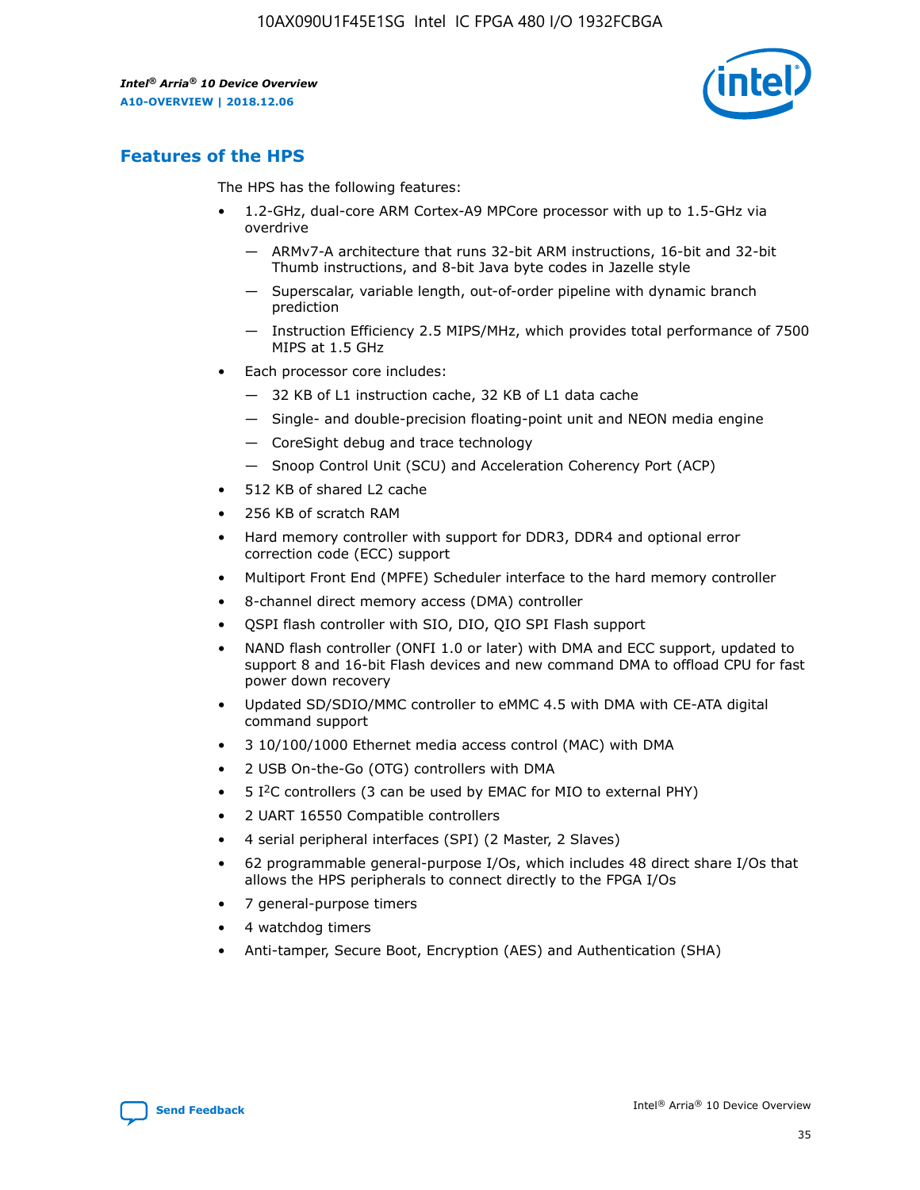## Features of the HPS

The HPS has the following features:

- 1.2-GHz, dual-core ARM Cortex-A9 MPCore processor with up to 1.5-GHz via overdrive
  - — ARMv7-A architecture that runs 32-bit ARM instructions, 16-bit and 32-bit Thumb instructions, and 8-bit Java byte codes in Jazelle style
  - — Superscalar, variable length, out-of-order pipeline with dynamic branch prediction
  - — Instruction Efficiency 2.5 MIPS/MHz, which provides total performance of 7500 MIPS at 1.5 GHz
- Each processor core includes:
  - — 32 KB of L1 instruction cache, 32 KB of L1 data cache
  - — Single- and double-precision floating-point unit and NEON media engine
  - — CoreSight debug and trace technology
  - — Snoop Control Unit (SCU) and Acceleration Coherency Port (ACP)
- 512 KB of shared L2 cache
- 256 KB of scratch RAM
- Hard memory controller with support for DDR3, DDR4 and optional error correction code (ECC) support
- Multiport Front End (MPFE) Scheduler interface to the hard memory controller
- 8-channel direct memory access (DMA) controller
- QSPI flash controller with SIO, DIO, QIO SPI Flash support
- NAND flash controller (ONFI 1.0 or later) with DMA and ECC support, updated to support 8 and 16-bit Flash devices and new command DMA to offload CPU for fast power down recovery
- Updated SD/SDIO/MMC controller to eMMC 4.5 with DMA with CE-ATA digital command support
- 3 10/100/1000 Ethernet media access control (MAC) with DMA
- 2 USB On-the-Go (OTG) controllers with DMA
- 5 I²C controllers (3 can be used by EMAC for MIO to external PHY)
- 2 UART 16550 Compatible controllers
- 4 serial peripheral interfaces (SPI) (2 Master, 2 Slaves)
- 62 programmable general-purpose I/Os, which includes 48 direct share I/Os that allows the HPS peripherals to connect directly to the FPGA I/Os
- 7 general-purpose timers
- 4 watchdog timers
- Anti-tamper, Secure Boot, Encryption (AES) and Authentication (SHA)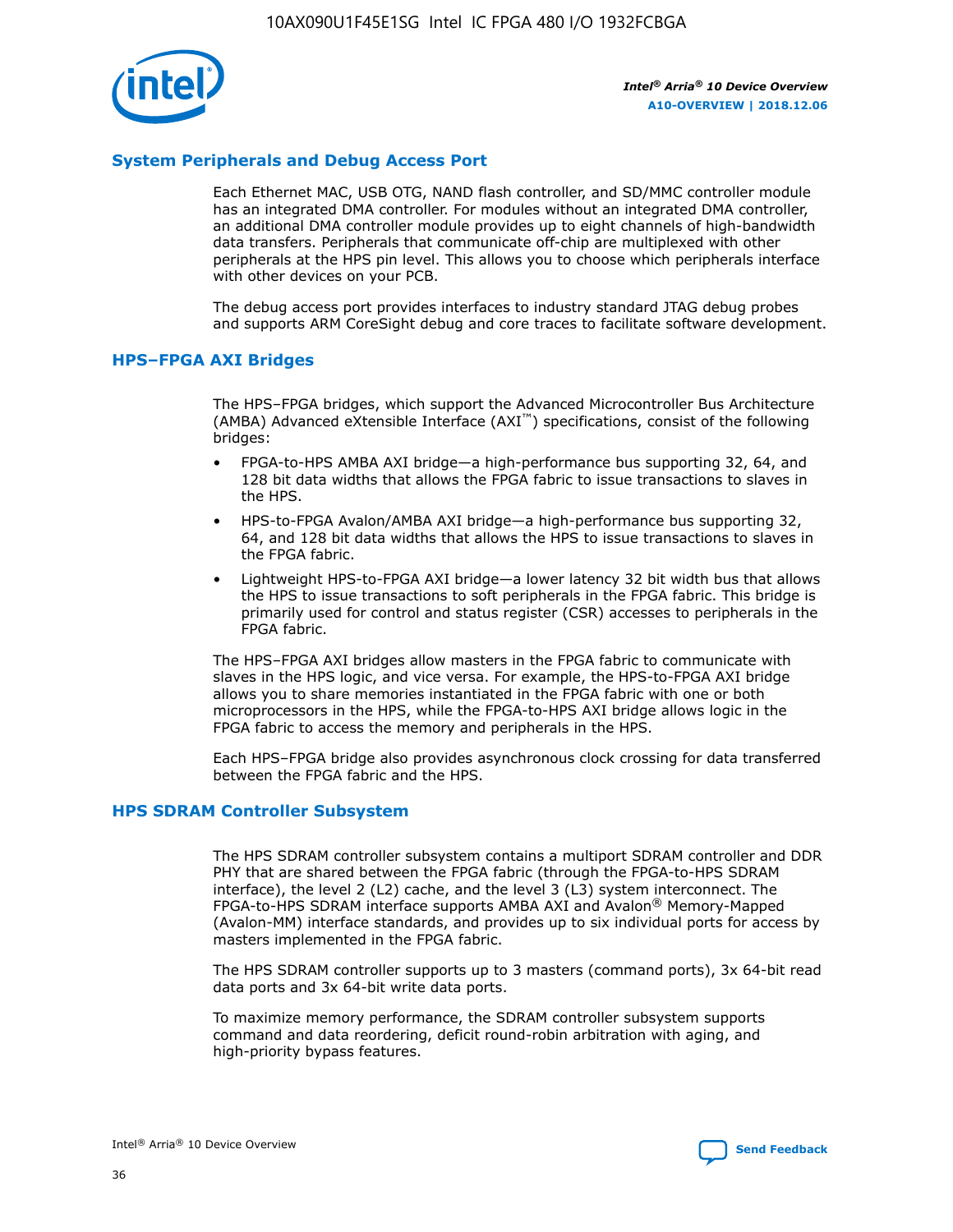## System Peripherals and Debug Access Port

Each Ethernet MAC, USB OTG, NAND flash controller, and SD/MMC controller module has an integrated DMA controller. For modules without an integrated DMA controller, an additional DMA controller module provides up to eight channels of high-bandwidth data transfers. Peripherals that communicate off-chip are multiplexed with other peripherals at the HPS pin level. This allows you to choose which peripherals interface with other devices on your PCB.

The debug access port provides interfaces to industry standard JTAG debug probes and supports ARM CoreSight debug and core traces to facilitate software development.

## HPS–FPGA AXI Bridges

The HPS–FPGA bridges, which support the Advanced Microcontroller Bus Architecture (AMBA) Advanced eXtensible Interface (AXI™) specifications, consist of the following bridges:

- FPGA-to-HPS AMBA AXI bridge—a high-performance bus supporting 32, 64, and 128 bit data widths that allows the FPGA fabric to issue transactions to slaves in the HPS.
- HPS-to-FPGA Avalon/AMBA AXI bridge—a high-performance bus supporting 32, 64, and 128 bit data widths that allows the HPS to issue transactions to slaves in the FPGA fabric.
- Lightweight HPS-to-FPGA AXI bridge—a lower latency 32 bit width bus that allows the HPS to issue transactions to soft peripherals in the FPGA fabric. This bridge is primarily used for control and status register (CSR) accesses to peripherals in the FPGA fabric.

The HPS–FPGA AXI bridges allow masters in the FPGA fabric to communicate with slaves in the HPS logic, and vice versa. For example, the HPS-to-FPGA AXI bridge allows you to share memories instantiated in the FPGA fabric with one or both microprocessors in the HPS, while the FPGA-to-HPS AXI bridge allows logic in the FPGA fabric to access the memory and peripherals in the HPS.

Each HPS–FPGA bridge also provides asynchronous clock crossing for data transferred between the FPGA fabric and the HPS.

## HPS SDRAM Controller Subsystem

The HPS SDRAM controller subsystem contains a multiport SDRAM controller and DDR PHY that are shared between the FPGA fabric (through the FPGA-to-HPS SDRAM interface), the level 2 (L2) cache, and the level 3 (L3) system interconnect. The FPGA-to-HPS SDRAM interface supports AMBA AXI and Avalon® Memory-Mapped (Avalon-MM) interface standards, and provides up to six individual ports for access by masters implemented in the FPGA fabric.

The HPS SDRAM controller supports up to 3 masters (command ports), 3x 64-bit read data ports and 3x 64-bit write data ports.

To maximize memory performance, the SDRAM controller subsystem supports command and data reordering, deficit round-robin arbitration with aging, and high-priority bypass features.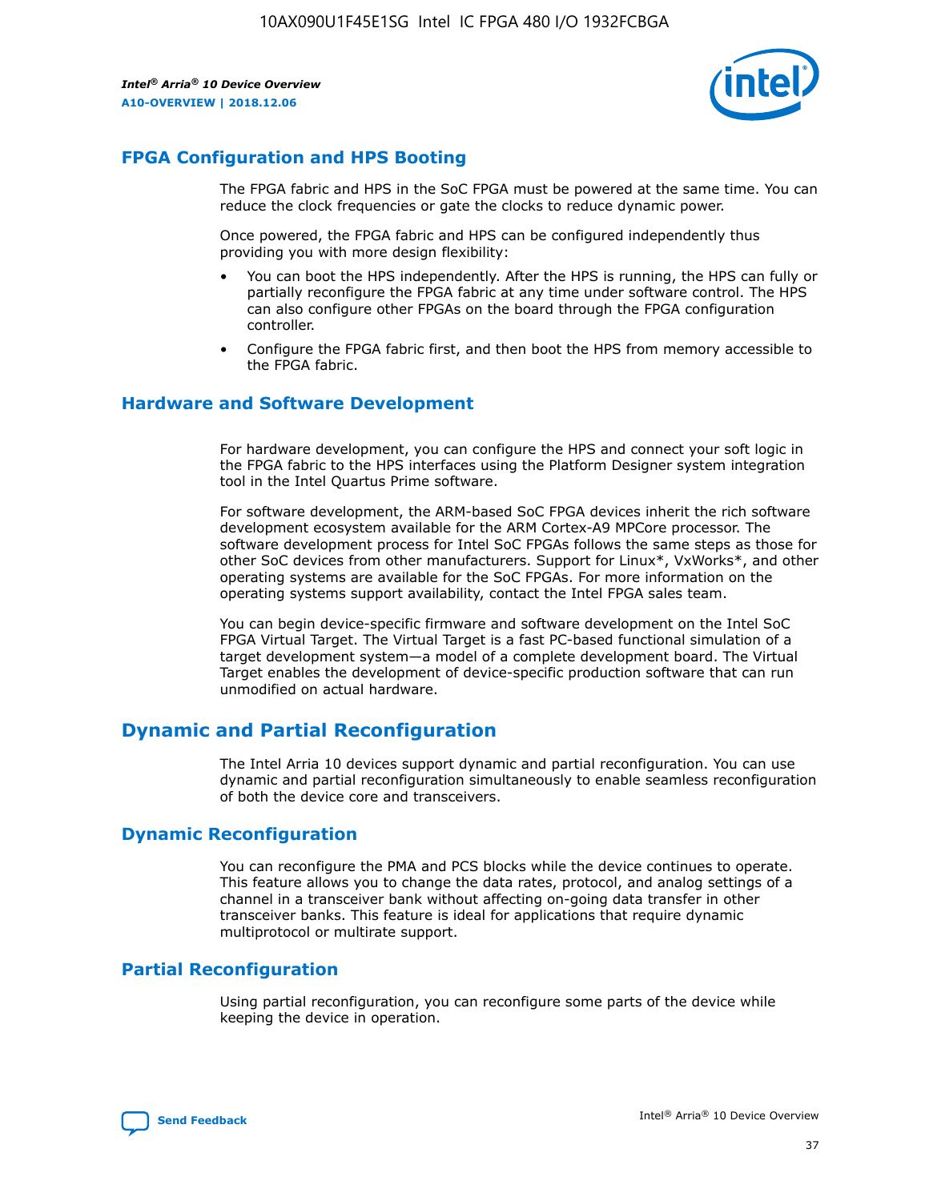## FPGA Configuration and HPS Booting

The FPGA fabric and HPS in the SoC FPGA must be powered at the same time. You can reduce the clock frequencies or gate the clocks to reduce dynamic power.

Once powered, the FPGA fabric and HPS can be configured independently thus providing you with more design flexibility:

- You can boot the HPS independently. After the HPS is running, the HPS can fully or partially reconfigure the FPGA fabric at any time under software control. The HPS can also configure other FPGAs on the board through the FPGA configuration controller.
- Configure the FPGA fabric first, and then boot the HPS from memory accessible to the FPGA fabric.

## Hardware and Software Development

For hardware development, you can configure the HPS and connect your soft logic in the FPGA fabric to the HPS interfaces using the Platform Designer system integration tool in the Intel Quartus Prime software.

For software development, the ARM-based SoC FPGA devices inherit the rich software development ecosystem available for the ARM Cortex-A9 MPCore processor. The software development process for Intel SoC FPGAs follows the same steps as those for other SoC devices from other manufacturers. Support for Linux*, VxWorks*, and other operating systems are available for the SoC FPGAs. For more information on the operating systems support availability, contact the Intel FPGA sales team.

You can begin device-specific firmware and software development on the Intel SoC FPGA Virtual Target. The Virtual Target is a fast PC-based functional simulation of a target development system—a model of a complete development board. The Virtual Target enables the development of device-specific production software that can run unmodified on actual hardware.

# Dynamic and Partial Reconfiguration

The Intel Arria 10 devices support dynamic and partial reconfiguration. You can use dynamic and partial reconfiguration simultaneously to enable seamless reconfiguration of both the device core and transceivers.

## Dynamic Reconfiguration

You can reconfigure the PMA and PCS blocks while the device continues to operate. This feature allows you to change the data rates, protocol, and analog settings of a channel in a transceiver bank without affecting on-going data transfer in other transceiver banks. This feature is ideal for applications that require dynamic multiprotocol or multirate support.

## Partial Reconfiguration

Using partial reconfiguration, you can reconfigure some parts of the device while keeping the device in operation.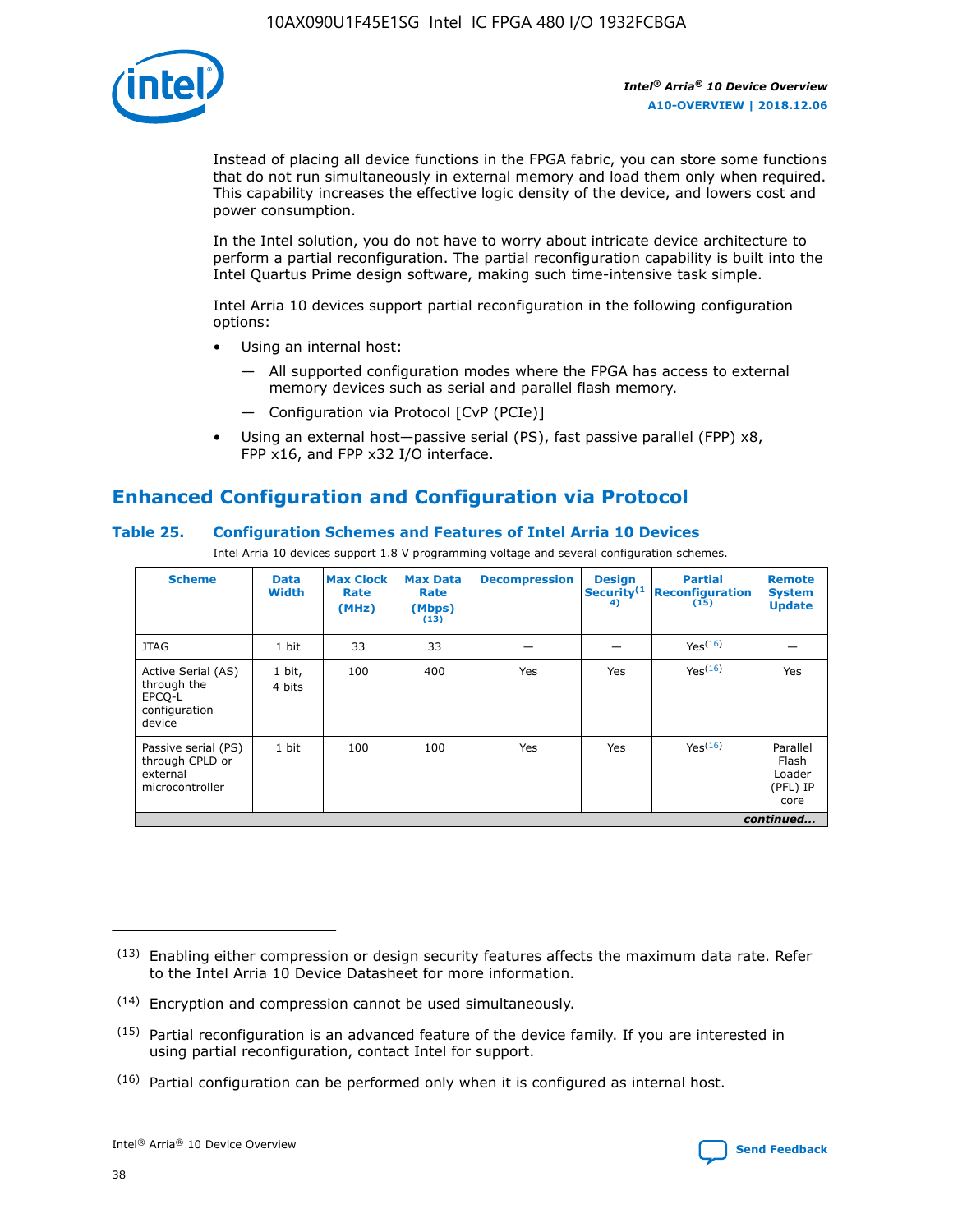Instead of placing all device functions in the FPGA fabric, you can store some functions that do not run simultaneously in external memory and load them only when required. This capability increases the effective logic density of the device, and lowers cost and power consumption.

In the Intel solution, you do not have to worry about intricate device architecture to perform a partial reconfiguration. The partial reconfiguration capability is built into the Intel Quartus Prime design software, making such time-intensive task simple.

Intel Arria 10 devices support partial reconfiguration in the following configuration options:

- Using an internal host:
  - — All supported configuration modes where the FPGA has access to external memory devices such as serial and parallel flash memory.
  - — Configuration via Protocol [CvP (PCIe)]
- Using an external host—passive serial (PS), fast passive parallel (FPP) x8, FPP x16, and FPP x32 I/O interface.

## Enhanced Configuration and Configuration via Protocol

### Table 25. Configuration Schemes and Features of Intel Arria 10 Devices

Intel Arria 10 devices support 1.8 V programming voltage and several configuration schemes.

| Scheme | Data Width | Max Clock Rate (MHz) | Max Data Rate (Mbps) (13) | Decompression | Design Security(14) | Partial Reconfiguration (15) | Remote System Update |
|---|---|---|---|---|---|---|---|
| JTAG | 1 bit | 33 | 33 | — | — | Yes(16) | — |
| Active Serial (AS) through the EPCQ-L configuration device | 1 bit, 4 bits | 100 | 400 | Yes | Yes | Yes(16) | Yes |
| Passive serial (PS) through CPLD or external microcontroller | 1 bit | 100 | 100 | Yes | Yes | Yes(16) | Parallel Flash Loader (PFL) IP core |

*continued...*

(13) Enabling either compression or design security features affects the maximum data rate. Refer to the Intel Arria 10 Device Datasheet for more information.

(14) Encryption and compression cannot be used simultaneously.

(15) Partial reconfiguration is an advanced feature of the device family. If you are interested in using partial reconfiguration, contact Intel for support.

(16) Partial configuration can be performed only when it is configured as internal host.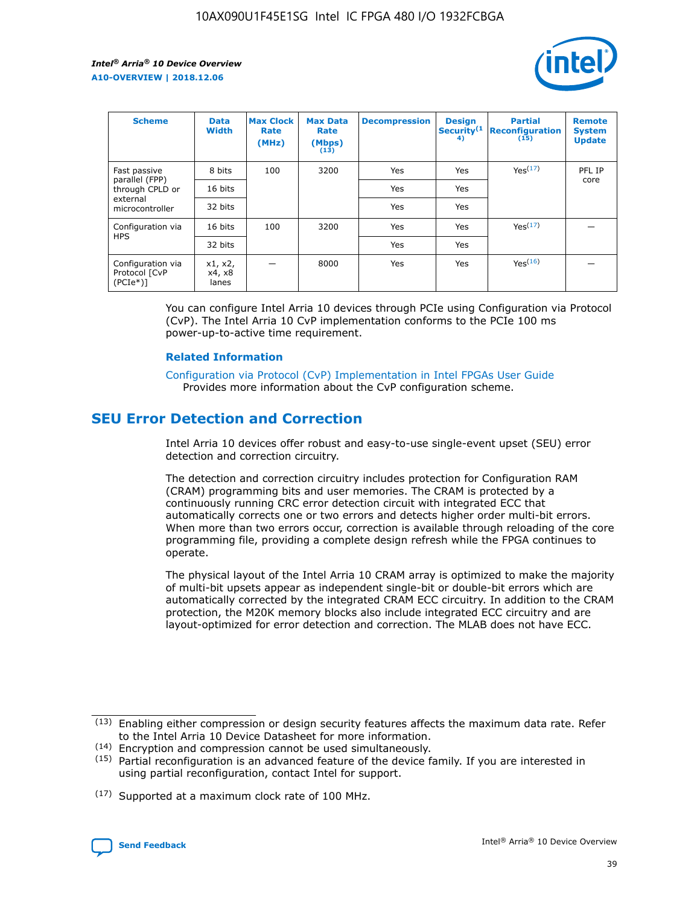| Scheme | Data Width | Max Clock Rate (MHz) | Max Data Rate (Mbps) (13) | Decompression | Design Security (14) | Partial Reconfiguration (15) | Remote System Update |
|---|---|---|---|---|---|---|---|
| Fast passive parallel (FPP) through CPLD or external microcontroller | 8 bits | 100 | 3200 | Yes | Yes | Yes(17) | PFL IP core |
| | 16 bits | | | Yes | Yes | | |
| | 32 bits | | | Yes | Yes | | |
| Configuration via HPS | 16 bits | 100 | 3200 | Yes | Yes | Yes(17) | — |
| | 32 bits | | | Yes | Yes | | |
| Configuration via Protocol [CvP (PCIe*)] | x1, x2, x4, x8 lanes | — | 8000 | Yes | Yes | Yes(16) | — |

You can configure Intel Arria 10 devices through PCIe using Configuration via Protocol (CvP). The Intel Arria 10 CvP implementation conforms to the PCIe 100 ms power-up-to-active time requirement.

### Related Information

Configuration via Protocol (CvP) Implementation in Intel FPGAs User Guide
Provides more information about the CvP configuration scheme.

## SEU Error Detection and Correction

Intel Arria 10 devices offer robust and easy-to-use single-event upset (SEU) error detection and correction circuitry.

The detection and correction circuitry includes protection for Configuration RAM (CRAM) programming bits and user memories. The CRAM is protected by a continuously running CRC error detection circuit with integrated ECC that automatically corrects one or two errors and detects higher order multi-bit errors. When more than two errors occur, correction is available through reloading of the core programming file, providing a complete design refresh while the FPGA continues to operate.

The physical layout of the Intel Arria 10 CRAM array is optimized to make the majority of multi-bit upsets appear as independent single-bit or double-bit errors which are automatically corrected by the integrated CRAM ECC circuitry. In addition to the CRAM protection, the M20K memory blocks also include integrated ECC circuitry and are layout-optimized for error detection and correction. The MLAB does not have ECC.

(13) Enabling either compression or design security features affects the maximum data rate. Refer to the Intel Arria 10 Device Datasheet for more information.

(14) Encryption and compression cannot be used simultaneously.

(15) Partial reconfiguration is an advanced feature of the device family. If you are interested in using partial reconfiguration, contact Intel for support.

(17) Supported at a maximum clock rate of 100 MHz.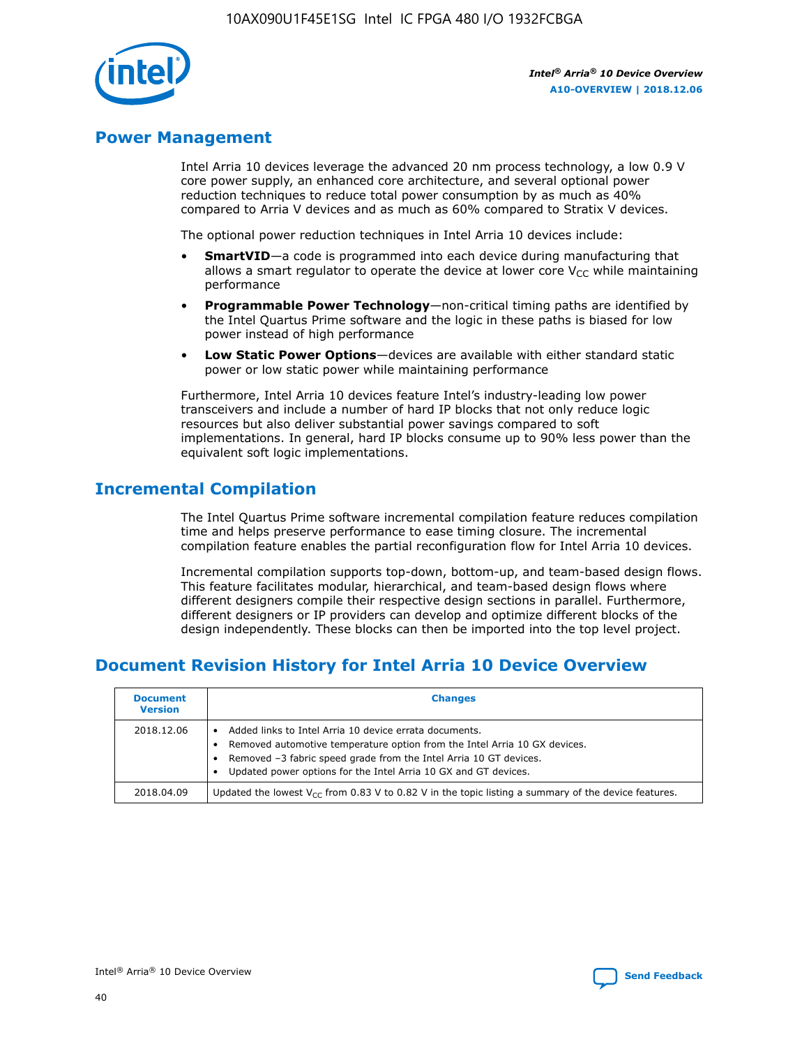## Power Management

Intel Arria 10 devices leverage the advanced 20 nm process technology, a low 0.9 V core power supply, an enhanced core architecture, and several optional power reduction techniques to reduce total power consumption by as much as 40% compared to Arria V devices and as much as 60% compared to Stratix V devices.

The optional power reduction techniques in Intel Arria 10 devices include:

- **SmartVID**—a code is programmed into each device during manufacturing that allows a smart regulator to operate the device at lower core $V_{CC}$ while maintaining performance
- **Programmable Power Technology**—non-critical timing paths are identified by the Intel Quartus Prime software and the logic in these paths is biased for low power instead of high performance
- **Low Static Power Options**—devices are available with either standard static power or low static power while maintaining performance

Furthermore, Intel Arria 10 devices feature Intel's industry-leading low power transceivers and include a number of hard IP blocks that not only reduce logic resources but also deliver substantial power savings compared to soft implementations. In general, hard IP blocks consume up to 90% less power than the equivalent soft logic implementations.

## Incremental Compilation

The Intel Quartus Prime software incremental compilation feature reduces compilation time and helps preserve performance to ease timing closure. The incremental compilation feature enables the partial reconfiguration flow for Intel Arria 10 devices.

Incremental compilation supports top-down, bottom-up, and team-based design flows. This feature facilitates modular, hierarchical, and team-based design flows where different designers compile their respective design sections in parallel. Furthermore, different designers or IP providers can develop and optimize different blocks of the design independently. These blocks can then be imported into the top level project.

## Document Revision History for Intel Arria 10 Device Overview

| Document Version | Changes |
|---|---|
| 2018.12.06 | • Added links to Intel Arria 10 device errata documents.<br>• Removed automotive temperature option from the Intel Arria 10 GX devices.<br>• Removed –3 fabric speed grade from the Intel Arria 10 GT devices.<br>• Updated power options for the Intel Arria 10 GX and GT devices. |
| 2018.04.09 | Updated the lowest $V_{CC}$ from 0.83 V to 0.82 V in the topic listing a summary of the device features. |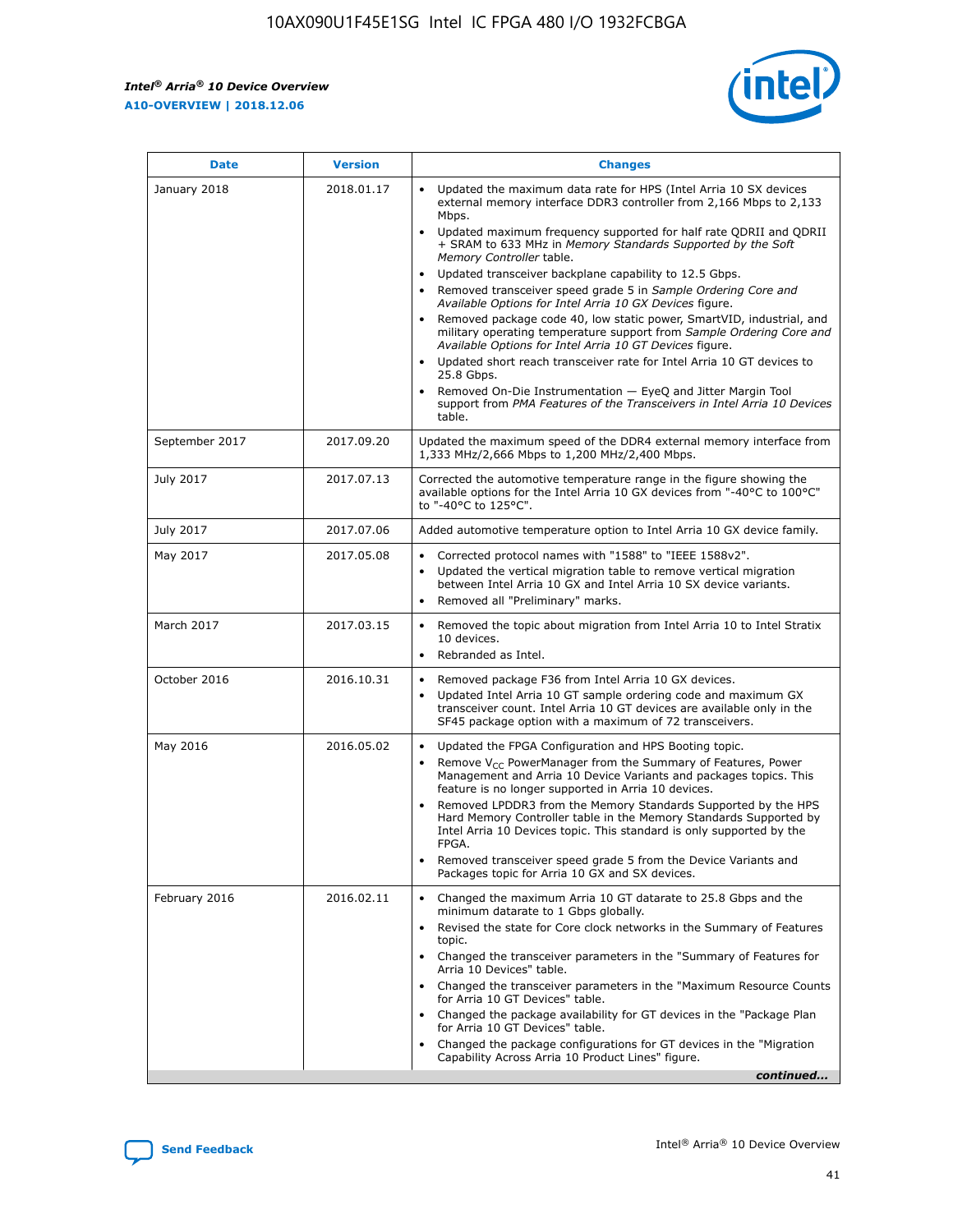| Date | Version | Changes |
| --- | --- | --- |
| January 2018 | 2018.01.17 | • Updated the maximum data rate for HPS (Intel Arria 10 SX devices external memory interface DDR3 controller from 2,166 Mbps to 2,133 Mbps.<br>• Updated maximum frequency supported for half rate QDRII and QDRII + SRAM to 633 MHz in *Memory Standards Supported by the Soft Memory Controller* table.<br>• Updated transceiver backplane capability to 12.5 Gbps.<br>• Removed transceiver speed grade 5 in *Sample Ordering Core and Available Options for Intel Arria 10 GX Devices* figure.<br>• Removed package code 40, low static power, SmartVID, industrial, and military operating temperature support from *Sample Ordering Core and Available Options for Intel Arria 10 GT Devices* figure.<br>• Updated short reach transceiver rate for Intel Arria 10 GT devices to 25.8 Gbps.<br>• Removed On-Die Instrumentation — EyeQ and Jitter Margin Tool support from *PMA Features of the Transceivers in Intel Arria 10 Devices* table. |
| September 2017 | 2017.09.20 | Updated the maximum speed of the DDR4 external memory interface from 1,333 MHz/2,666 Mbps to 1,200 MHz/2,400 Mbps. |
| July 2017 | 2017.07.13 | Corrected the automotive temperature range in the figure showing the available options for the Intel Arria 10 GX devices from "-40°C to 100°C" to "-40°C to 125°C". |
| July 2017 | 2017.07.06 | Added automotive temperature option to Intel Arria 10 GX device family. |
| May 2017 | 2017.05.08 | • Corrected protocol names with "1588" to "IEEE 1588v2".<br>• Updated the vertical migration table to remove vertical migration between Intel Arria 10 GX and Intel Arria 10 SX device variants.<br>• Removed all "Preliminary" marks. |
| March 2017 | 2017.03.15 | • Removed the topic about migration from Intel Arria 10 to Intel Stratix 10 devices.<br>• Rebranded as Intel. |
| October 2016 | 2016.10.31 | • Removed package F36 from Intel Arria 10 GX devices.<br>• Updated Intel Arria 10 GT sample ordering code and maximum GX transceiver count. Intel Arria 10 GT devices are available only in the SF45 package option with a maximum of 72 transceivers. |
| May 2016 | 2016.05.02 | • Updated the FPGA Configuration and HPS Booting topic.<br>• Remove $V_{CC}$ PowerManager from the Summary of Features, Power Management and Arria 10 Device Variants and packages topics. This feature is no longer supported in Arria 10 devices.<br>• Removed LPDDR3 from the Memory Standards Supported by the HPS Hard Memory Controller table in the Memory Standards Supported by Intel Arria 10 Devices topic. This standard is only supported by the FPGA.<br>• Removed transceiver speed grade 5 from the Device Variants and Packages topic for Arria 10 GX and SX devices. |
| February 2016 | 2016.02.11 | • Changed the maximum Arria 10 GT datarate to 25.8 Gbps and the minimum datarate to 1 Gbps globally.<br>• Revised the state for Core clock networks in the Summary of Features topic.<br>• Changed the transceiver parameters in the "Summary of Features for Arria 10 Devices" table.<br>• Changed the transceiver parameters in the "Maximum Resource Counts for Arria 10 GT Devices" table.<br>• Changed the package availability for GT devices in the "Package Plan for Arria 10 GT Devices" table.<br>• Changed the package configurations for GT devices in the "Migration Capability Across Arria 10 Product Lines" figure. |

*continued...*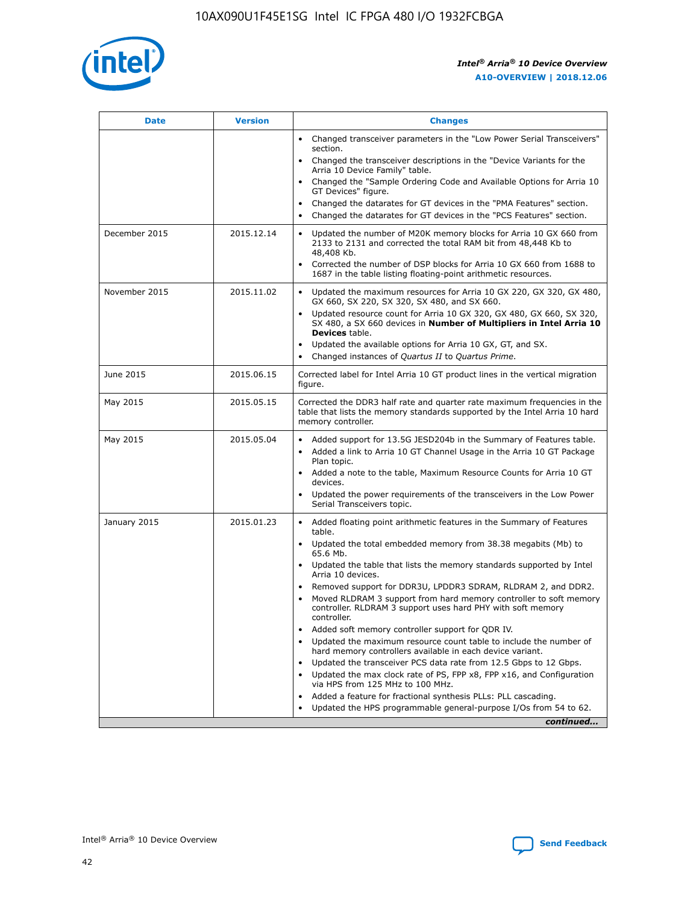| Date | Version | Changes |
| --- | --- | --- |
| | | • Changed transceiver parameters in the "Low Power Serial Transceivers" section. • Changed the transceiver descriptions in the "Device Variants for the Arria 10 Device Family" table. • Changed the "Sample Ordering Code and Available Options for Arria 10 GT Devices" figure. • Changed the datarates for GT devices in the "PMA Features" section. • Changed the datarates for GT devices in the "PCS Features" section. |
| December 2015 | 2015.12.14 | • Updated the number of M20K memory blocks for Arria 10 GX 660 from 2133 to 2131 and corrected the total RAM bit from 48,448 Kb to 48,408 Kb. • Corrected the number of DSP blocks for Arria 10 GX 660 from 1688 to 1687 in the table listing floating-point arithmetic resources. |
| November 2015 | 2015.11.02 | • Updated the maximum resources for Arria 10 GX 220, GX 320, GX 480, GX 660, SX 220, SX 320, SX 480, and SX 660. • Updated resource count for Arria 10 GX 320, GX 480, GX 660, SX 320, SX 480, a SX 660 devices in **Number of Multipliers in Intel Arria 10 Devices** table. • Updated the available options for Arria 10 GX, GT, and SX. • Changed instances of *Quartus II* to *Quartus Prime*. |
| June 2015 | 2015.06.15 | Corrected label for Intel Arria 10 GT product lines in the vertical migration figure. |
| May 2015 | 2015.05.15 | Corrected the DDR3 half rate and quarter rate maximum frequencies in the table that lists the memory standards supported by the Intel Arria 10 hard memory controller. |
| May 2015 | 2015.05.04 | • Added support for 13.5G JESD204b in the Summary of Features table. • Added a link to Arria 10 GT Channel Usage in the Arria 10 GT Package Plan topic. • Added a note to the table, Maximum Resource Counts for Arria 10 GT devices. • Updated the power requirements of the transceivers in the Low Power Serial Transceivers topic. |
| January 2015 | 2015.01.23 | • Added floating point arithmetic features in the Summary of Features table. • Updated the total embedded memory from 38.38 megabits (Mb) to 65.6 Mb. • Updated the table that lists the memory standards supported by Intel Arria 10 devices. • Removed support for DDR3U, LPDDR3 SDRAM, RLDRAM 2, and DDR2. • Moved RLDRAM 3 support from hard memory controller to soft memory controller. RLDRAM 3 support uses hard PHY with soft memory controller. • Added soft memory controller support for QDR IV. • Updated the maximum resource count table to include the number of hard memory controllers available in each device variant. • Updated the transceiver PCS data rate from 12.5 Gbps to 12 Gbps. • Updated the max clock rate of PS, FPP x8, FPP x16, and Configuration via HPS from 125 MHz to 100 MHz. • Added a feature for fractional synthesis PLLs: PLL cascading. • Updated the HPS programmable general-purpose I/Os from 54 to 62. |

*continued...*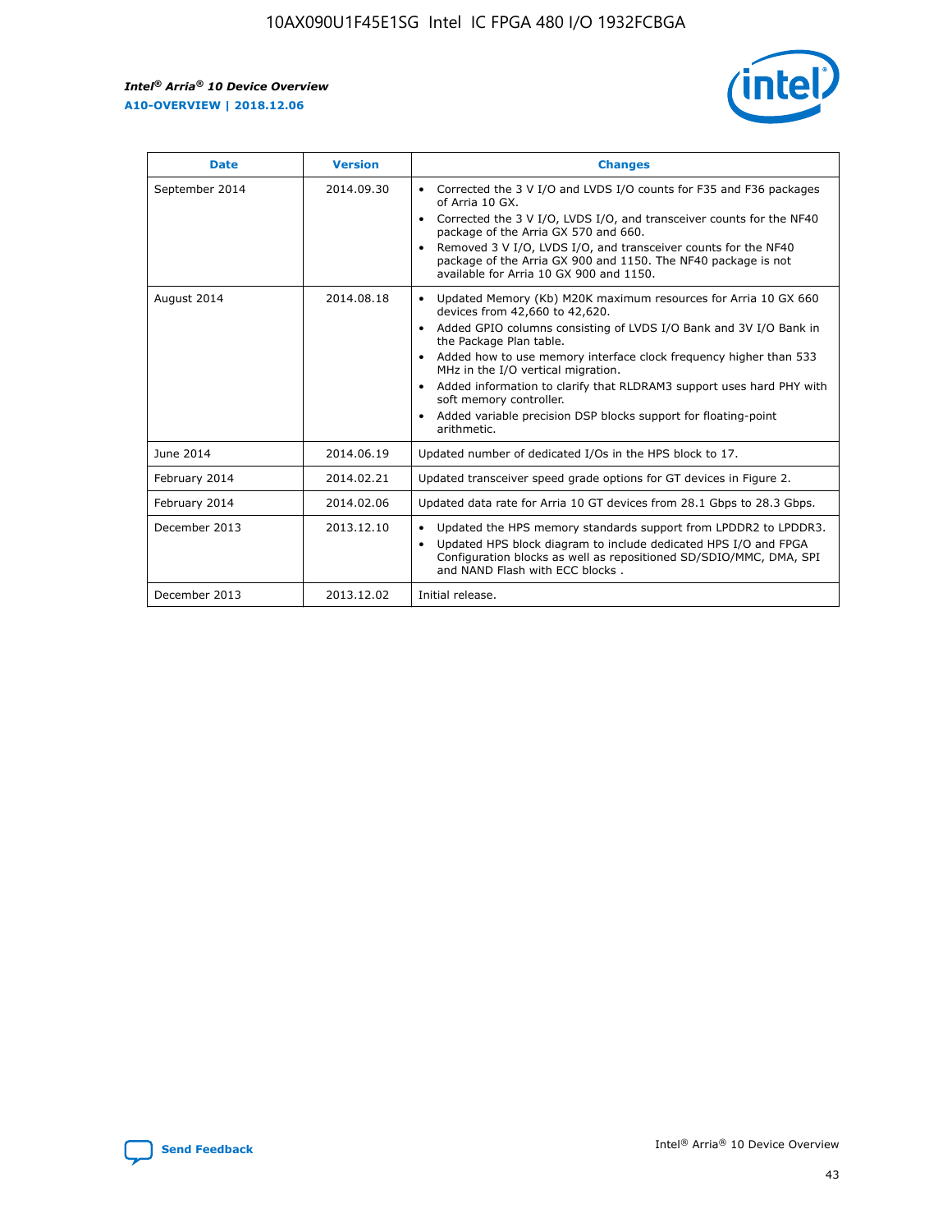| Date | Version | Changes |
| --- | --- | --- |
| September 2014 | 2014.09.30 | • Corrected the 3 V I/O and LVDS I/O counts for F35 and F36 packages of Arria 10 GX. • Corrected the 3 V I/O, LVDS I/O, and transceiver counts for the NF40 package of the Arria GX 570 and 660. • Removed 3 V I/O, LVDS I/O, and transceiver counts for the NF40 package of the Arria GX 900 and 1150. The NF40 package is not available for Arria 10 GX 900 and 1150. |
| August 2014 | 2014.08.18 | • Updated Memory (Kb) M20K maximum resources for Arria 10 GX 660 devices from 42,660 to 42,620. • Added GPIO columns consisting of LVDS I/O Bank and 3V I/O Bank in the Package Plan table. • Added how to use memory interface clock frequency higher than 533 MHz in the I/O vertical migration. • Added information to clarify that RLDRAM3 support uses hard PHY with soft memory controller. • Added variable precision DSP blocks support for floating-point arithmetic. |
| June 2014 | 2014.06.19 | Updated number of dedicated I/Os in the HPS block to 17. |
| February 2014 | 2014.02.21 | Updated transceiver speed grade options for GT devices in Figure 2. |
| February 2014 | 2014.02.06 | Updated data rate for Arria 10 GT devices from 28.1 Gbps to 28.3 Gbps. |
| December 2013 | 2013.12.10 | • Updated the HPS memory standards support from LPDDR2 to LPDDR3. • Updated HPS block diagram to include dedicated HPS I/O and FPGA Configuration blocks as well as repositioned SD/SDIO/MMC, DMA, SPI and NAND Flash with ECC blocks . |
| December 2013 | 2013.12.02 | Initial release. |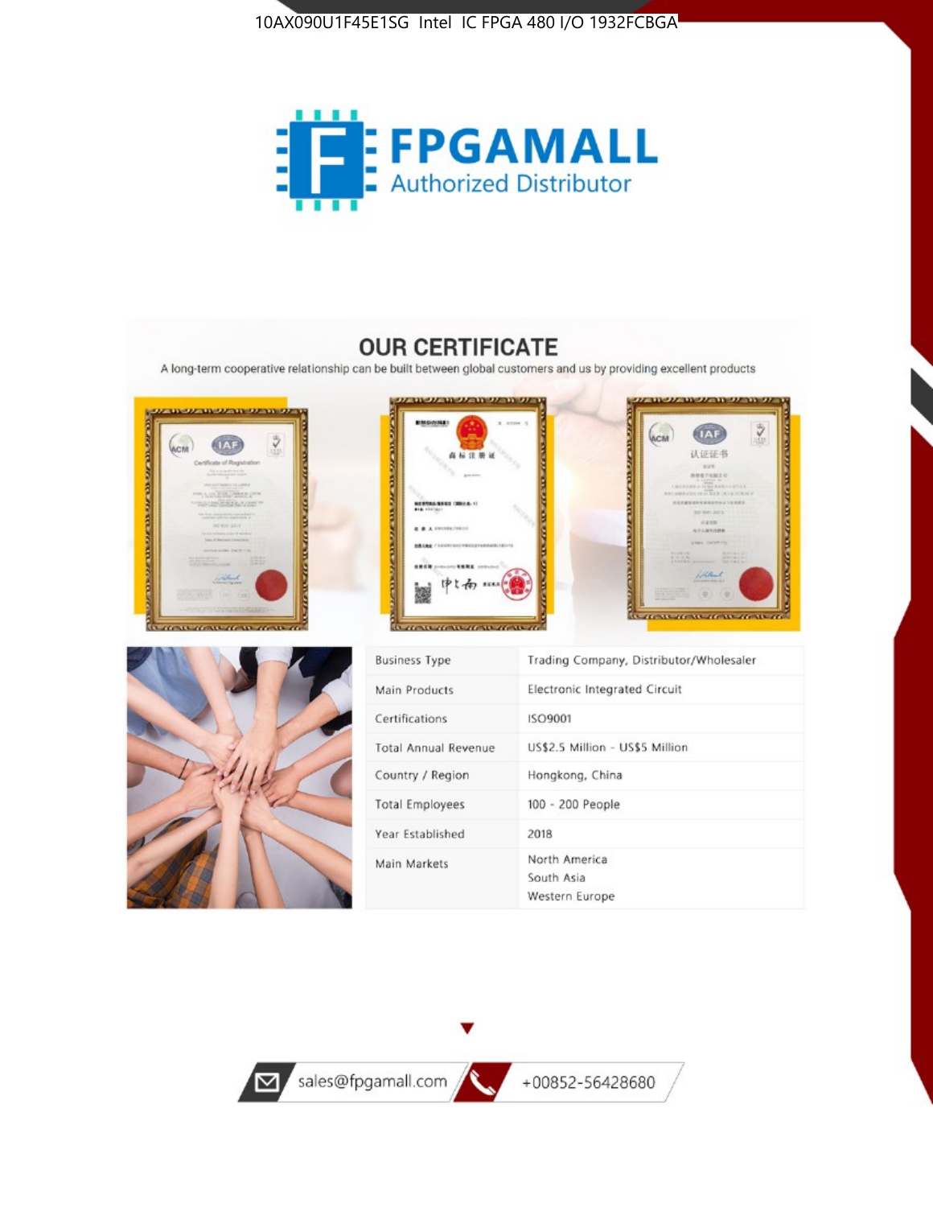FPGAMALL

Authorized Distributor

# OUR CERTIFICATE

A long-term cooperative relationship can be built between global customers and us by providing excellent products

| | |
|---|---|
| Business Type | Trading Company, Distributor/Wholesaler |
| Main Products | Electronic Integrated Circuit |
| Certifications | ISO9001 |
| Total Annual Revenue | US$2.5 Million - US$5 Million |
| Country / Region | Hongkong, China |
| Total Employees | 100 - 200 People |
| Year Established | 2018 |
| Main Markets | North America<br>South Asia<br>Western Europe |

sales@fpgamall.com

+00852-56428680